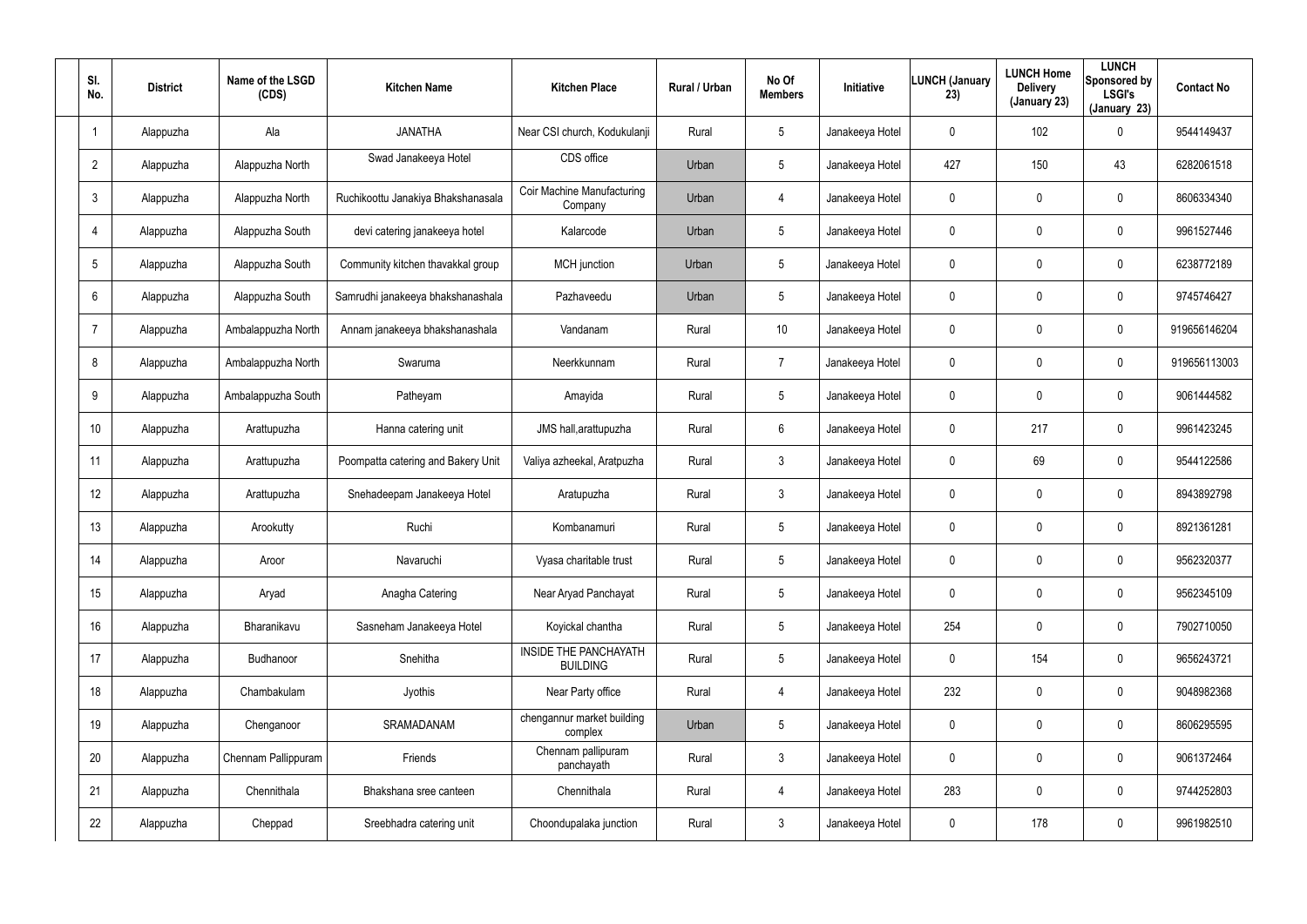| Sl. No. | District | Name of the LSGD (CDS) | Kitchen Name | Kitchen Place | Rural / Urban | No Of Members | Initiative | LUNCH (January 23) | LUNCH Home Delivery (January 23) | LUNCH Sponsored by LSGI's (January 23) | Contact No |
|---|---|---|---|---|---|---|---|---|---|---|---|
| 1 | Alappuzha | Ala | JANATHA | Near CSI church, Kodukulanji | Rural | 5 | Janakeeya Hotel | 0 | 102 | 0 | 9544149437 |
| 2 | Alappuzha | Alappuzha North | Swad Janakeeya Hotel | CDS office | Urban | 5 | Janakeeya Hotel | 427 | 150 | 43 | 6282061518 |
| 3 | Alappuzha | Alappuzha North | Ruchikoottu Janakiya Bhakshanasala | Coir Machine Manufacturing Company | Urban | 4 | Janakeeya Hotel | 0 | 0 | 0 | 8606334340 |
| 4 | Alappuzha | Alappuzha South | devi catering janakeeya hotel | Kalarcode | Urban | 5 | Janakeeya Hotel | 0 | 0 | 0 | 9961527446 |
| 5 | Alappuzha | Alappuzha South | Community kitchen thavakkal group | MCH junction | Urban | 5 | Janakeeya Hotel | 0 | 0 | 0 | 6238772189 |
| 6 | Alappuzha | Alappuzha South | Samrudhi janakeeya bhakshanashala | Pazhaveedu | Urban | 5 | Janakeeya Hotel | 0 | 0 | 0 | 9745746427 |
| 7 | Alappuzha | Ambalappuzha North | Annam janakeeya bhakshanashala | Vandanam | Rural | 10 | Janakeeya Hotel | 0 | 0 | 0 | 919656146204 |
| 8 | Alappuzha | Ambalappuzha North | Swaruma | Neerkkunnam | Rural | 7 | Janakeeya Hotel | 0 | 0 | 0 | 919656113003 |
| 9 | Alappuzha | Ambalappuzha South | Patheyam | Amayida | Rural | 5 | Janakeeya Hotel | 0 | 0 | 0 | 9061444582 |
| 10 | Alappuzha | Arattupuzha | Hanna catering unit | JMS hall,arattupuzha | Rural | 6 | Janakeeya Hotel | 0 | 217 | 0 | 9961423245 |
| 11 | Alappuzha | Arattupuzha | Poompatta catering and Bakery Unit | Valiya azheekal, Aratpuzha | Rural | 3 | Janakeeya Hotel | 0 | 69 | 0 | 9544122586 |
| 12 | Alappuzha | Arattupuzha | Snehadeepam Janakeeya Hotel | Aratupuzha | Rural | 3 | Janakeeya Hotel | 0 | 0 | 0 | 8943892798 |
| 13 | Alappuzha | Arookutty | Ruchi | Kombanamuri | Rural | 5 | Janakeeya Hotel | 0 | 0 | 0 | 8921361281 |
| 14 | Alappuzha | Aroor | Navaruchi | Vyasa charitable trust | Rural | 5 | Janakeeya Hotel | 0 | 0 | 0 | 9562320377 |
| 15 | Alappuzha | Aryad | Anagha Catering | Near Aryad Panchayat | Rural | 5 | Janakeeya Hotel | 0 | 0 | 0 | 9562345109 |
| 16 | Alappuzha | Bharanikavu | Sasneham Janakeeya Hotel | Koyickal chantha | Rural | 5 | Janakeeya Hotel | 254 | 0 | 0 | 7902710050 |
| 17 | Alappuzha | Budhanoor | Snehitha | INSIDE THE PANCHAYATH BUILDING | Rural | 5 | Janakeeya Hotel | 0 | 154 | 0 | 9656243721 |
| 18 | Alappuzha | Chambakulam | Jyothis | Near Party office | Rural | 4 | Janakeeya Hotel | 232 | 0 | 0 | 9048982368 |
| 19 | Alappuzha | Chenganoor | SRAMADANAM | chengannur market building complex | Urban | 5 | Janakeeya Hotel | 0 | 0 | 0 | 8606295595 |
| 20 | Alappuzha | Chennam Pallippuram | Friends | Chennam pallipuram panchayath | Rural | 3 | Janakeeya Hotel | 0 | 0 | 0 | 9061372464 |
| 21 | Alappuzha | Chennithala | Bhakshana sree canteen | Chennithala | Rural | 4 | Janakeeya Hotel | 283 | 0 | 0 | 9744252803 |
| 22 | Alappuzha | Cheppad | Sreebhadra catering unit | Choondupalaka junction | Rural | 3 | Janakeeya Hotel | 0 | 178 | 0 | 9961982510 |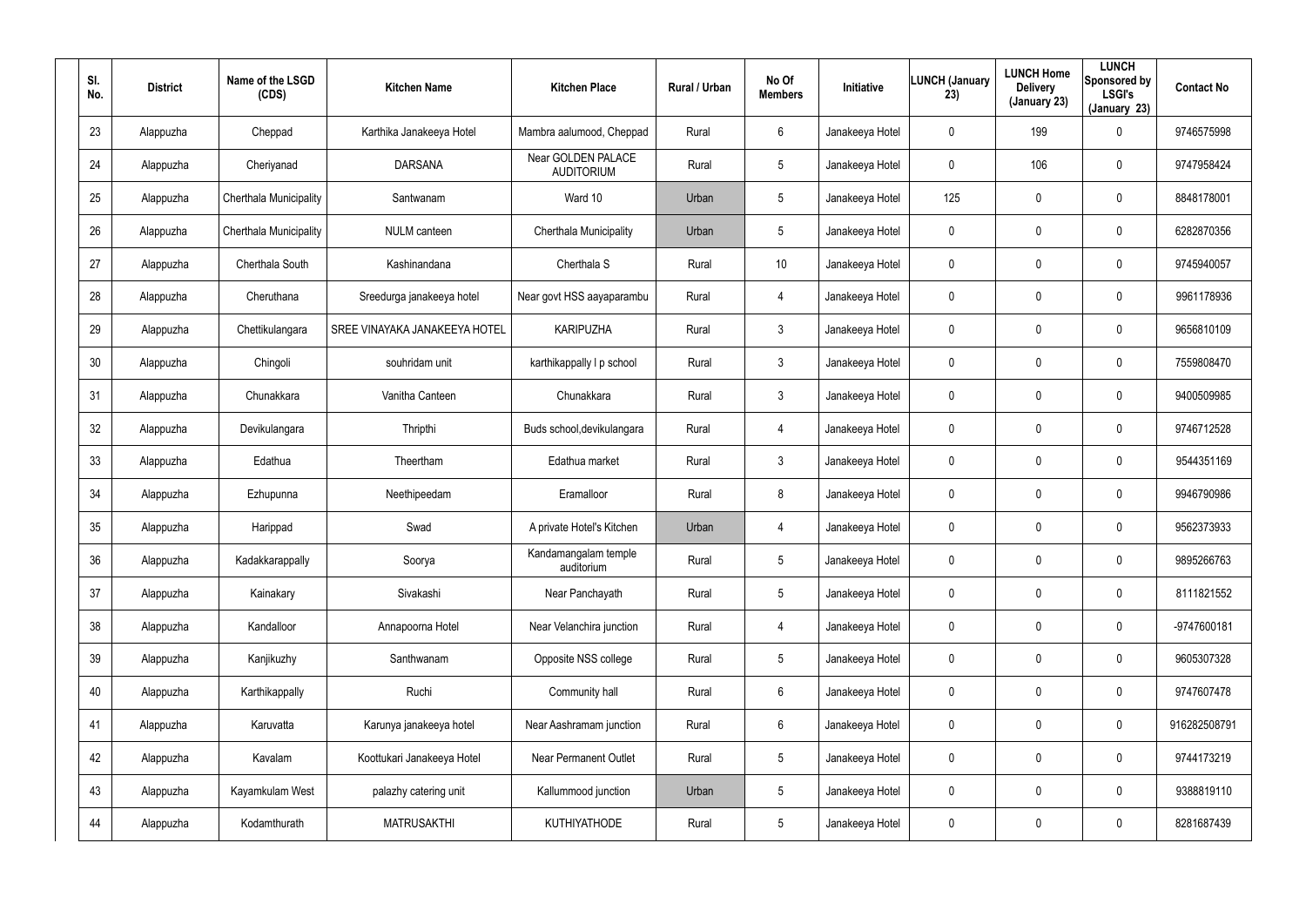| Sl. No. | District | Name of the LSGD (CDS) | Kitchen Name | Kitchen Place | Rural / Urban | No Of Members | Initiative | LUNCH (January 23) | LUNCH Home Delivery (January 23) | LUNCH Sponsored by LSGI's (January 23) | Contact No |
|---|---|---|---|---|---|---|---|---|---|---|---|
| 23 | Alappuzha | Cheppad | Karthika Janakeeya Hotel | Mambra aalumood, Cheppad | Rural | 6 | Janakeeya Hotel | 0 | 199 | 0 | 9746575998 |
| 24 | Alappuzha | Cheriyanad | DARSANA | Near GOLDEN PALACE AUDITORIUM | Rural | 5 | Janakeeya Hotel | 0 | 106 | 0 | 9747958424 |
| 25 | Alappuzha | Cherthala Municipality | Santwanam | Ward 10 | Urban | 5 | Janakeeya Hotel | 125 | 0 | 0 | 8848178001 |
| 26 | Alappuzha | Cherthala Municipality | NULM canteen | Cherthala Municipality | Urban | 5 | Janakeeya Hotel | 0 | 0 | 0 | 6282870356 |
| 27 | Alappuzha | Cherthala South | Kashinandana | Cherthala S | Rural | 10 | Janakeeya Hotel | 0 | 0 | 0 | 9745940057 |
| 28 | Alappuzha | Cheruthana | Sreedurga janakeeya hotel | Near govt HSS aayaparambu | Rural | 4 | Janakeeya Hotel | 0 | 0 | 0 | 9961178936 |
| 29 | Alappuzha | Chettikulangara | SREE VINAYAKA JANAKEEYA HOTEL | KARIPUZHA | Rural | 3 | Janakeeya Hotel | 0 | 0 | 0 | 9656810109 |
| 30 | Alappuzha | Chingoli | souhridam unit | karthikappally l p school | Rural | 3 | Janakeeya Hotel | 0 | 0 | 0 | 7559808470 |
| 31 | Alappuzha | Chunakkara | Vanitha Canteen | Chunakkara | Rural | 3 | Janakeeya Hotel | 0 | 0 | 0 | 9400509985 |
| 32 | Alappuzha | Devikulangara | Thripthi | Buds school,devikulangara | Rural | 4 | Janakeeya Hotel | 0 | 0 | 0 | 9746712528 |
| 33 | Alappuzha | Edathua | Theertham | Edathua market | Rural | 3 | Janakeeya Hotel | 0 | 0 | 0 | 9544351169 |
| 34 | Alappuzha | Ezhupunna | Neethipeedam | Eramalloor | Rural | 8 | Janakeeya Hotel | 0 | 0 | 0 | 9946790986 |
| 35 | Alappuzha | Harippad | Swad | A private Hotel's Kitchen | Urban | 4 | Janakeeya Hotel | 0 | 0 | 0 | 9562373933 |
| 36 | Alappuzha | Kadakkarappally | Soorya | Kandamangalam temple auditorium | Rural | 5 | Janakeeya Hotel | 0 | 0 | 0 | 9895266763 |
| 37 | Alappuzha | Kainakary | Sivakashi | Near Panchayath | Rural | 5 | Janakeeya Hotel | 0 | 0 | 0 | 8111821552 |
| 38 | Alappuzha | Kandalloor | Annapoorna Hotel | Near Velanchira junction | Rural | 4 | Janakeeya Hotel | 0 | 0 | 0 | -9747600181 |
| 39 | Alappuzha | Kanjikuzhy | Santhwanam | Opposite NSS college | Rural | 5 | Janakeeya Hotel | 0 | 0 | 0 | 9605307328 |
| 40 | Alappuzha | Karthikappally | Ruchi | Community hall | Rural | 6 | Janakeeya Hotel | 0 | 0 | 0 | 9747607478 |
| 41 | Alappuzha | Karuvatta | Karunya janakeeya hotel | Near Aashramam junction | Rural | 6 | Janakeeya Hotel | 0 | 0 | 0 | 916282508791 |
| 42 | Alappuzha | Kavalam | Koottukari Janakeeya Hotel | Near Permanent Outlet | Rural | 5 | Janakeeya Hotel | 0 | 0 | 0 | 9744173219 |
| 43 | Alappuzha | Kayamkulam West | palazhy catering unit | Kallummood junction | Urban | 5 | Janakeeya Hotel | 0 | 0 | 0 | 9388819110 |
| 44 | Alappuzha | Kodamthurath | MATRUSAKTHI | KUTHIYATHODE | Rural | 5 | Janakeeya Hotel | 0 | 0 | 0 | 8281687439 |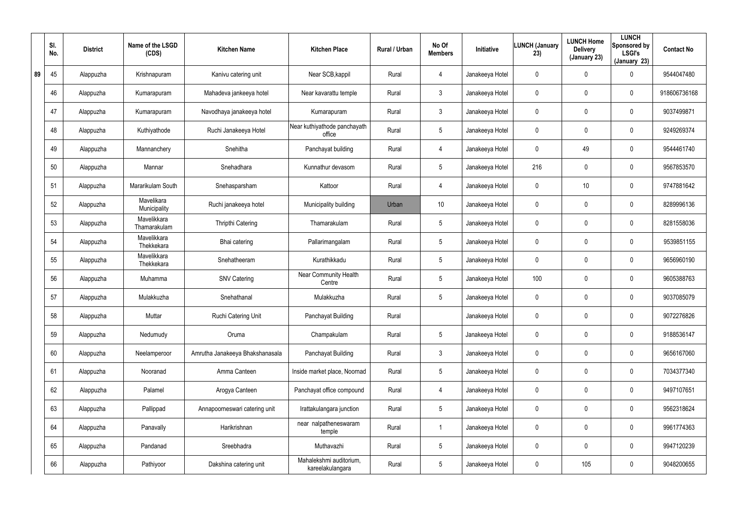| | Sl. No. | District | Name of the LSGD (CDS) | Kitchen Name | Kitchen Place | Rural / Urban | No Of Members | Initiative | LUNCH (January 23) | LUNCH Home Delivery (January 23) | LUNCH Sponsored by LSGI's (January 23) | Contact No |
|---|---|---|---|---|---|---|---|---|---|---|---|---|
| 89 | 45 | Alappuzha | Krishnapuram | Kanivu catering unit | Near SCB,kappil | Rural | 4 | Janakeeya Hotel | 0 | 0 | 0 | 9544047480 |
| | 46 | Alappuzha | Kumarapuram | Mahadeva jankeeya hotel | Near kavarattu temple | Rural | 3 | Janakeeya Hotel | 0 | 0 | 0 | 918606736168 |
| | 47 | Alappuzha | Kumarapuram | Navodhaya janakeeya hotel | Kumarapuram | Rural | 3 | Janakeeya Hotel | 0 | 0 | 0 | 9037499871 |
| | 48 | Alappuzha | Kuthiyathode | Ruchi Janakeeya Hotel | Near kuthiyathode panchayath office | Rural | 5 | Janakeeya Hotel | 0 | 0 | 0 | 9249269374 |
| | 49 | Alappuzha | Mannanchery | Snehitha | Panchayat building | Rural | 4 | Janakeeya Hotel | 0 | 49 | 0 | 9544461740 |
| | 50 | Alappuzha | Mannar | Snehadhara | Kunnathur devasom | Rural | 5 | Janakeeya Hotel | 216 | 0 | 0 | 9567853570 |
| | 51 | Alappuzha | Mararikulam South | Snehasparsham | Kattoor | Rural | 4 | Janakeeya Hotel | 0 | 10 | 0 | 9747881642 |
| | 52 | Alappuzha | Mavelikara Municipality | Ruchi janakeeya hotel | Municipality building | Urban | 10 | Janakeeya Hotel | 0 | 0 | 0 | 8289996136 |
| | 53 | Alappuzha | Mavelikkara Thamarakulam | Thripthi Catering | Thamarakulam | Rural | 5 | Janakeeya Hotel | 0 | 0 | 0 | 8281558036 |
| | 54 | Alappuzha | Mavelikkara Thekkekara | Bhai catering | Pallarimangalam | Rural | 5 | Janakeeya Hotel | 0 | 0 | 0 | 9539851155 |
| | 55 | Alappuzha | Mavelikkara Thekkekara | Snehatheeram | Kurathikkadu | Rural | 5 | Janakeeya Hotel | 0 | 0 | 0 | 9656960190 |
| | 56 | Alappuzha | Muhamma | SNV Catering | Near Community Health Centre | Rural | 5 | Janakeeya Hotel | 100 | 0 | 0 | 9605388763 |
| | 57 | Alappuzha | Mulakkuzha | Snehathanal | Mulakkuzha | Rural | 5 | Janakeeya Hotel | 0 | 0 | 0 | 9037085079 |
| | 58 | Alappuzha | Muttar | Ruchi Catering Unit | Panchayat Building | Rural | | Janakeeya Hotel | 0 | 0 | 0 | 9072276826 |
| | 59 | Alappuzha | Nedumudy | Oruma | Champakulam | Rural | 5 | Janakeeya Hotel | 0 | 0 | 0 | 9188536147 |
| | 60 | Alappuzha | Neelamperoor | Amrutha Janakeeya Bhakshanasala | Panchayat Building | Rural | 3 | Janakeeya Hotel | 0 | 0 | 0 | 9656167060 |
| | 61 | Alappuzha | Nooranad | Amma Canteen | Inside market place, Noornad | Rural | 5 | Janakeeya Hotel | 0 | 0 | 0 | 7034377340 |
| | 62 | Alappuzha | Palamel | Arogya Canteen | Panchayat office compound | Rural | 4 | Janakeeya Hotel | 0 | 0 | 0 | 9497107651 |
| | 63 | Alappuzha | Pallippad | Annapoorneswari catering unit | Irattakulangara junction | Rural | 5 | Janakeeya Hotel | 0 | 0 | 0 | 9562318624 |
| | 64 | Alappuzha | Panavally | Harikrishnan | near nalpatheneswaram temple | Rural | 1 | Janakeeya Hotel | 0 | 0 | 0 | 9961774363 |
| | 65 | Alappuzha | Pandanad | Sreebhadra | Muthavazhi | Rural | 5 | Janakeeya Hotel | 0 | 0 | 0 | 9947120239 |
| | 66 | Alappuzha | Pathiyoor | Dakshina catering unit | Mahalekshmi auditorium, kareelakulangara | Rural | 5 | Janakeeya Hotel | 0 | 105 | 0 | 9048200655 |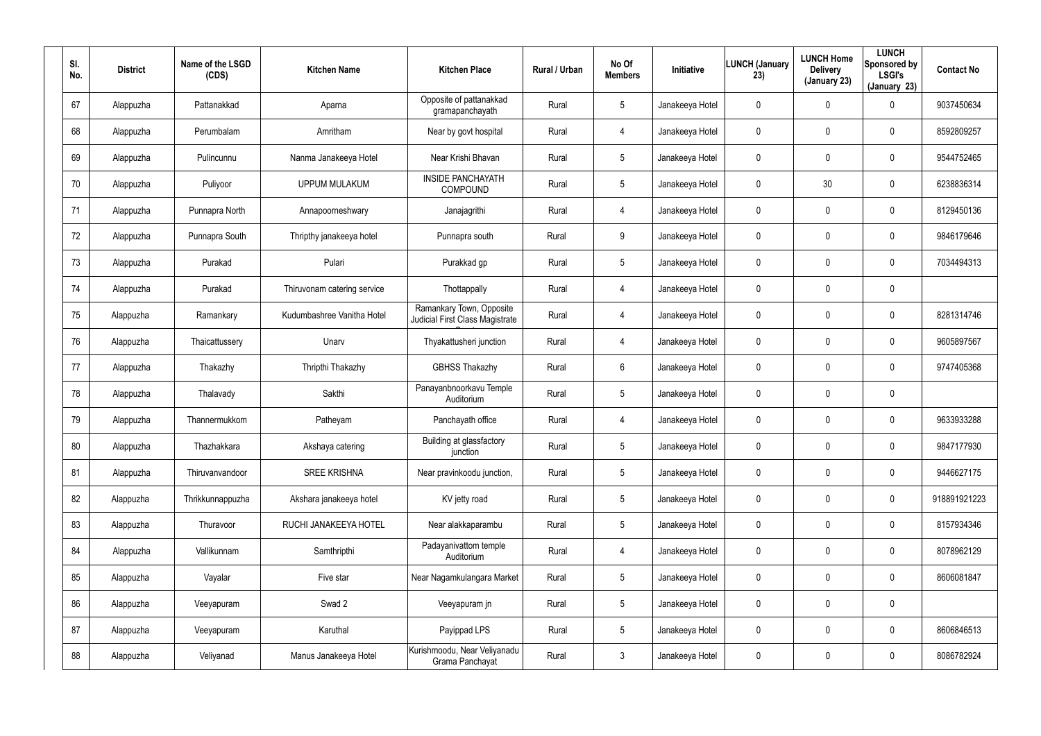| Sl. No. | District | Name of the LSGD (CDS) | Kitchen Name | Kitchen Place | Rural / Urban | No Of Members | Initiative | LUNCH (January 23) | LUNCH Home Delivery (January 23) | LUNCH Sponsored by LSGI's (January 23) | Contact No |
|---|---|---|---|---|---|---|---|---|---|---|---|
| 67 | Alappuzha | Pattanakkad | Aparna | Opposite of pattanakkad gramapanchayath | Rural | 5 | Janakeeya Hotel | 0 | 0 | 0 | 9037450634 |
| 68 | Alappuzha | Perumbalam | Amritham | Near by govt hospital | Rural | 4 | Janakeeya Hotel | 0 | 0 | 0 | 8592809257 |
| 69 | Alappuzha | Pulincunnu | Nanma Janakeeya Hotel | Near Krishi Bhavan | Rural | 5 | Janakeeya Hotel | 0 | 0 | 0 | 9544752465 |
| 70 | Alappuzha | Puliyoor | UPPUM MULAKUM | INSIDE PANCHAYATH COMPOUND | Rural | 5 | Janakeeya Hotel | 0 | 30 | 0 | 6238836314 |
| 71 | Alappuzha | Punnapra North | Annapoorneshwary | Janajagrithi | Rural | 4 | Janakeeya Hotel | 0 | 0 | 0 | 8129450136 |
| 72 | Alappuzha | Punnapra South | Thripthy janakeeya hotel | Punnapra south | Rural | 9 | Janakeeya Hotel | 0 | 0 | 0 | 9846179646 |
| 73 | Alappuzha | Purakad | Pulari | Purakkad gp | Rural | 5 | Janakeeya Hotel | 0 | 0 | 0 | 7034494313 |
| 74 | Alappuzha | Purakad | Thiruvonam catering service | Thottappally | Rural | 4 | Janakeeya Hotel | 0 | 0 | 0 | |
| 75 | Alappuzha | Ramankary | Kudumbashree Vanitha Hotel | Ramankary Town, Opposite Judicial First Class Magistrate Court | Rural | 4 | Janakeeya Hotel | 0 | 0 | 0 | 8281314746 |
| 76 | Alappuzha | Thaicattussery | Unarv | Thyakattusheri junction | Rural | 4 | Janakeeya Hotel | 0 | 0 | 0 | 9605897567 |
| 77 | Alappuzha | Thakazhy | Thripthi Thakazhy | GBHSS Thakazhy | Rural | 6 | Janakeeya Hotel | 0 | 0 | 0 | 9747405368 |
| 78 | Alappuzha | Thalavady | Sakthi | Panayanbnoorkavu Temple Auditorium | Rural | 5 | Janakeeya Hotel | 0 | 0 | 0 | |
| 79 | Alappuzha | Thannermukkom | Patheyam | Panchayath office | Rural | 4 | Janakeeya Hotel | 0 | 0 | 0 | 9633933288 |
| 80 | Alappuzha | Thazhakkara | Akshaya catering | Building at glassfactory junction | Rural | 5 | Janakeeya Hotel | 0 | 0 | 0 | 9847177930 |
| 81 | Alappuzha | Thiruvanvandoor | SREE KRISHNA | Near pravinkoodu junction, | Rural | 5 | Janakeeya Hotel | 0 | 0 | 0 | 9446627175 |
| 82 | Alappuzha | Thrikkunnappuzha | Akshara janakeeya hotel | KV jetty road | Rural | 5 | Janakeeya Hotel | 0 | 0 | 0 | 918891921223 |
| 83 | Alappuzha | Thuravoor | RUCHI JANAKEEYA HOTEL | Near alakkaparambu | Rural | 5 | Janakeeya Hotel | 0 | 0 | 0 | 8157934346 |
| 84 | Alappuzha | Vallikunnam | Samthripthi | Padayanivattom temple Auditorium | Rural | 4 | Janakeeya Hotel | 0 | 0 | 0 | 8078962129 |
| 85 | Alappuzha | Vayalar | Five star | Near Nagamkulangara Market | Rural | 5 | Janakeeya Hotel | 0 | 0 | 0 | 8606081847 |
| 86 | Alappuzha | Veeyapuram | Swad 2 | Veeyapuram jn | Rural | 5 | Janakeeya Hotel | 0 | 0 | 0 | |
| 87 | Alappuzha | Veeyapuram | Karuthal | Payippad LPS | Rural | 5 | Janakeeya Hotel | 0 | 0 | 0 | 8606846513 |
| 88 | Alappuzha | Veliyanad | Manus Janakeeya Hotel | Kurishmoodu, Near Veliyanadu Grama Panchayat | Rural | 3 | Janakeeya Hotel | 0 | 0 | 0 | 8086782924 |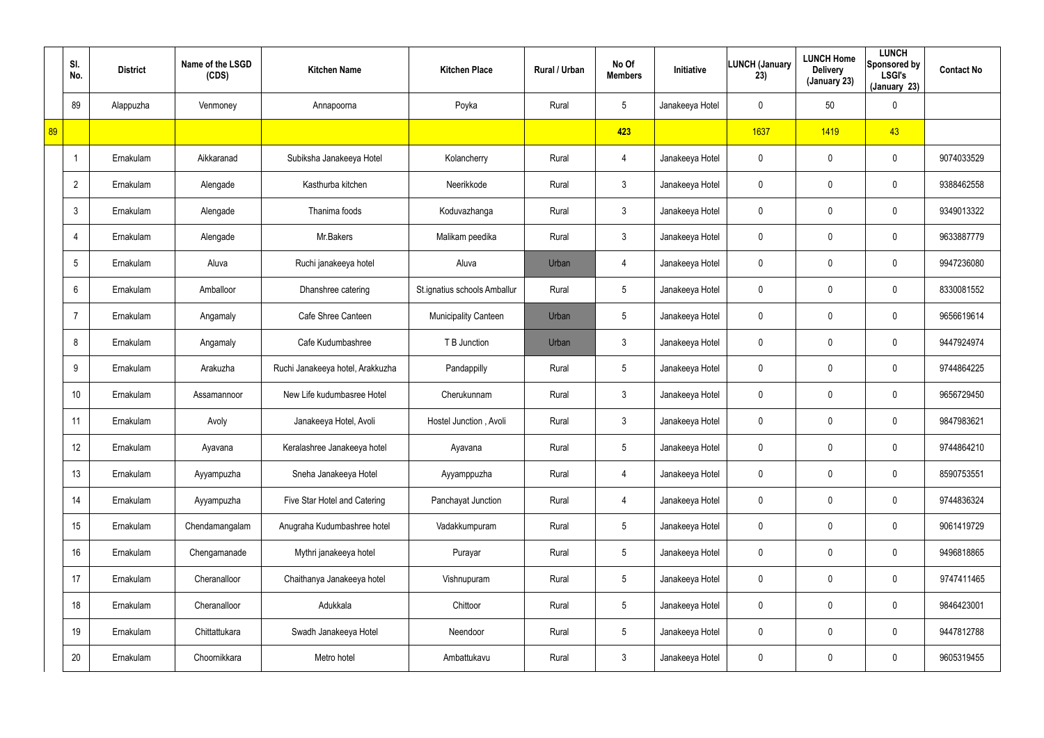| | Sl. No. | District | Name of the LSGD (CDS) | Kitchen Name | Kitchen Place | Rural / Urban | No Of Members | Initiative | LUNCH (January 23) | LUNCH Home Delivery (January 23) | LUNCH Sponsored by LSGI's (January 23) | Contact No |
|---|---|---|---|---|---|---|---|---|---|---|---|---|
| | 89 | Alappuzha | Venmoney | Annapoorna | Poyka | Rural | 5 | Janakeeya Hotel | 0 | 50 | 0 | |
| 89 | | | | | | | 423 | | 1637 | 1419 | 43 | |
| | 1 | Ernakulam | Aikkaranad | Subiksha Janakeeya Hotel | Kolancherry | Rural | 4 | Janakeeya Hotel | 0 | 0 | 0 | 9074033529 |
| | 2 | Ernakulam | Alengade | Kasthurba kitchen | Neerikkode | Rural | 3 | Janakeeya Hotel | 0 | 0 | 0 | 9388462558 |
| | 3 | Ernakulam | Alengade | Thanima foods | Koduvazhanga | Rural | 3 | Janakeeya Hotel | 0 | 0 | 0 | 9349013322 |
| | 4 | Ernakulam | Alengade | Mr.Bakers | Malikam peedika | Rural | 3 | Janakeeya Hotel | 0 | 0 | 0 | 9633887779 |
| | 5 | Ernakulam | Aluva | Ruchi janakeeya hotel | Aluva | Urban | 4 | Janakeeya Hotel | 0 | 0 | 0 | 9947236080 |
| | 6 | Ernakulam | Amballoor | Dhanshree catering | St.ignatius schools Amballur | Rural | 5 | Janakeeya Hotel | 0 | 0 | 0 | 8330081552 |
| | 7 | Ernakulam | Angamaly | Cafe Shree Canteen | Municipality Canteen | Urban | 5 | Janakeeya Hotel | 0 | 0 | 0 | 9656619614 |
| | 8 | Ernakulam | Angamaly | Cafe Kudumbashree | T B Junction | Urban | 3 | Janakeeya Hotel | 0 | 0 | 0 | 9447924974 |
| | 9 | Ernakulam | Arakuzha | Ruchi Janakeeya hotel, Arakkuzha | Pandappilly | Rural | 5 | Janakeeya Hotel | 0 | 0 | 0 | 9744864225 |
| | 10 | Ernakulam | Assamannoor | New Life kudumbasree Hotel | Cherukunnam | Rural | 3 | Janakeeya Hotel | 0 | 0 | 0 | 9656729450 |
| | 11 | Ernakulam | Avoly | Janakeeya Hotel, Avoli | Hostel Junction , Avoli | Rural | 3 | Janakeeya Hotel | 0 | 0 | 0 | 9847983621 |
| | 12 | Ernakulam | Ayavana | Keralashree Janakeeya hotel | Ayavana | Rural | 5 | Janakeeya Hotel | 0 | 0 | 0 | 9744864210 |
| | 13 | Ernakulam | Ayyampuzha | Sneha Janakeeya Hotel | Ayyamppuzha | Rural | 4 | Janakeeya Hotel | 0 | 0 | 0 | 8590753551 |
| | 14 | Ernakulam | Ayyampuzha | Five Star Hotel and Catering | Panchayat Junction | Rural | 4 | Janakeeya Hotel | 0 | 0 | 0 | 9744836324 |
| | 15 | Ernakulam | Chendamangalam | Anugraha Kudumbashree hotel | Vadakkumpuram | Rural | 5 | Janakeeya Hotel | 0 | 0 | 0 | 9061419729 |
| | 16 | Ernakulam | Chengamanade | Mythri janakeeya hotel | Purayar | Rural | 5 | Janakeeya Hotel | 0 | 0 | 0 | 9496818865 |
| | 17 | Ernakulam | Cheranalloor | Chaithanya Janakeeya hotel | Vishnupuram | Rural | 5 | Janakeeya Hotel | 0 | 0 | 0 | 9747411465 |
| | 18 | Ernakulam | Cheranalloor | Adukkala | Chittoor | Rural | 5 | Janakeeya Hotel | 0 | 0 | 0 | 9846423001 |
| | 19 | Ernakulam | Chittattukara | Swadh Janakeeya Hotel | Neendoor | Rural | 5 | Janakeeya Hotel | 0 | 0 | 0 | 9447812788 |
| | 20 | Ernakulam | Choornikkara | Metro hotel | Ambattukavu | Rural | 3 | Janakeeya Hotel | 0 | 0 | 0 | 9605319455 |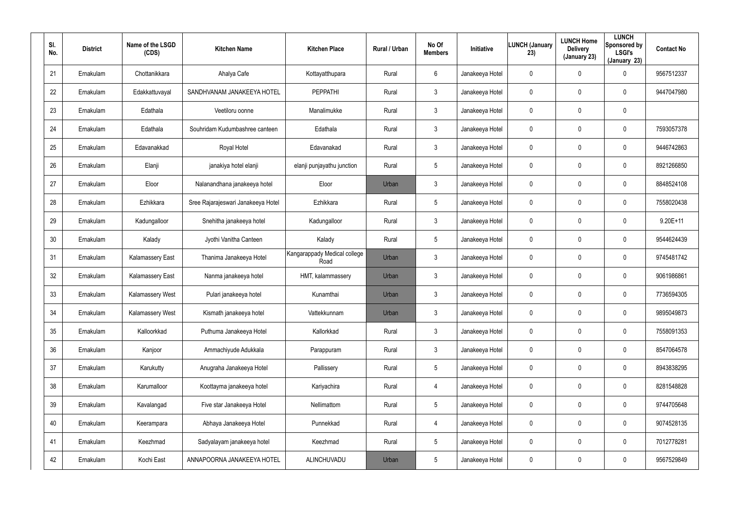| Sl. No. | District | Name of the LSGD (CDS) | Kitchen Name | Kitchen Place | Rural / Urban | No Of Members | Initiative | LUNCH (January 23) | LUNCH Home Delivery (January 23) | LUNCH Sponsored by LSGI's (January 23) | Contact No |
|---|---|---|---|---|---|---|---|---|---|---|---|
| 21 | Ernakulam | Chottanikkara | Ahalya Cafe | Kottayatthupara | Rural | 6 | Janakeeya Hotel | 0 | 0 | 0 | 9567512337 |
| 22 | Ernakulam | Edakkattuvayal | SANDHVANAM JANAKEEYA HOTEL | PEPPATHI | Rural | 3 | Janakeeya Hotel | 0 | 0 | 0 | 9447047980 |
| 23 | Ernakulam | Edathala | Veetiloru oonne | Manalimukke | Rural | 3 | Janakeeya Hotel | 0 | 0 | 0 | |
| 24 | Ernakulam | Edathala | Souhridam Kudumbashree canteen | Edathala | Rural | 3 | Janakeeya Hotel | 0 | 0 | 0 | 7593057378 |
| 25 | Ernakulam | Edavanakkad | Royal Hotel | Edavanakad | Rural | 3 | Janakeeya Hotel | 0 | 0 | 0 | 9446742863 |
| 26 | Ernakulam | Elanji | janakiya hotel elanji | elanji punjayathu junction | Rural | 5 | Janakeeya Hotel | 0 | 0 | 0 | 8921266850 |
| 27 | Ernakulam | Eloor | Nalanandhana janakeeya hotel | Eloor | Urban | 3 | Janakeeya Hotel | 0 | 0 | 0 | 8848524108 |
| 28 | Ernakulam | Ezhikkara | Sree Rajarajeswari Janakeeya Hotel | Ezhikkara | Rural | 5 | Janakeeya Hotel | 0 | 0 | 0 | 7558020438 |
| 29 | Ernakulam | Kadungalloor | Snehitha janakeeya hotel | Kadungalloor | Rural | 3 | Janakeeya Hotel | 0 | 0 | 0 | 9.20E+11 |
| 30 | Ernakulam | Kalady | Jyothi Vanitha Canteen | Kalady | Rural | 5 | Janakeeya Hotel | 0 | 0 | 0 | 9544624439 |
| 31 | Ernakulam | Kalamassery East | Thanima Janakeeya Hotel | Kangarappady Medical college Road | Urban | 3 | Janakeeya Hotel | 0 | 0 | 0 | 9745481742 |
| 32 | Ernakulam | Kalamassery East | Nanma janakeeya hotel | HMT, kalammassery | Urban | 3 | Janakeeya Hotel | 0 | 0 | 0 | 9061986861 |
| 33 | Ernakulam | Kalamassery West | Pulari janakeeya hotel | Kunamthai | Urban | 3 | Janakeeya Hotel | 0 | 0 | 0 | 7736594305 |
| 34 | Ernakulam | Kalamassery West | Kismath janakeeya hotel | Vattekkunnam | Urban | 3 | Janakeeya Hotel | 0 | 0 | 0 | 9895049873 |
| 35 | Ernakulam | Kalloorkkad | Puthuma Janakeeya Hotel | Kallorkkad | Rural | 3 | Janakeeya Hotel | 0 | 0 | 0 | 7558091353 |
| 36 | Ernakulam | Kanjoor | Ammachiyude Adukkala | Parappuram | Rural | 3 | Janakeeya Hotel | 0 | 0 | 0 | 8547064578 |
| 37 | Ernakulam | Karukutty | Anugraha Janakeeya Hotel | Pallissery | Rural | 5 | Janakeeya Hotel | 0 | 0 | 0 | 8943838295 |
| 38 | Ernakulam | Karumalloor | Koottayma janakeeya hotel | Kariyachira | Rural | 4 | Janakeeya Hotel | 0 | 0 | 0 | 8281548828 |
| 39 | Ernakulam | Kavalangad | Five star Janakeeya Hotel | Nellimattom | Rural | 5 | Janakeeya Hotel | 0 | 0 | 0 | 9744705648 |
| 40 | Ernakulam | Keerampara | Abhaya Janakeeya Hotel | Punnekkad | Rural | 4 | Janakeeya Hotel | 0 | 0 | 0 | 9074528135 |
| 41 | Ernakulam | Keezhmad | Sadyalayam janakeeya hotel | Keezhmad | Rural | 5 | Janakeeya Hotel | 0 | 0 | 0 | 7012778281 |
| 42 | Ernakulam | Kochi East | ANNAPOORNA JANAKEEYA HOTEL | ALINCHUVADU | Urban | 5 | Janakeeya Hotel | 0 | 0 | 0 | 9567529849 |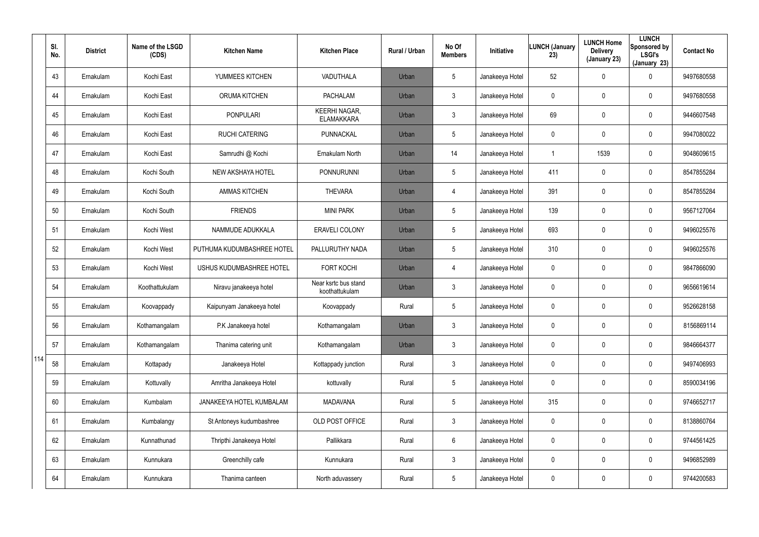| Sl. No. | District | Name of the LSGD (CDS) | Kitchen Name | Kitchen Place | Rural / Urban | No Of Members | Initiative | LUNCH (January 23) | LUNCH Home Delivery (January 23) | LUNCH Sponsored by LSGI's (January 23) | Contact No |
|---|---|---|---|---|---|---|---|---|---|---|---|
| 43 | Ernakulam | Kochi East | YUMMEES KITCHEN | VADUTHALA | Urban | 5 | Janakeeya Hotel | 52 | 0 | 0 | 9497680558 |
| 44 | Ernakulam | Kochi East | ORUMA KITCHEN | PACHALAM | Urban | 3 | Janakeeya Hotel | 0 | 0 | 0 | 9497680558 |
| 45 | Ernakulam | Kochi East | PONPULARI | KEERHI NAGAR, ELAMAKKARA | Urban | 3 | Janakeeya Hotel | 69 | 0 | 0 | 9446607548 |
| 46 | Ernakulam | Kochi East | RUCHI CATERING | PUNNACKAL | Urban | 5 | Janakeeya Hotel | 0 | 0 | 0 | 9947080022 |
| 47 | Ernakulam | Kochi East | Samrudhi @ Kochi | Ernakulam North | Urban | 14 | Janakeeya Hotel | 1 | 1539 | 0 | 9048609615 |
| 48 | Ernakulam | Kochi South | NEW AKSHAYA HOTEL | PONNURUNNI | Urban | 5 | Janakeeya Hotel | 411 | 0 | 0 | 8547855284 |
| 49 | Ernakulam | Kochi South | AMMAS KITCHEN | THEVARA | Urban | 4 | Janakeeya Hotel | 391 | 0 | 0 | 8547855284 |
| 50 | Ernakulam | Kochi South | FRIENDS | MINI PARK | Urban | 5 | Janakeeya Hotel | 139 | 0 | 0 | 9567127064 |
| 51 | Ernakulam | Kochi West | NAMMUDE ADUKKALA | ERAVELI COLONY | Urban | 5 | Janakeeya Hotel | 693 | 0 | 0 | 9496025576 |
| 52 | Ernakulam | Kochi West | PUTHUMA KUDUMBASHREE HOTEL | PALLURUTHY NADA | Urban | 5 | Janakeeya Hotel | 310 | 0 | 0 | 9496025576 |
| 53 | Ernakulam | Kochi West | USHUS KUDUMBASHREE HOTEL | FORT KOCHI | Urban | 4 | Janakeeya Hotel | 0 | 0 | 0 | 9847866090 |
| 54 | Ernakulam | Koothattukulam | Niravu janakeeya hotel | Near ksrtc bus stand koothattukulam | Urban | 3 | Janakeeya Hotel | 0 | 0 | 0 | 9656619614 |
| 55 | Ernakulam | Koovappady | Kaipunyam Janakeeya hotel | Koovappady | Rural | 5 | Janakeeya Hotel | 0 | 0 | 0 | 9526628158 |
| 56 | Ernakulam | Kothamangalam | P.K Janakeeya hotel | Kothamangalam | Urban | 3 | Janakeeya Hotel | 0 | 0 | 0 | 8156869114 |
| 57 | Ernakulam | Kothamangalam | Thanima catering unit | Kothamangalam | Urban | 3 | Janakeeya Hotel | 0 | 0 | 0 | 9846664377 |
| 58 | Ernakulam | Kottapady | Janakeeya Hotel | Kottappady junction | Rural | 3 | Janakeeya Hotel | 0 | 0 | 0 | 9497406993 |
| 59 | Ernakulam | Kottuvally | Amritha Janakeeya Hotel | kottuvally | Rural | 5 | Janakeeya Hotel | 0 | 0 | 0 | 8590034196 |
| 60 | Ernakulam | Kumbalam | JANAKEEYA HOTEL KUMBALAM | MADAVANA | Rural | 5 | Janakeeya Hotel | 315 | 0 | 0 | 9746652717 |
| 61 | Ernakulam | Kumbalangy | St Antoneys kudumbashree | OLD POST OFFICE | Rural | 3 | Janakeeya Hotel | 0 | 0 | 0 | 8138860764 |
| 62 | Ernakulam | Kunnathunad | Thripthi Janakeeya Hotel | Pallikkara | Rural | 6 | Janakeeya Hotel | 0 | 0 | 0 | 9744561425 |
| 63 | Ernakulam | Kunnukara | Greenchilly cafe | Kunnukara | Rural | 3 | Janakeeya Hotel | 0 | 0 | 0 | 9496852989 |
| 64 | Ernakulam | Kunnukara | Thanima canteen | North aduvassery | Rural | 5 | Janakeeya Hotel | 0 | 0 | 0 | 9744200583 |

114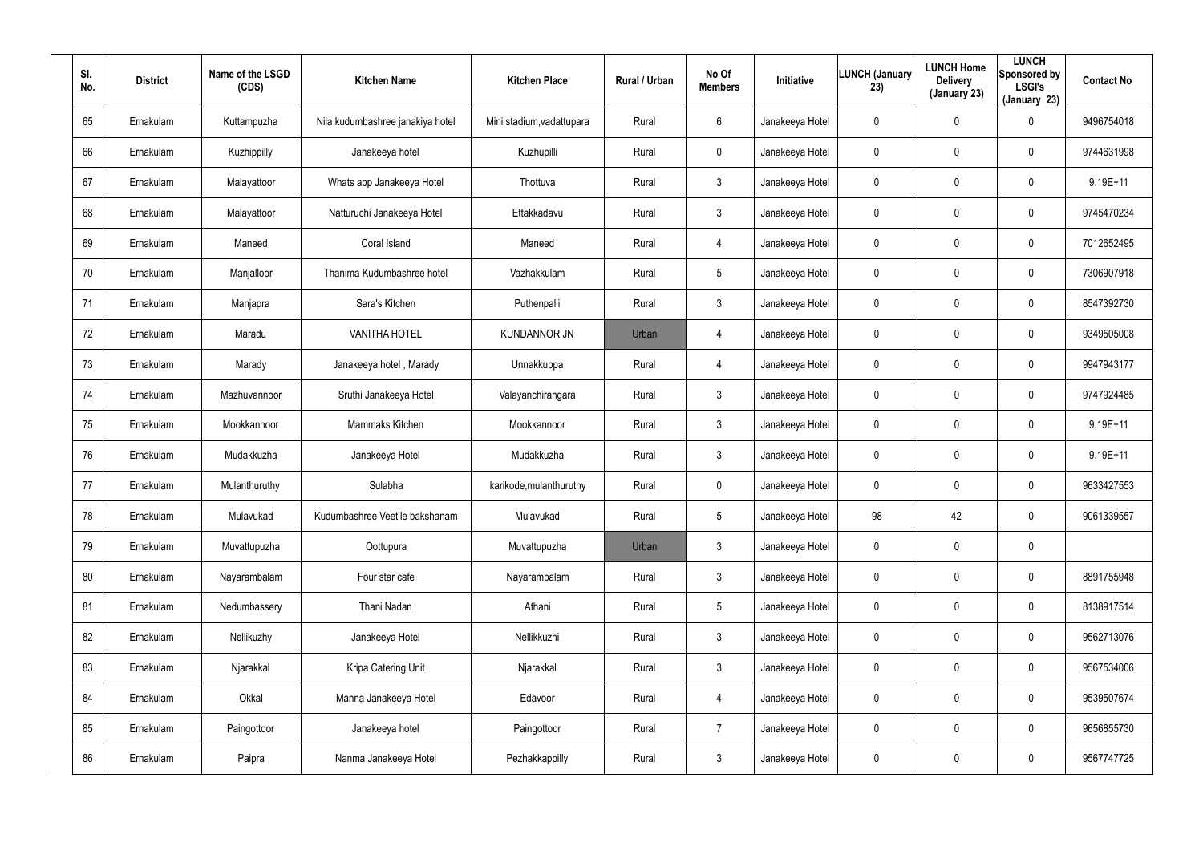| Sl. No. | District | Name of the LSGD (CDS) | Kitchen Name | Kitchen Place | Rural / Urban | No Of Members | Initiative | LUNCH (January 23) | LUNCH Home Delivery (January 23) | LUNCH Sponsored by LSGI's (January 23) | Contact No |
|---|---|---|---|---|---|---|---|---|---|---|---|
| 65 | Ernakulam | Kuttampuzha | Nila kudumbashree janakiya hotel | Mini stadium,vadattupara | Rural | 6 | Janakeeya Hotel | 0 | 0 | 0 | 9496754018 |
| 66 | Ernakulam | Kuzhippilly | Janakeeya hotel | Kuzhupilli | Rural | 0 | Janakeeya Hotel | 0 | 0 | 0 | 9744631998 |
| 67 | Ernakulam | Malayattoor | Whats app Janakeeya Hotel | Thottuva | Rural | 3 | Janakeeya Hotel | 0 | 0 | 0 | 9.19E+11 |
| 68 | Ernakulam | Malayattoor | Natturuchi Janakeeya Hotel | Ettakkadavu | Rural | 3 | Janakeeya Hotel | 0 | 0 | 0 | 9745470234 |
| 69 | Ernakulam | Maneed | Coral Island | Maneed | Rural | 4 | Janakeeya Hotel | 0 | 0 | 0 | 7012652495 |
| 70 | Ernakulam | Manjalloor | Thanima Kudumbashree hotel | Vazhakkulam | Rural | 5 | Janakeeya Hotel | 0 | 0 | 0 | 7306907918 |
| 71 | Ernakulam | Manjapra | Sara's Kitchen | Puthenpalli | Rural | 3 | Janakeeya Hotel | 0 | 0 | 0 | 8547392730 |
| 72 | Ernakulam | Maradu | VANITHA HOTEL | KUNDANNOR JN | Urban | 4 | Janakeeya Hotel | 0 | 0 | 0 | 9349505008 |
| 73 | Ernakulam | Marady | Janakeeya hotel , Marady | Unnakkuppa | Rural | 4 | Janakeeya Hotel | 0 | 0 | 0 | 9947943177 |
| 74 | Ernakulam | Mazhuvannoor | Sruthi Janakeeya Hotel | Valayanchirangara | Rural | 3 | Janakeeya Hotel | 0 | 0 | 0 | 9747924485 |
| 75 | Ernakulam | Mookkannoor | Mammaks Kitchen | Mookkannoor | Rural | 3 | Janakeeya Hotel | 0 | 0 | 0 | 9.19E+11 |
| 76 | Ernakulam | Mudakkuzha | Janakeeya Hotel | Mudakkuzha | Rural | 3 | Janakeeya Hotel | 0 | 0 | 0 | 9.19E+11 |
| 77 | Ernakulam | Mulanthuruthy | Sulabha | karikode,mulanthuruthy | Rural | 0 | Janakeeya Hotel | 0 | 0 | 0 | 9633427553 |
| 78 | Ernakulam | Mulavukad | Kudumbashree Veetile bakshanam | Mulavukad | Rural | 5 | Janakeeya Hotel | 98 | 42 | 0 | 9061339557 |
| 79 | Ernakulam | Muvattupuzha | Oottupura | Muvattupuzha | Urban | 3 | Janakeeya Hotel | 0 | 0 | 0 | |
| 80 | Ernakulam | Nayarambalam | Four star cafe | Nayarambalam | Rural | 3 | Janakeeya Hotel | 0 | 0 | 0 | 8891755948 |
| 81 | Ernakulam | Nedumbassery | Thani Nadan | Athani | Rural | 5 | Janakeeya Hotel | 0 | 0 | 0 | 8138917514 |
| 82 | Ernakulam | Nellikuzhy | Janakeeya Hotel | Nellikkuzhi | Rural | 3 | Janakeeya Hotel | 0 | 0 | 0 | 9562713076 |
| 83 | Ernakulam | Njarakkal | Kripa Catering Unit | Njarakkal | Rural | 3 | Janakeeya Hotel | 0 | 0 | 0 | 9567534006 |
| 84 | Ernakulam | Okkal | Manna Janakeeya Hotel | Edavoor | Rural | 4 | Janakeeya Hotel | 0 | 0 | 0 | 9539507674 |
| 85 | Ernakulam | Paingottoor | Janakeeya hotel | Paingottoor | Rural | 7 | Janakeeya Hotel | 0 | 0 | 0 | 9656855730 |
| 86 | Ernakulam | Paipra | Nanma Janakeeya Hotel | Pezhakkappilly | Rural | 3 | Janakeeya Hotel | 0 | 0 | 0 | 9567747725 |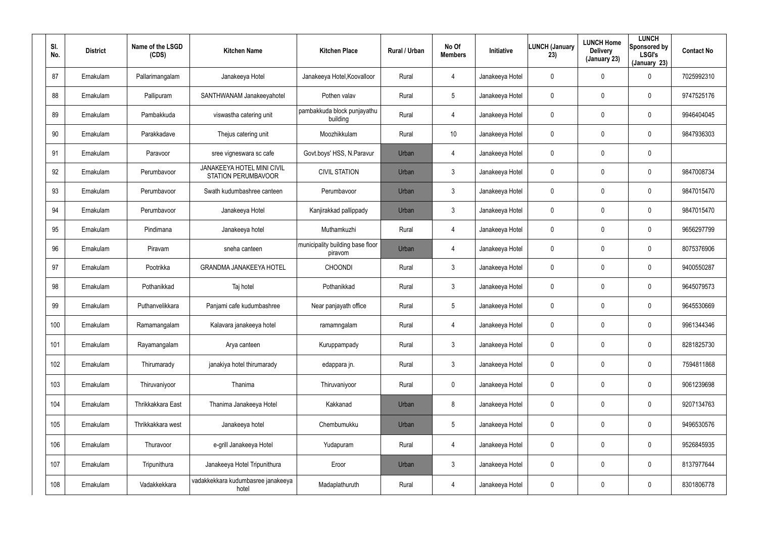| Sl. No. | District | Name of the LSGD (CDS) | Kitchen Name | Kitchen Place | Rural / Urban | No Of Members | Initiative | LUNCH (January 23) | LUNCH Home Delivery (January 23) | LUNCH Sponsored by LSGI's (January 23) | Contact No |
|---|---|---|---|---|---|---|---|---|---|---|---|
| 87 | Ernakulam | Pallarimangalam | Janakeeya Hotel | Janakeeya Hotel,Koovalloor | Rural | 4 | Janakeeya Hotel | 0 | 0 | 0 | 7025992310 |
| 88 | Ernakulam | Pallipuram | SANTHWANAM Janakeeyahotel | Pothen valav | Rural | 5 | Janakeeya Hotel | 0 | 0 | 0 | 9747525176 |
| 89 | Ernakulam | Pambakkuda | viswastha catering unit | pambakkuda block punjayathu building | Rural | 4 | Janakeeya Hotel | 0 | 0 | 0 | 9946404045 |
| 90 | Ernakulam | Parakkadave | Thejus catering unit | Moozhikkulam | Rural | 10 | Janakeeya Hotel | 0 | 0 | 0 | 9847936303 |
| 91 | Ernakulam | Paravoor | sree vigneswara sc cafe | Govt.boys' HSS, N.Paravur | Urban | 4 | Janakeeya Hotel | 0 | 0 | 0 | |
| 92 | Ernakulam | Perumbavoor | JANAKEEYA HOTEL MINI CIVIL STATION PERUMBAVOOR | CIVIL STATION | Urban | 3 | Janakeeya Hotel | 0 | 0 | 0 | 9847008734 |
| 93 | Ernakulam | Perumbavoor | Swath kudumbashree canteen | Perumbavoor | Urban | 3 | Janakeeya Hotel | 0 | 0 | 0 | 9847015470 |
| 94 | Ernakulam | Perumbavoor | Janakeeya Hotel | Kanjirakkad pallippady | Urban | 3 | Janakeeya Hotel | 0 | 0 | 0 | 9847015470 |
| 95 | Ernakulam | Pindimana | Janakeeya hotel | Muthamkuzhi | Rural | 4 | Janakeeya Hotel | 0 | 0 | 0 | 9656297799 |
| 96 | Ernakulam | Piravam | sneha canteen | municipality building base floor piravom | Urban | 4 | Janakeeya Hotel | 0 | 0 | 0 | 8075376906 |
| 97 | Ernakulam | Pootrikka | GRANDMA JANAKEEYA HOTEL | CHOONDI | Rural | 3 | Janakeeya Hotel | 0 | 0 | 0 | 9400550287 |
| 98 | Ernakulam | Pothanikkad | Taj hotel | Pothanikkad | Rural | 3 | Janakeeya Hotel | 0 | 0 | 0 | 9645079573 |
| 99 | Ernakulam | Puthanvelikkara | Panjami cafe kudumbashree | Near panjayath office | Rural | 5 | Janakeeya Hotel | 0 | 0 | 0 | 9645530669 |
| 100 | Ernakulam | Ramamangalam | Kalavara janakeeya hotel | ramamngalam | Rural | 4 | Janakeeya Hotel | 0 | 0 | 0 | 9961344346 |
| 101 | Ernakulam | Rayamangalam | Arya canteen | Kuruppampady | Rural | 3 | Janakeeya Hotel | 0 | 0 | 0 | 8281825730 |
| 102 | Ernakulam | Thirumarady | janakiya hotel thirumarady | edappara jn. | Rural | 3 | Janakeeya Hotel | 0 | 0 | 0 | 7594811868 |
| 103 | Ernakulam | Thiruvaniyoor | Thanima | Thiruvaniyoor | Rural | 0 | Janakeeya Hotel | 0 | 0 | 0 | 9061239698 |
| 104 | Ernakulam | Thrikkakkara East | Thanima Janakeeya Hotel | Kakkanad | Urban | 8 | Janakeeya Hotel | 0 | 0 | 0 | 9207134763 |
| 105 | Ernakulam | Thrikkakkara west | Janakeeya hotel | Chembumukku | Urban | 5 | Janakeeya Hotel | 0 | 0 | 0 | 9496530576 |
| 106 | Ernakulam | Thuravoor | e-grill Janakeeya Hotel | Yudapuram | Rural | 4 | Janakeeya Hotel | 0 | 0 | 0 | 9526845935 |
| 107 | Ernakulam | Tripunithura | Janakeeya Hotel Tripunithura | Eroor | Urban | 3 | Janakeeya Hotel | 0 | 0 | 0 | 8137977644 |
| 108 | Ernakulam | Vadakkekkara | vadakkekkara kudumbasree janakeeya hotel | Madaplathuruth | Rural | 4 | Janakeeya Hotel | 0 | 0 | 0 | 8301806778 |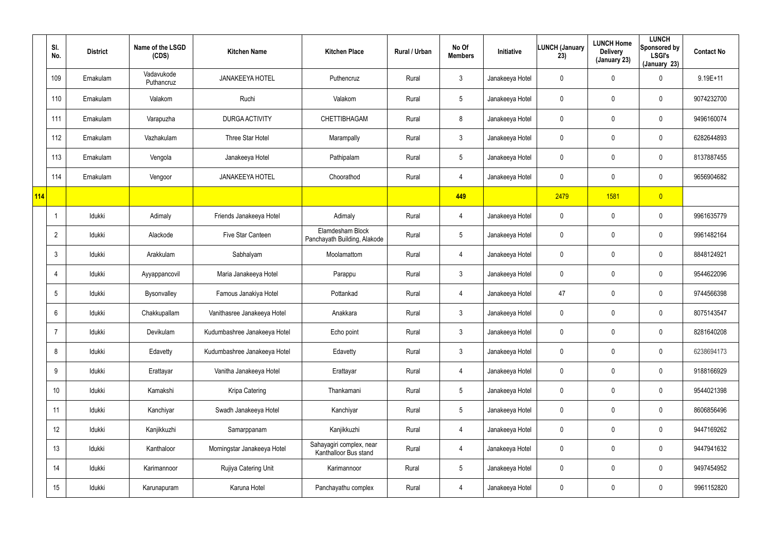| | Sl. No. | District | Name of the LSGD (CDS) | Kitchen Name | Kitchen Place | Rural / Urban | No Of Members | Initiative | LUNCH (January 23) | LUNCH Home Delivery (January 23) | LUNCH Sponsored by LSGI's (January 23) | Contact No |
|---|---|---|---|---|---|---|---|---|---|---|---|---|
| | 109 | Ernakulam | Vadavukode Puthancruz | JANAKEEYA HOTEL | Puthencruz | Rural | 3 | Janakeeya Hotel | 0 | 0 | 0 | 9.19E+11 |
| | 110 | Ernakulam | Valakom | Ruchi | Valakom | Rural | 5 | Janakeeya Hotel | 0 | 0 | 0 | 9074232700 |
| | 111 | Ernakulam | Varapuzha | DURGA ACTIVITY | CHETTIBHAGAM | Rural | 8 | Janakeeya Hotel | 0 | 0 | 0 | 9496160074 |
| | 112 | Ernakulam | Vazhakulam | Three Star Hotel | Marampally | Rural | 3 | Janakeeya Hotel | 0 | 0 | 0 | 6282644893 |
| | 113 | Ernakulam | Vengola | Janakeeya Hotel | Pathipalam | Rural | 5 | Janakeeya Hotel | 0 | 0 | 0 | 8137887455 |
| | 114 | Ernakulam | Vengoor | JANAKEEYA HOTEL | Choorathod | Rural | 4 | Janakeeya Hotel | 0 | 0 | 0 | 9656904682 |
| **114** | | | | | | | **449** | | 2479 | 1581 | 0 | |
| | 1 | Idukki | Adimaly | Friends Janakeeya Hotel | Adimaly | Rural | 4 | Janakeeya Hotel | 0 | 0 | 0 | 9961635779 |
| | 2 | Idukki | Alackode | Five Star Canteen | Elamdesham Block Panchayath Building, Alakode | Rural | 5 | Janakeeya Hotel | 0 | 0 | 0 | 9961482164 |
| | 3 | Idukki | Arakkulam | Sabhalyam | Moolamattom | Rural | 4 | Janakeeya Hotel | 0 | 0 | 0 | 8848124921 |
| | 4 | Idukki | Ayyappancovil | Maria Janakeeya Hotel | Parappu | Rural | 3 | Janakeeya Hotel | 0 | 0 | 0 | 9544622096 |
| | 5 | Idukki | Bysonvalley | Famous Janakiya Hotel | Pottankad | Rural | 4 | Janakeeya Hotel | 47 | 0 | 0 | 9744566398 |
| | 6 | Idukki | Chakkupallam | Vanithasree Janakeeya Hotel | Anakkara | Rural | 3 | Janakeeya Hotel | 0 | 0 | 0 | 8075143547 |
| | 7 | Idukki | Devikulam | Kudumbashree Janakeeya Hotel | Echo point | Rural | 3 | Janakeeya Hotel | 0 | 0 | 0 | 8281640208 |
| | 8 | Idukki | Edavetty | Kudumbashree Janakeeya Hotel | Edavetty | Rural | 3 | Janakeeya Hotel | 0 | 0 | 0 | 6238694173 |
| | 9 | Idukki | Erattayar | Vanitha Janakeeya Hotel | Erattayar | Rural | 4 | Janakeeya Hotel | 0 | 0 | 0 | 9188166929 |
| | 10 | Idukki | Kamakshi | Kripa Catering | Thankamani | Rural | 5 | Janakeeya Hotel | 0 | 0 | 0 | 9544021398 |
| | 11 | Idukki | Kanchiyar | Swadh Janakeeya Hotel | Kanchiyar | Rural | 5 | Janakeeya Hotel | 0 | 0 | 0 | 8606856496 |
| | 12 | Idukki | Kanjikkuzhi | Samarppanam | Kanjikkuzhi | Rural | 4 | Janakeeya Hotel | 0 | 0 | 0 | 9447169262 |
| | 13 | Idukki | Kanthaloor | Morningstar Janakeeya Hotel | Sahayagiri complex, near Kanthalloor Bus stand | Rural | 4 | Janakeeya Hotel | 0 | 0 | 0 | 9447941632 |
| | 14 | Idukki | Karimannoor | Rujiya Catering Unit | Karimannoor | Rural | 5 | Janakeeya Hotel | 0 | 0 | 0 | 9497454952 |
| | 15 | Idukki | Karunapuram | Karuna Hotel | Panchayathu complex | Rural | 4 | Janakeeya Hotel | 0 | 0 | 0 | 9961152820 |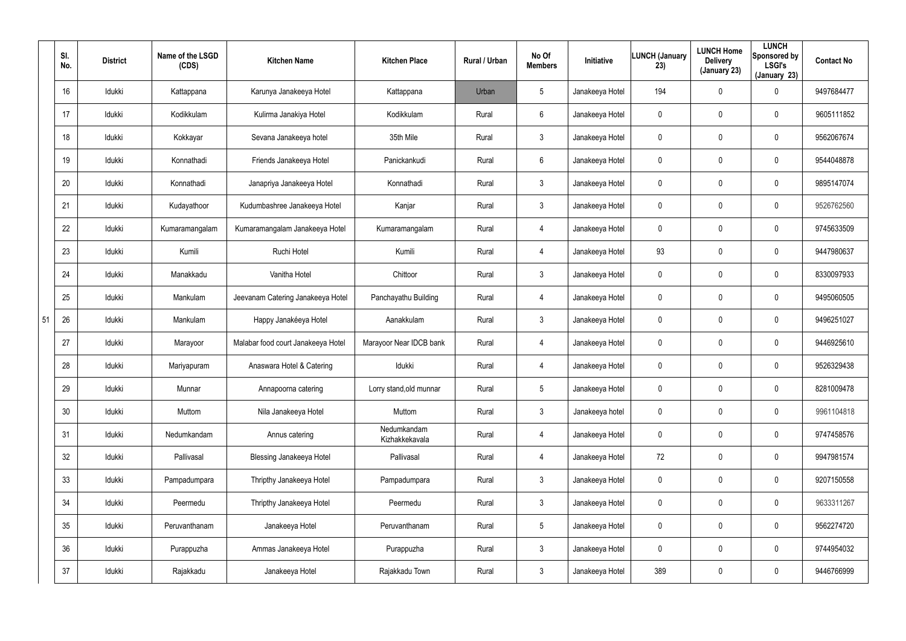| | Sl. No. | District | Name of the LSGD (CDS) | Kitchen Name | Kitchen Place | Rural / Urban | No Of Members | Initiative | LUNCH (January 23) | LUNCH Home Delivery (January 23) | LUNCH Sponsored by LSGI's (January 23) | Contact No |
|---|---|---|---|---|---|---|---|---|---|---|---|---|
| | 16 | Idukki | Kattappana | Karunya Janakeeya Hotel | Kattappana | Urban | 5 | Janakeeya Hotel | 194 | 0 | 0 | 9497684477 |
| | 17 | Idukki | Kodikkulam | Kulirma Janakiya Hotel | Kodikkulam | Rural | 6 | Janakeeya Hotel | 0 | 0 | 0 | 9605111852 |
| | 18 | Idukki | Kokkayar | Sevana Janakeeya hotel | 35th Mile | Rural | 3 | Janakeeya Hotel | 0 | 0 | 0 | 9562067674 |
| | 19 | Idukki | Konnathadi | Friends Janakeeya Hotel | Panickankudi | Rural | 6 | Janakeeya Hotel | 0 | 0 | 0 | 9544048878 |
| | 20 | Idukki | Konnathadi | Janapriya Janakeeya Hotel | Konnathadi | Rural | 3 | Janakeeya Hotel | 0 | 0 | 0 | 9895147074 |
| | 21 | Idukki | Kudayathoor | Kudumbashree Janakeeya Hotel | Kanjar | Rural | 3 | Janakeeya Hotel | 0 | 0 | 0 | 9526762560 |
| | 22 | Idukki | Kumaramangalam | Kumaramangalam Janakeeya Hotel | Kumaramangalam | Rural | 4 | Janakeeya Hotel | 0 | 0 | 0 | 9745633509 |
| | 23 | Idukki | Kumili | Ruchi Hotel | Kumili | Rural | 4 | Janakeeya Hotel | 93 | 0 | 0 | 9447980637 |
| | 24 | Idukki | Manakkadu | Vanitha Hotel | Chittoor | Rural | 3 | Janakeeya Hotel | 0 | 0 | 0 | 8330097933 |
| | 25 | Idukki | Mankulam | Jeevanam Catering Janakeeya Hotel | Panchayathu Building | Rural | 4 | Janakeeya Hotel | 0 | 0 | 0 | 9495060505 |
| 51 | 26 | Idukki | Mankulam | Happy Janakéeya Hotel | Aanakkulam | Rural | 3 | Janakeeya Hotel | 0 | 0 | 0 | 9496251027 |
| | 27 | Idukki | Marayoor | Malabar food court Janakeeya Hotel | Marayoor Near IDCB bank | Rural | 4 | Janakeeya Hotel | 0 | 0 | 0 | 9446925610 |
| | 28 | Idukki | Mariyapuram | Anaswara Hotel & Catering | Idukki | Rural | 4 | Janakeeya Hotel | 0 | 0 | 0 | 9526329438 |
| | 29 | Idukki | Munnar | Annapoorna catering | Lorry stand,old munnar | Rural | 5 | Janakeeya Hotel | 0 | 0 | 0 | 8281009478 |
| | 30 | Idukki | Muttom | Nila Janakeeya Hotel | Muttom | Rural | 3 | Janakeeya hotel | 0 | 0 | 0 | 9961104818 |
| | 31 | Idukki | Nedumkandam | Annus catering | Nedumkandam Kizhakkekavala | Rural | 4 | Janakeeya Hotel | 0 | 0 | 0 | 9747458576 |
| | 32 | Idukki | Pallivasal | Blessing Janakeeya Hotel | Pallivasal | Rural | 4 | Janakeeya Hotel | 72 | 0 | 0 | 9947981574 |
| | 33 | Idukki | Pampadumpara | Thripthy Janakeeya Hotel | Pampadumpara | Rural | 3 | Janakeeya Hotel | 0 | 0 | 0 | 9207150558 |
| | 34 | Idukki | Peermedu | Thripthy Janakeeya Hotel | Peermedu | Rural | 3 | Janakeeya Hotel | 0 | 0 | 0 | 9633311267 |
| | 35 | Idukki | Peruvanthanam | Janakeeya Hotel | Peruvanthanam | Rural | 5 | Janakeeya Hotel | 0 | 0 | 0 | 9562274720 |
| | 36 | Idukki | Purappuzha | Ammas Janakeeya Hotel | Purappuzha | Rural | 3 | Janakeeya Hotel | 0 | 0 | 0 | 9744954032 |
| | 37 | Idukki | Rajakkadu | Janakeeya Hotel | Rajakkadu Town | Rural | 3 | Janakeeya Hotel | 389 | 0 | 0 | 9446766999 |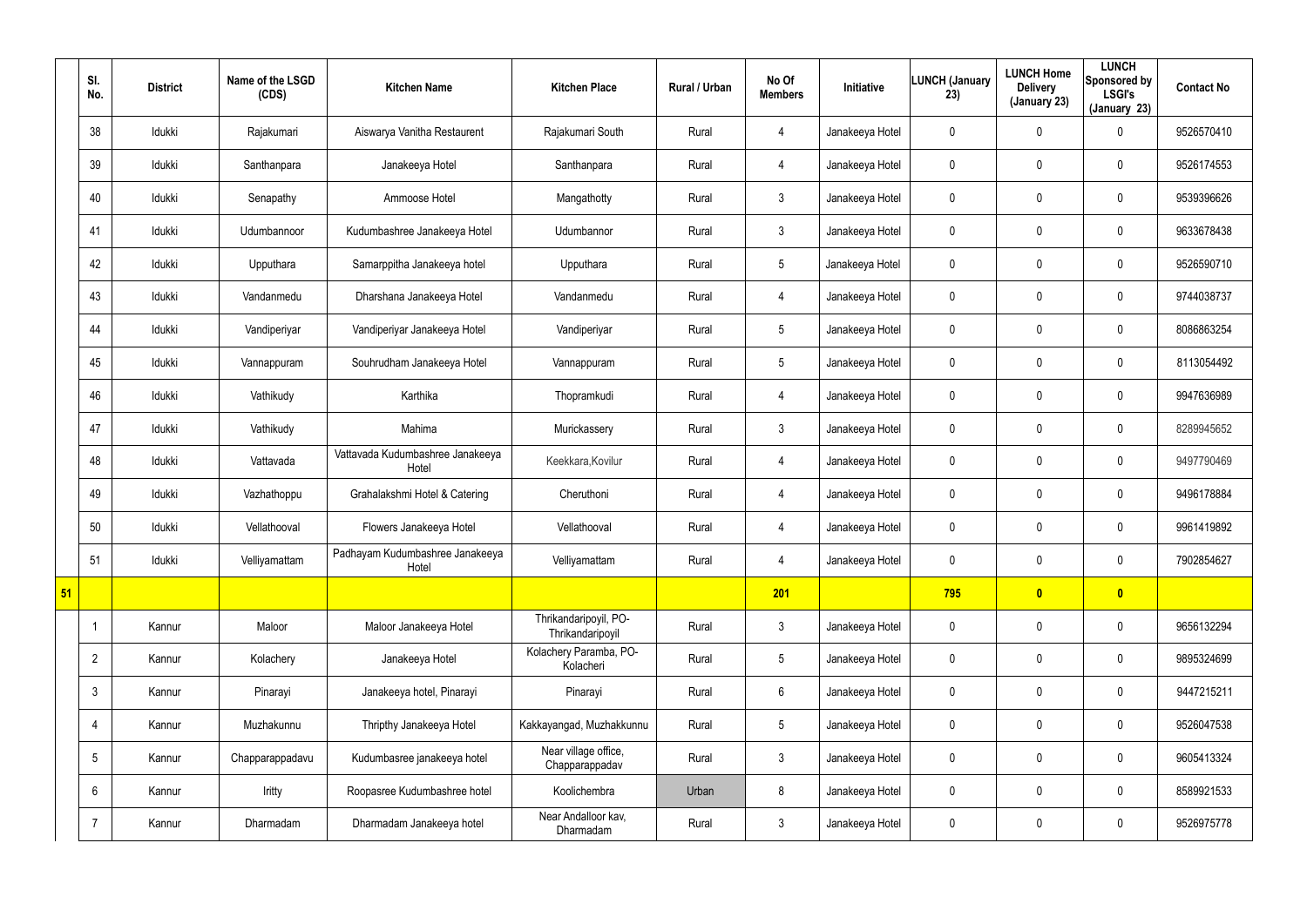| | Sl. No. | District | Name of the LSGD (CDS) | Kitchen Name | Kitchen Place | Rural / Urban | No Of Members | Initiative | LUNCH (January 23) | LUNCH Home Delivery (January 23) | LUNCH Sponsored by LSGI's (January 23) | Contact No |
|---|---|---|---|---|---|---|---|---|---|---|---|---|
| | 38 | Idukki | Rajakumari | Aiswarya Vanitha Restaurent | Rajakumari South | Rural | 4 | Janakeeya Hotel | 0 | 0 | 0 | 9526570410 |
| | 39 | Idukki | Santhanpara | Janakeeya Hotel | Santhanpara | Rural | 4 | Janakeeya Hotel | 0 | 0 | 0 | 9526174553 |
| | 40 | Idukki | Senapathy | Ammoose Hotel | Mangathotty | Rural | 3 | Janakeeya Hotel | 0 | 0 | 0 | 9539396626 |
| | 41 | Idukki | Udumbannoor | Kudumbashree Janakeeya Hotel | Udumbannor | Rural | 3 | Janakeeya Hotel | 0 | 0 | 0 | 9633678438 |
| | 42 | Idukki | Upputhara | Samarppitha Janakeeya hotel | Upputhara | Rural | 5 | Janakeeya Hotel | 0 | 0 | 0 | 9526590710 |
| | 43 | Idukki | Vandanmedu | Dharshana Janakeeya Hotel | Vandanmedu | Rural | 4 | Janakeeya Hotel | 0 | 0 | 0 | 9744038737 |
| | 44 | Idukki | Vandiperiyar | Vandiperiyar Janakeeya Hotel | Vandiperiyar | Rural | 5 | Janakeeya Hotel | 0 | 0 | 0 | 8086863254 |
| | 45 | Idukki | Vannappuram | Souhrudham Janakeeya Hotel | Vannappuram | Rural | 5 | Janakeeya Hotel | 0 | 0 | 0 | 8113054492 |
| | 46 | Idukki | Vathikudy | Karthika | Thopramkudi | Rural | 4 | Janakeeya Hotel | 0 | 0 | 0 | 9947636989 |
| | 47 | Idukki | Vathikudy | Mahima | Murickassery | Rural | 3 | Janakeeya Hotel | 0 | 0 | 0 | 8289945652 |
| | 48 | Idukki | Vattavada | Vattavada Kudumbashree Janakeeya Hotel | Keekkara,Kovilur | Rural | 4 | Janakeeya Hotel | 0 | 0 | 0 | 9497790469 |
| | 49 | Idukki | Vazhathoppu | Grahalakshmi Hotel & Catering | Cheruthoni | Rural | 4 | Janakeeya Hotel | 0 | 0 | 0 | 9496178884 |
| | 50 | Idukki | Vellathooval | Flowers Janakeeya Hotel | Vellathooval | Rural | 4 | Janakeeya Hotel | 0 | 0 | 0 | 9961419892 |
| | 51 | Idukki | Velliyamattam | Padhayam Kudumbashree Janakeeya Hotel | Velliyamattam | Rural | 4 | Janakeeya Hotel | 0 | 0 | 0 | 7902854627 |
| **51** | | | | | | | **201** | | **795** | **0** | **0** | |
| | 1 | Kannur | Maloor | Maloor Janakeeya Hotel | Thrikandaripoyil, PO-Thrikandaripoyil | Rural | 3 | Janakeeya Hotel | 0 | 0 | 0 | 9656132294 |
| | 2 | Kannur | Kolachery | Janakeeya Hotel | Kolachery Paramba, PO-Kolacheri | Rural | 5 | Janakeeya Hotel | 0 | 0 | 0 | 9895324699 |
| | 3 | Kannur | Pinarayi | Janakeeya hotel, Pinarayi | Pinarayi | Rural | 6 | Janakeeya Hotel | 0 | 0 | 0 | 9447215211 |
| | 4 | Kannur | Muzhakunnu | Thripthy Janakeeya Hotel | Kakkayangad, Muzhakkunnu | Rural | 5 | Janakeeya Hotel | 0 | 0 | 0 | 9526047538 |
| | 5 | Kannur | Chapparappadavu | Kudumbasree janakeeya hotel | Near village office, Chapparappadav | Rural | 3 | Janakeeya Hotel | 0 | 0 | 0 | 9605413324 |
| | 6 | Kannur | Iritty | Roopasree Kudumbashree hotel | Koolichembra | Urban | 8 | Janakeeya Hotel | 0 | 0 | 0 | 8589921533 |
| | 7 | Kannur | Dharmadam | Dharmadam Janakeeya hotel | Near Andalloor kav, Dharmadam | Rural | 3 | Janakeeya Hotel | 0 | 0 | 0 | 9526975778 |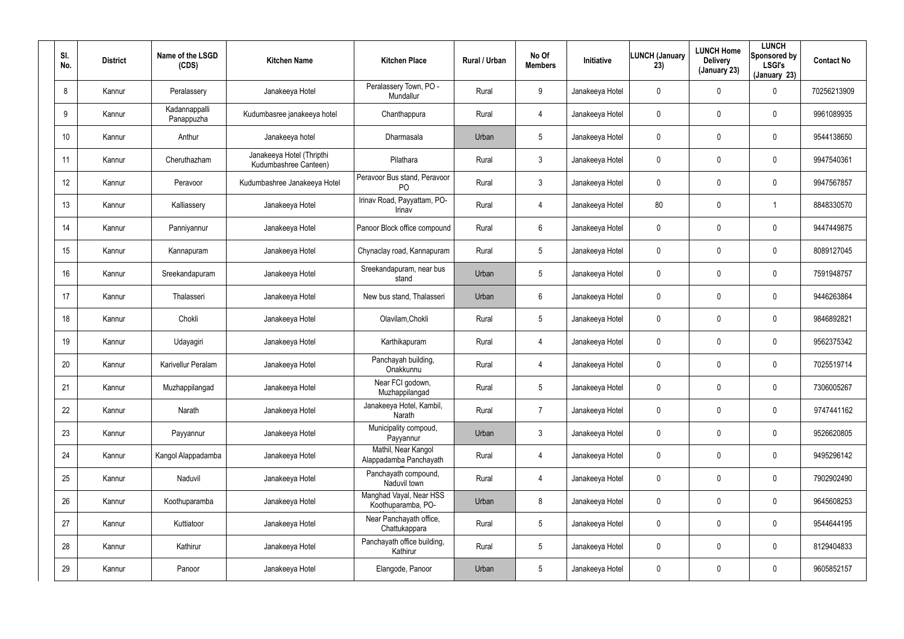| Sl. No. | District | Name of the LSGD (CDS) | Kitchen Name | Kitchen Place | Rural / Urban | No Of Members | Initiative | LUNCH (January 23) | LUNCH Home Delivery (January 23) | LUNCH Sponsored by LSGI's (January 23) | Contact No |
|---|---|---|---|---|---|---|---|---|---|---|---|
| 8 | Kannur | Peralassery | Janakeeya Hotel | Peralassery Town, PO - Mundallur | Rural | 9 | Janakeeya Hotel | 0 | 0 | 0 | 70256213909 |
| 9 | Kannur | Kadannappalli Panappuzha | Kudumbasree janakeeya hotel | Chanthappura | Rural | 4 | Janakeeya Hotel | 0 | 0 | 0 | 9961089935 |
| 10 | Kannur | Anthur | Janakeeya hotel | Dharmasala | Urban | 5 | Janakeeya Hotel | 0 | 0 | 0 | 9544138650 |
| 11 | Kannur | Cheruthazham | Janakeeya Hotel (Thripthi Kudumbashree Canteen) | Pilathara | Rural | 3 | Janakeeya Hotel | 0 | 0 | 0 | 9947540361 |
| 12 | Kannur | Peravoor | Kudumbashree Janakeeya Hotel | Peravoor Bus stand, Peravoor PO | Rural | 3 | Janakeeya Hotel | 0 | 0 | 0 | 9947567857 |
| 13 | Kannur | Kalliassery | Janakeeya Hotel | Irinav Road, Payyattam, PO-Irinav | Rural | 4 | Janakeeya Hotel | 80 | 0 | 1 | 8848330570 |
| 14 | Kannur | Panniyannur | Janakeeya Hotel | Panoor Block office compound | Rural | 6 | Janakeeya Hotel | 0 | 0 | 0 | 9447449875 |
| 15 | Kannur | Kannapuram | Janakeeya Hotel | Chynaclay road, Kannapuram | Rural | 5 | Janakeeya Hotel | 0 | 0 | 0 | 8089127045 |
| 16 | Kannur | Sreekandapuram | Janakeeya Hotel | Sreekandapuram, near bus stand | Urban | 5 | Janakeeya Hotel | 0 | 0 | 0 | 7591948757 |
| 17 | Kannur | Thalasseri | Janakeeya Hotel | New bus stand, Thalasseri | Urban | 6 | Janakeeya Hotel | 0 | 0 | 0 | 9446263864 |
| 18 | Kannur | Chokli | Janakeeya Hotel | Olavilam,Chokli | Rural | 5 | Janakeeya Hotel | 0 | 0 | 0 | 9846892821 |
| 19 | Kannur | Udayagiri | Janakeeya Hotel | Karthikapuram | Rural | 4 | Janakeeya Hotel | 0 | 0 | 0 | 9562375342 |
| 20 | Kannur | Karivellur Peralam | Janakeeya Hotel | Panchayah building, Onakkunnu | Rural | 4 | Janakeeya Hotel | 0 | 0 | 0 | 7025519714 |
| 21 | Kannur | Muzhappilangad | Janakeeya Hotel | Near FCI godown, Muzhappilangad | Rural | 5 | Janakeeya Hotel | 0 | 0 | 0 | 7306005267 |
| 22 | Kannur | Narath | Janakeeya Hotel | Janakeeya Hotel, Kambil, Narath | Rural | 7 | Janakeeya Hotel | 0 | 0 | 0 | 9747441162 |
| 23 | Kannur | Payyannur | Janakeeya Hotel | Municipality compoud, Payyannur | Urban | 3 | Janakeeya Hotel | 0 | 0 | 0 | 9526620805 |
| 24 | Kannur | Kangol Alappadamba | Janakeeya Hotel | Mathil, Near Kangol Alappadamba Panchayath | Rural | 4 | Janakeeya Hotel | 0 | 0 | 0 | 9495296142 |
| 25 | Kannur | Naduvil | Janakeeya Hotel | Panchayath compound, Naduvil town | Rural | 4 | Janakeeya Hotel | 0 | 0 | 0 | 7902902490 |
| 26 | Kannur | Koothuparamba | Janakeeya Hotel | Manghad Vayal, Near HSS Koothuparamba, PO- | Urban | 8 | Janakeeya Hotel | 0 | 0 | 0 | 9645608253 |
| 27 | Kannur | Kuttiatoor | Janakeeya Hotel | Near Panchayath office, Chattukappara | Rural | 5 | Janakeeya Hotel | 0 | 0 | 0 | 9544644195 |
| 28 | Kannur | Kathirur | Janakeeya Hotel | Panchayath office building, Kathirur | Rural | 5 | Janakeeya Hotel | 0 | 0 | 0 | 8129404833 |
| 29 | Kannur | Panoor | Janakeeya Hotel | Elangode, Panoor | Urban | 5 | Janakeeya Hotel | 0 | 0 | 0 | 9605852157 |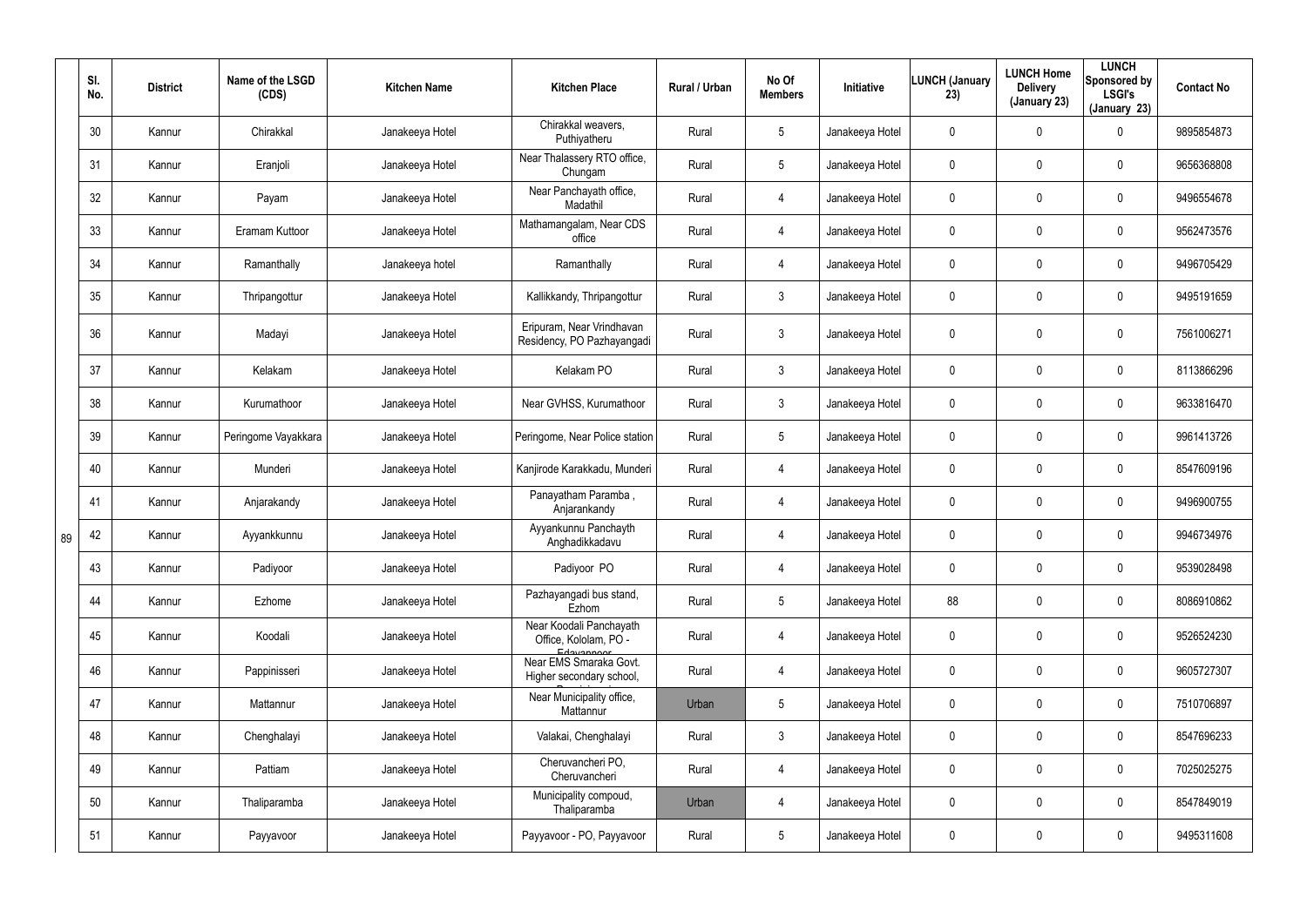|  | Sl. No. | District | Name of the LSGD (CDS) | Kitchen Name | Kitchen Place | Rural / Urban | No Of Members | Initiative | LUNCH (January 23) | LUNCH Home Delivery (January 23) | LUNCH Sponsored by LSGI's (January 23) | Contact No |
|---|---|---|---|---|---|---|---|---|---|---|---|---|
|  | 30 | Kannur | Chirakkal | Janakeeya Hotel | Chirakkal weavers, Puthiyatheru | Rural | 5 | Janakeeya Hotel | 0 | 0 | 0 | 9895854873 |
|  | 31 | Kannur | Eranjoli | Janakeeya Hotel | Near Thalassery RTO office, Chungam | Rural | 5 | Janakeeya Hotel | 0 | 0 | 0 | 9656368808 |
|  | 32 | Kannur | Payam | Janakeeya Hotel | Near Panchayath office, Madathil | Rural | 4 | Janakeeya Hotel | 0 | 0 | 0 | 9496554678 |
|  | 33 | Kannur | Eramam Kuttoor | Janakeeya Hotel | Mathamangalam, Near CDS office | Rural | 4 | Janakeeya Hotel | 0 | 0 | 0 | 9562473576 |
|  | 34 | Kannur | Ramanthally | Janakeeya hotel | Ramanthally | Rural | 4 | Janakeeya Hotel | 0 | 0 | 0 | 9496705429 |
|  | 35 | Kannur | Thripangottur | Janakeeya Hotel | Kallikkandy, Thripangottur | Rural | 3 | Janakeeya Hotel | 0 | 0 | 0 | 9495191659 |
|  | 36 | Kannur | Madayi | Janakeeya Hotel | Eripuram, Near Vrindhavan Residency, PO Pazhayangadi | Rural | 3 | Janakeeya Hotel | 0 | 0 | 0 | 7561006271 |
|  | 37 | Kannur | Kelakam | Janakeeya Hotel | Kelakam PO | Rural | 3 | Janakeeya Hotel | 0 | 0 | 0 | 8113866296 |
|  | 38 | Kannur | Kurumathoor | Janakeeya Hotel | Near GVHSS, Kurumathoor | Rural | 3 | Janakeeya Hotel | 0 | 0 | 0 | 9633816470 |
|  | 39 | Kannur | Peringome Vayakkara | Janakeeya Hotel | Peringome, Near Police station | Rural | 5 | Janakeeya Hotel | 0 | 0 | 0 | 9961413726 |
|  | 40 | Kannur | Munderi | Janakeeya Hotel | Kanjirode Karakkadu, Munderi | Rural | 4 | Janakeeya Hotel | 0 | 0 | 0 | 8547609196 |
|  | 41 | Kannur | Anjarakandy | Janakeeya Hotel | Panayatham Paramba , Anjarankandy | Rural | 4 | Janakeeya Hotel | 0 | 0 | 0 | 9496900755 |
| 89 | 42 | Kannur | Ayyankkunnu | Janakeeya Hotel | Ayyankunnu Panchayth Anghadikkadavu | Rural | 4 | Janakeeya Hotel | 0 | 0 | 0 | 9946734976 |
|  | 43 | Kannur | Padiyoor | Janakeeya Hotel | Padiyoor PO | Rural | 4 | Janakeeya Hotel | 0 | 0 | 0 | 9539028498 |
|  | 44 | Kannur | Ezhome | Janakeeya Hotel | Pazhayangadi bus stand, Ezhom | Rural | 5 | Janakeeya Hotel | 88 | 0 | 0 | 8086910862 |
|  | 45 | Kannur | Koodali | Janakeeya Hotel | Near Koodali Panchayath Office, Kololam, PO - Edavannoor | Rural | 4 | Janakeeya Hotel | 0 | 0 | 0 | 9526524230 |
|  | 46 | Kannur | Pappinisseri | Janakeeya Hotel | Near EMS Smaraka Govt. Higher secondary school, Pappinisseri | Rural | 4 | Janakeeya Hotel | 0 | 0 | 0 | 9605727307 |
|  | 47 | Kannur | Mattannur | Janakeeya Hotel | Near Municipality office, Mattannur | Urban | 5 | Janakeeya Hotel | 0 | 0 | 0 | 7510706897 |
|  | 48 | Kannur | Chenghalayi | Janakeeya Hotel | Valakai, Chenghalayi | Rural | 3 | Janakeeya Hotel | 0 | 0 | 0 | 8547696233 |
|  | 49 | Kannur | Pattiam | Janakeeya Hotel | Cheruvancheri PO, Cheruvancheri | Rural | 4 | Janakeeya Hotel | 0 | 0 | 0 | 7025025275 |
|  | 50 | Kannur | Thaliparamba | Janakeeya Hotel | Municipality compoud, Thaliparamba | Urban | 4 | Janakeeya Hotel | 0 | 0 | 0 | 8547849019 |
|  | 51 | Kannur | Payyavoor | Janakeeya Hotel | Payyavoor - PO, Payyavoor | Rural | 5 | Janakeeya Hotel | 0 | 0 | 0 | 9495311608 |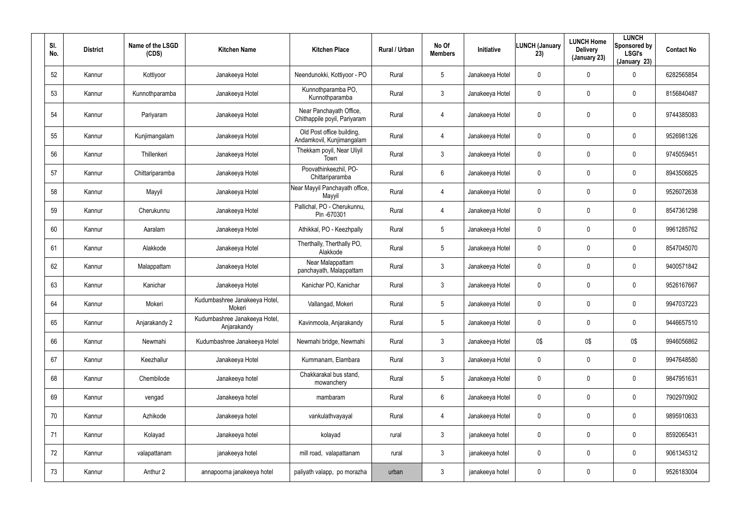| Sl. No. | District | Name of the LSGD (CDS) | Kitchen Name | Kitchen Place | Rural / Urban | No Of Members | Initiative | LUNCH (January 23) | LUNCH Home Delivery (January 23) | LUNCH Sponsored by LSGI's (January 23) | Contact No |
|---|---|---|---|---|---|---|---|---|---|---|---|
| 52 | Kannur | Kottiyoor | Janakeeya Hotel | Neendunokki, Kottiyoor - PO | Rural | 5 | Janakeeya Hotel | 0 | 0 | 0 | 6282565854 |
| 53 | Kannur | Kunnothparamba | Janakeeya Hotel | Kunnothparamba PO, Kunnothparamba | Rural | 3 | Janakeeya Hotel | 0 | 0 | 0 | 8156840487 |
| 54 | Kannur | Pariyaram | Janakeeya Hotel | Near Panchayath Office, Chithappile poyil, Pariyaram | Rural | 4 | Janakeeya Hotel | 0 | 0 | 0 | 9744385083 |
| 55 | Kannur | Kunjimangalam | Janakeeya Hotel | Old Post office building, Andamkovil, Kunjimangalam | Rural | 4 | Janakeeya Hotel | 0 | 0 | 0 | 9526981326 |
| 56 | Kannur | Thillenkeri | Janakeeya Hotel | Thekkam poyil, Near Uliyil Town | Rural | 3 | Janakeeya Hotel | 0 | 0 | 0 | 9745059451 |
| 57 | Kannur | Chittariparamba | Janakeeya Hotel | Poovathinkeezhil, PO-Chittariparamba | Rural | 6 | Janakeeya Hotel | 0 | 0 | 0 | 8943506825 |
| 58 | Kannur | Mayyil | Janakeeya Hotel | Near Mayyil Panchayath office, Mayyil | Rural | 4 | Janakeeya Hotel | 0 | 0 | 0 | 9526072638 |
| 59 | Kannur | Cherukunnu | Janakeeya Hotel | Pallichal, PO - Cherukunnu, Pin -670301 | Rural | 4 | Janakeeya Hotel | 0 | 0 | 0 | 8547361298 |
| 60 | Kannur | Aaralam | Janakeeya Hotel | Athikkal, PO - Keezhpally | Rural | 5 | Janakeeya Hotel | 0 | 0 | 0 | 9961285762 |
| 61 | Kannur | Alakkode | Janakeeya Hotel | Therthally, Therthally PO, Alakkode | Rural | 5 | Janakeeya Hotel | 0 | 0 | 0 | 8547045070 |
| 62 | Kannur | Malappattam | Janakeeya Hotel | Near Malappattam panchayath, Malappattam | Rural | 3 | Janakeeya Hotel | 0 | 0 | 0 | 9400571842 |
| 63 | Kannur | Kanichar | Janakeeya Hotel | Kanichar PO, Kanichar | Rural | 3 | Janakeeya Hotel | 0 | 0 | 0 | 9526167667 |
| 64 | Kannur | Mokeri | Kudumbashree Janakeeya Hotel, Mokeri | Vallangad, Mokeri | Rural | 5 | Janakeeya Hotel | 0 | 0 | 0 | 9947037223 |
| 65 | Kannur | Anjarakandy 2 | Kudumbashree Janakeeya Hotel, Anjarakandy | Kavinmoola, Anjarakandy | Rural | 5 | Janakeeya Hotel | 0 | 0 | 0 | 9446657510 |
| 66 | Kannur | Newmahi | Kudumbashree Janakeeya Hotel | Newmahi bridge, Newmahi | Rural | 3 | Janakeeya Hotel | 0$ | 0$ | 0$ | 9946056862 |
| 67 | Kannur | Keezhallur | Janakeeya Hotel | Kummanam, Elambara | Rural | 3 | Janakeeya Hotel | 0 | 0 | 0 | 9947648580 |
| 68 | Kannur | Chembilode | Janakeeya hotel | Chakkarakal bus stand, mowanchery | Rural | 5 | Janakeeya Hotel | 0 | 0 | 0 | 9847951631 |
| 69 | Kannur | vengad | Janakeeya hotel | mambaram | Rural | 6 | Janakeeya Hotel | 0 | 0 | 0 | 7902970902 |
| 70 | Kannur | Azhikode | Janakeeya hotel | vankulathvayayal | Rural | 4 | Janakeeya Hotel | 0 | 0 | 0 | 9895910633 |
| 71 | Kannur | Kolayad | Janakeeya hotel | kolayad | rural | 3 | janakeeya hotel | 0 | 0 | 0 | 8592065431 |
| 72 | Kannur | valapattanam | janakeeya hotel | mill road, valapattanam | rural | 3 | janakeeya hotel | 0 | 0 | 0 | 9061345312 |
| 73 | Kannur | Anthur 2 | annapoorna janakeeya hotel | paliyath valapp, po morazha | urban | 3 | janakeeya hotel | 0 | 0 | 0 | 9526183004 |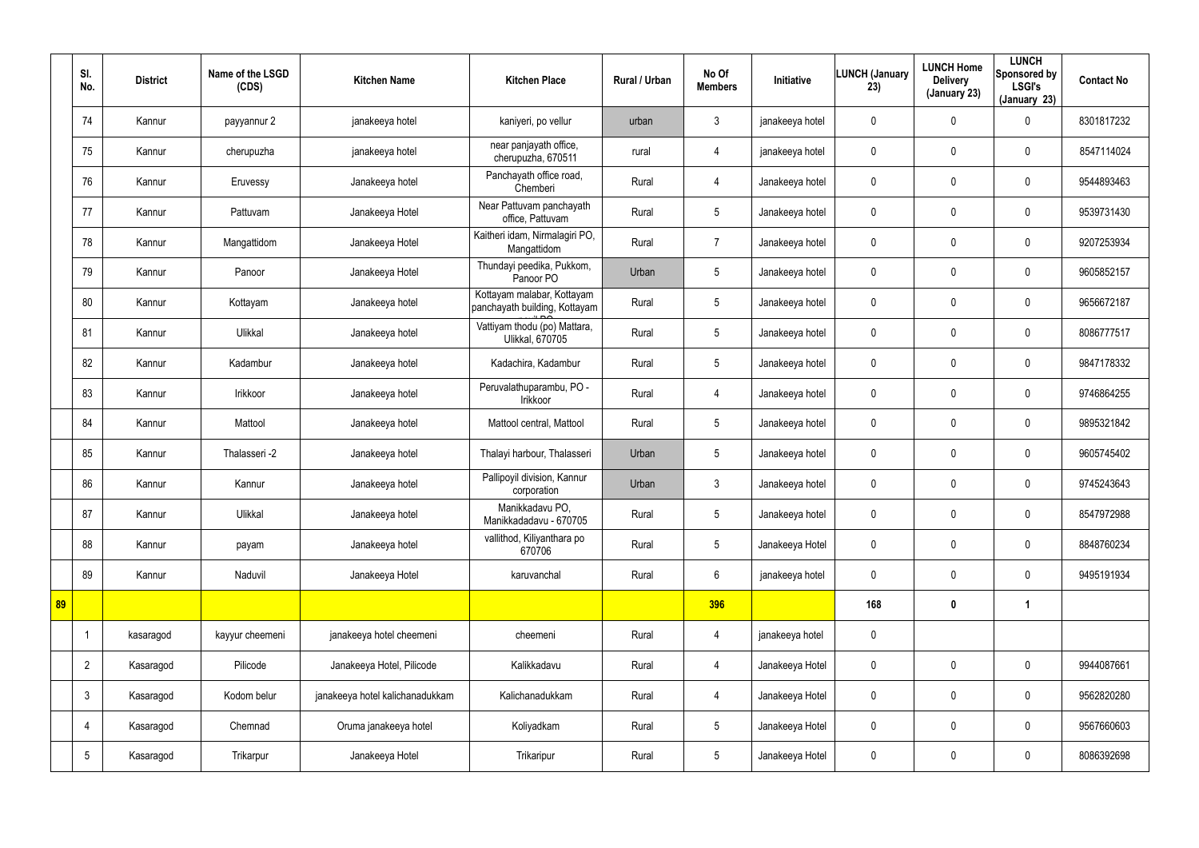| | Sl. No. | District | Name of the LSGD (CDS) | Kitchen Name | Kitchen Place | Rural / Urban | No Of Members | Initiative | LUNCH (January 23) | LUNCH Home Delivery (January 23) | LUNCH Sponsored by LSGI's (January 23) | Contact No |
|---|---|---|---|---|---|---|---|---|---|---|---|---|
| | 74 | Kannur | payyannur 2 | janakeeya hotel | kaniyeri, po vellur | urban | 3 | janakeeya hotel | 0 | 0 | 0 | 8301817232 |
| | 75 | Kannur | cherupuzha | janakeeya hotel | near panjayath office, cherupuzha, 670511 | rural | 4 | janakeeya hotel | 0 | 0 | 0 | 8547114024 |
| | 76 | Kannur | Eruvessy | Janakeeya hotel | Panchayath office road, Chemberi | Rural | 4 | Janakeeya hotel | 0 | 0 | 0 | 9544893463 |
| | 77 | Kannur | Pattuvam | Janakeeya Hotel | Near Pattuvam panchayath office, Pattuvam | Rural | 5 | Janakeeya hotel | 0 | 0 | 0 | 9539731430 |
| | 78 | Kannur | Mangattidom | Janakeeya Hotel | Kaitheri idam, Nirmalagiri PO, Mangattidom | Rural | 7 | Janakeeya hotel | 0 | 0 | 0 | 9207253934 |
| | 79 | Kannur | Panoor | Janakeeya Hotel | Thundayi peedika, Pukkom, Panoor PO | Urban | 5 | Janakeeya hotel | 0 | 0 | 0 | 9605852157 |
| | 80 | Kannur | Kottayam | Janakeeya hotel | Kottayam malabar, Kottayam panchayath building, Kottayam | Rural | 5 | Janakeeya hotel | 0 | 0 | 0 | 9656672187 |
| | 81 | Kannur | Ulikkal | Janakeeya hotel | Vattiyam thodu (po) Mattara, Ulikkal, 670705 | Rural | 5 | Janakeeya hotel | 0 | 0 | 0 | 8086777517 |
| | 82 | Kannur | Kadambur | Janakeeya hotel | Kadachira, Kadambur | Rural | 5 | Janakeeya hotel | 0 | 0 | 0 | 9847178332 |
| | 83 | Kannur | Irikkoor | Janakeeya hotel | Peruvalathuparambu, PO - Irikkoor | Rural | 4 | Janakeeya hotel | 0 | 0 | 0 | 9746864255 |
| | 84 | Kannur | Mattool | Janakeeya hotel | Mattool central, Mattool | Rural | 5 | Janakeeya hotel | 0 | 0 | 0 | 9895321842 |
| | 85 | Kannur | Thalasseri -2 | Janakeeya hotel | Thalayi harbour, Thalasseri | Urban | 5 | Janakeeya hotel | 0 | 0 | 0 | 9605745402 |
| | 86 | Kannur | Kannur | Janakeeya hotel | Pallipoyil division, Kannur corporation | Urban | 3 | Janakeeya hotel | 0 | 0 | 0 | 9745243643 |
| | 87 | Kannur | Ulikkal | Janakeeya hotel | Manikkadavu PO, Manikkadadavu - 670705 | Rural | 5 | Janakeeya hotel | 0 | 0 | 0 | 8547972988 |
| | 88 | Kannur | payam | Janakeeya hotel | vallithod, Kiliyanthara po 670706 | Rural | 5 | Janakeeya Hotel | 0 | 0 | 0 | 8848760234 |
| | 89 | Kannur | Naduvil | Janakeeya Hotel | karuvanchal | Rural | 6 | janakeeya hotel | 0 | 0 | 0 | 9495191934 |
| 89 | | | | | | | 396 | | 168 | 0 | 1 | |
| | 1 | kasaragod | kayyur cheemeni | janakeeya hotel cheemeni | cheemeni | Rural | 4 | janakeeya hotel | 0 | | | |
| | 2 | Kasaragod | Pilicode | Janakeeya Hotel, Pilicode | Kalikkadavu | Rural | 4 | Janakeeya Hotel | 0 | 0 | 0 | 9944087661 |
| | 3 | Kasaragod | Kodom belur | janakeeya hotel kalichanadukkam | Kalichanadukkam | Rural | 4 | Janakeeya Hotel | 0 | 0 | 0 | 9562820280 |
| | 4 | Kasaragod | Chemnad | Oruma janakeeya hotel | Koliyadkam | Rural | 5 | Janakeeya Hotel | 0 | 0 | 0 | 9567660603 |
| | 5 | Kasaragod | Trikarpur | Janakeeya Hotel | Trikaripur | Rural | 5 | Janakeeya Hotel | 0 | 0 | 0 | 8086392698 |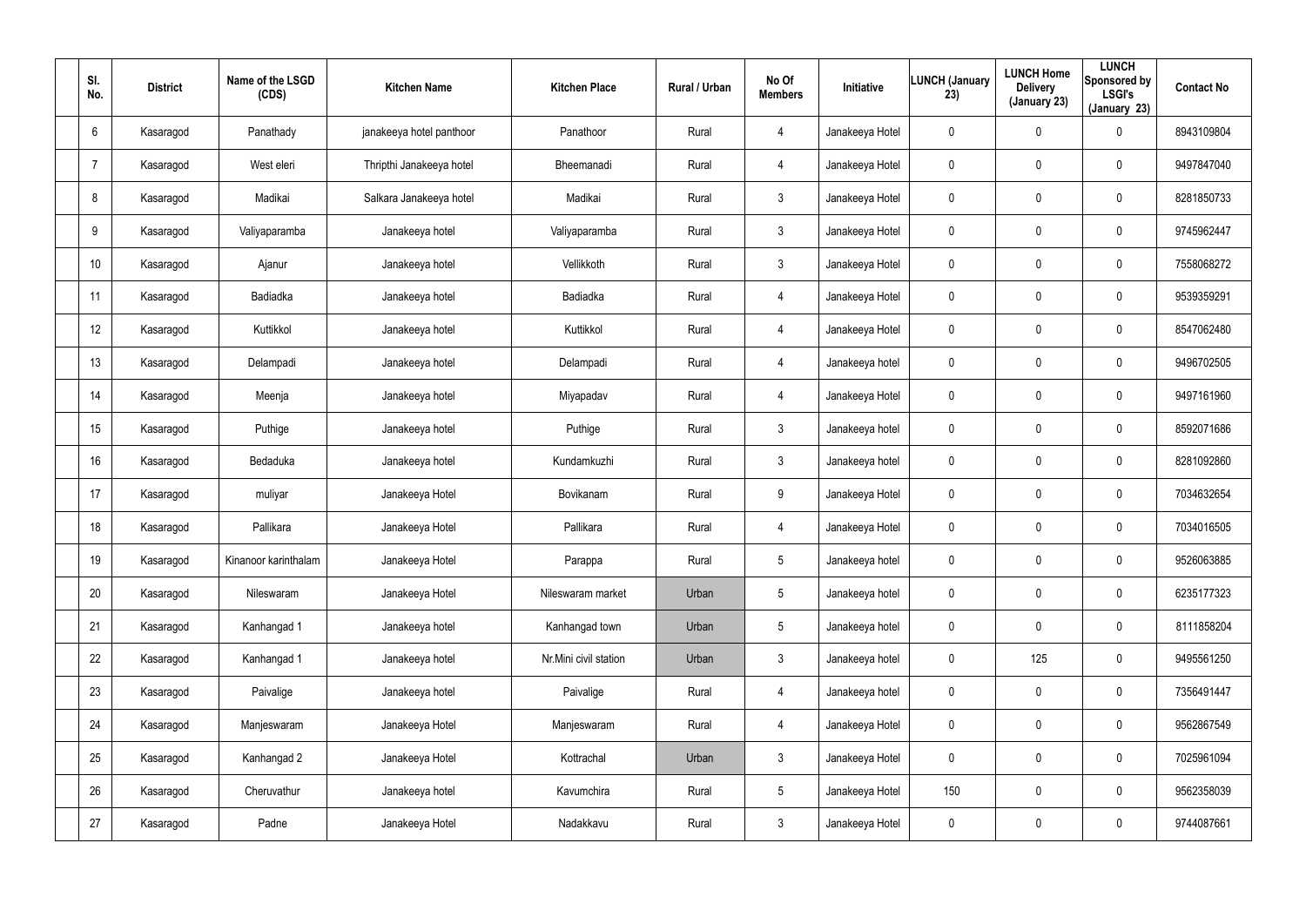| Sl. No. | District | Name of the LSGD (CDS) | Kitchen Name | Kitchen Place | Rural / Urban | No Of Members | Initiative | LUNCH (January 23) | LUNCH Home Delivery (January 23) | LUNCH Sponsored by LSGI's (January 23) | Contact No |
|---|---|---|---|---|---|---|---|---|---|---|---|
| 6 | Kasaragod | Panathady | janakeeya hotel panthoor | Panathoor | Rural | 4 | Janakeeya Hotel | 0 | 0 | 0 | 8943109804 |
| 7 | Kasaragod | West eleri | Thripthi Janakeeya hotel | Bheemanadi | Rural | 4 | Janakeeya Hotel | 0 | 0 | 0 | 9497847040 |
| 8 | Kasaragod | Madikai | Salkara Janakeeya hotel | Madikai | Rural | 3 | Janakeeya Hotel | 0 | 0 | 0 | 8281850733 |
| 9 | Kasaragod | Valiyaparamba | Janakeeya hotel | Valiyaparamba | Rural | 3 | Janakeeya Hotel | 0 | 0 | 0 | 9745962447 |
| 10 | Kasaragod | Ajanur | Janakeeya hotel | Vellikkoth | Rural | 3 | Janakeeya Hotel | 0 | 0 | 0 | 7558068272 |
| 11 | Kasaragod | Badiadka | Janakeeya hotel | Badiadka | Rural | 4 | Janakeeya Hotel | 0 | 0 | 0 | 9539359291 |
| 12 | Kasaragod | Kuttikkol | Janakeeya hotel | Kuttikkol | Rural | 4 | Janakeeya Hotel | 0 | 0 | 0 | 8547062480 |
| 13 | Kasaragod | Delampadi | Janakeeya hotel | Delampadi | Rural | 4 | Janakeeya hotel | 0 | 0 | 0 | 9496702505 |
| 14 | Kasaragod | Meenja | Janakeeya hotel | Miyapadav | Rural | 4 | Janakeeya Hotel | 0 | 0 | 0 | 9497161960 |
| 15 | Kasaragod | Puthige | Janakeeya hotel | Puthige | Rural | 3 | Janakeeya hotel | 0 | 0 | 0 | 8592071686 |
| 16 | Kasaragod | Bedaduka | Janakeeya hotel | Kundamkuzhi | Rural | 3 | Janakeeya hotel | 0 | 0 | 0 | 8281092860 |
| 17 | Kasaragod | muliyar | Janakeeya Hotel | Bovikanam | Rural | 9 | Janakeeya Hotel | 0 | 0 | 0 | 7034632654 |
| 18 | Kasaragod | Pallikara | Janakeeya Hotel | Pallikara | Rural | 4 | Janakeeya Hotel | 0 | 0 | 0 | 7034016505 |
| 19 | Kasaragod | Kinanoor karinthalam | Janakeeya Hotel | Parappa | Rural | 5 | Janakeeya hotel | 0 | 0 | 0 | 9526063885 |
| 20 | Kasaragod | Nileswaram | Janakeeya Hotel | Nileswaram market | Urban | 5 | Janakeeya hotel | 0 | 0 | 0 | 6235177323 |
| 21 | Kasaragod | Kanhangad 1 | Janakeeya hotel | Kanhangad town | Urban | 5 | Janakeeya hotel | 0 | 0 | 0 | 8111858204 |
| 22 | Kasaragod | Kanhangad 1 | Janakeeya hotel | Nr.Mini civil station | Urban | 3 | Janakeeya hotel | 0 | 125 | 0 | 9495561250 |
| 23 | Kasaragod | Paivalige | Janakeeya hotel | Paivalige | Rural | 4 | Janakeeya hotel | 0 | 0 | 0 | 7356491447 |
| 24 | Kasaragod | Manjeswaram | Janakeeya Hotel | Manjeswaram | Rural | 4 | Janakeeya Hotel | 0 | 0 | 0 | 9562867549 |
| 25 | Kasaragod | Kanhangad 2 | Janakeeya Hotel | Kottrachal | Urban | 3 | Janakeeya Hotel | 0 | 0 | 0 | 7025961094 |
| 26 | Kasaragod | Cheruvathur | Janakeeya hotel | Kavumchira | Rural | 5 | Janakeeya Hotel | 150 | 0 | 0 | 9562358039 |
| 27 | Kasaragod | Padne | Janakeeya Hotel | Nadakkavu | Rural | 3 | Janakeeya Hotel | 0 | 0 | 0 | 9744087661 |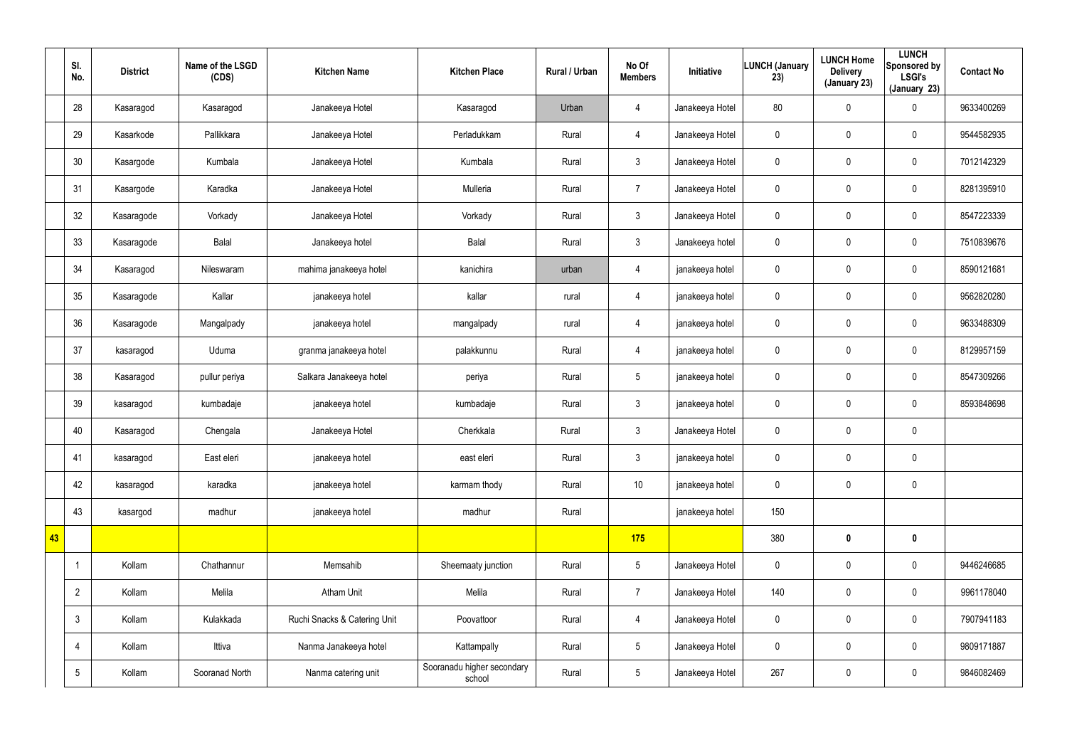|  | Sl. No. | District | Name of the LSGD (CDS) | Kitchen Name | Kitchen Place | Rural / Urban | No Of Members | Initiative | LUNCH (January 23) | LUNCH Home Delivery (January 23) | LUNCH Sponsored by LSGI's (January 23) | Contact No |
|---|---|---|---|---|---|---|---|---|---|---|---|---|
|  | 28 | Kasaragod | Kasaragod | Janakeeya Hotel | Kasaragod | Urban | 4 | Janakeeya Hotel | 80 | 0 | 0 | 9633400269 |
|  | 29 | Kasarkode | Pallikkara | Janakeeya Hotel | Perladukkam | Rural | 4 | Janakeeya Hotel | 0 | 0 | 0 | 9544582935 |
|  | 30 | Kasargode | Kumbala | Janakeeya Hotel | Kumbala | Rural | 3 | Janakeeya Hotel | 0 | 0 | 0 | 7012142329 |
|  | 31 | Kasargode | Karadka | Janakeeya Hotel | Mulleria | Rural | 7 | Janakeeya Hotel | 0 | 0 | 0 | 8281395910 |
|  | 32 | Kasaragode | Vorkady | Janakeeya Hotel | Vorkady | Rural | 3 | Janakeeya Hotel | 0 | 0 | 0 | 8547223339 |
|  | 33 | Kasaragode | Balal | Janakeeya hotel | Balal | Rural | 3 | Janakeeya hotel | 0 | 0 | 0 | 7510839676 |
|  | 34 | Kasaragod | Nileswaram | mahima janakeeya hotel | kanichira | urban | 4 | janakeeya hotel | 0 | 0 | 0 | 8590121681 |
|  | 35 | Kasaragode | Kallar | janakeeya hotel | kallar | rural | 4 | janakeeya hotel | 0 | 0 | 0 | 9562820280 |
|  | 36 | Kasaragode | Mangalpady | janakeeya hotel | mangalpady | rural | 4 | janakeeya hotel | 0 | 0 | 0 | 9633488309 |
|  | 37 | kasaragod | Uduma | granma janakeeya hotel | palakkunnu | Rural | 4 | janakeeya hotel | 0 | 0 | 0 | 8129957159 |
|  | 38 | Kasaragod | pullur periya | Salkara Janakeeya hotel | periya | Rural | 5 | janakeeya hotel | 0 | 0 | 0 | 8547309266 |
|  | 39 | kasaragod | kumbadaje | janakeeya hotel | kumbadaje | Rural | 3 | janakeeya hotel | 0 | 0 | 0 | 8593848698 |
|  | 40 | Kasaragod | Chengala | Janakeeya Hotel | Cherkkala | Rural | 3 | Janakeeya Hotel | 0 | 0 | 0 |  |
|  | 41 | kasaragod | East eleri | janakeeya hotel | east eleri | Rural | 3 | janakeeya hotel | 0 | 0 | 0 |  |
|  | 42 | kasaragod | karadka | janakeeya hotel | karmam thody | Rural | 10 | janakeeya hotel | 0 | 0 | 0 |  |
|  | 43 | kasargod | madhur | janakeeya hotel | madhur | Rural |  | janakeeya hotel | 150 |  |  |  |
| **43** |  |  |  |  |  |  | **175** |  | 380 | **0** | **0** |  |
|  | 1 | Kollam | Chathannur | Memsahib | Sheemaaty junction | Rural | 5 | Janakeeya Hotel | 0 | 0 | 0 | 9446246685 |
|  | 2 | Kollam | Melila | Atham Unit | Melila | Rural | 7 | Janakeeya Hotel | 140 | 0 | 0 | 9961178040 |
|  | 3 | Kollam | Kulakkada | Ruchi Snacks & Catering Unit | Poovattoor | Rural | 4 | Janakeeya Hotel | 0 | 0 | 0 | 7907941183 |
|  | 4 | Kollam | Ittiva | Nanma Janakeeya hotel | Kattampally | Rural | 5 | Janakeeya Hotel | 0 | 0 | 0 | 9809171887 |
|  | 5 | Kollam | Sooranad North | Nanma catering unit | Sooranadu higher secondary school | Rural | 5 | Janakeeya Hotel | 267 | 0 | 0 | 9846082469 |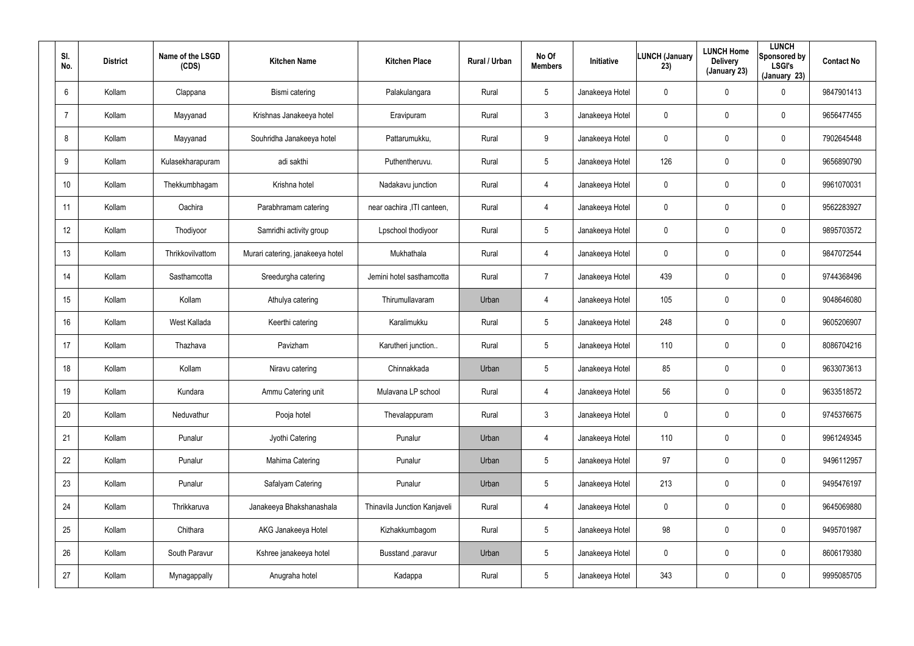| Sl. No. | District | Name of the LSGD (CDS) | Kitchen Name | Kitchen Place | Rural / Urban | No Of Members | Initiative | LUNCH (January 23) | LUNCH Home Delivery (January 23) | LUNCH Sponsored by LSGI's (January 23) | Contact No |
|---|---|---|---|---|---|---|---|---|---|---|---|
| 6 | Kollam | Clappana | Bismi catering | Palakulangara | Rural | 5 | Janakeeya Hotel | 0 | 0 | 0 | 9847901413 |
| 7 | Kollam | Mayyanad | Krishnas Janakeeya hotel | Eravipuram | Rural | 3 | Janakeeya Hotel | 0 | 0 | 0 | 9656477455 |
| 8 | Kollam | Mayyanad | Souhridha Janakeeya hotel | Pattarumukku, | Rural | 9 | Janakeeya Hotel | 0 | 0 | 0 | 7902645448 |
| 9 | Kollam | Kulasekharapuram | adi sakthi | Puthentheruvu. | Rural | 5 | Janakeeya Hotel | 126 | 0 | 0 | 9656890790 |
| 10 | Kollam | Thekkumbhagam | Krishna hotel | Nadakavu junction | Rural | 4 | Janakeeya Hotel | 0 | 0 | 0 | 9961070031 |
| 11 | Kollam | Oachira | Parabhramam catering | near oachira ,ITI canteen, | Rural | 4 | Janakeeya Hotel | 0 | 0 | 0 | 9562283927 |
| 12 | Kollam | Thodiyoor | Samridhi activity group | Lpschool thodiyoor | Rural | 5 | Janakeeya Hotel | 0 | 0 | 0 | 9895703572 |
| 13 | Kollam | Thrikkovilvattom | Murari catering, janakeeya hotel | Mukhathala | Rural | 4 | Janakeeya Hotel | 0 | 0 | 0 | 9847072544 |
| 14 | Kollam | Sasthamcotta | Sreedurgha catering | Jemini hotel sasthamcotta | Rural | 7 | Janakeeya Hotel | 439 | 0 | 0 | 9744368496 |
| 15 | Kollam | Kollam | Athulya catering | Thirumullavaram | Urban | 4 | Janakeeya Hotel | 105 | 0 | 0 | 9048646080 |
| 16 | Kollam | West Kallada | Keerthi catering | Karalimukku | Rural | 5 | Janakeeya Hotel | 248 | 0 | 0 | 9605206907 |
| 17 | Kollam | Thazhava | Pavizham | Karutheri junction.. | Rural | 5 | Janakeeya Hotel | 110 | 0 | 0 | 8086704216 |
| 18 | Kollam | Kollam | Niravu catering | Chinnakkada | Urban | 5 | Janakeeya Hotel | 85 | 0 | 0 | 9633073613 |
| 19 | Kollam | Kundara | Ammu Catering unit | Mulavana LP school | Rural | 4 | Janakeeya Hotel | 56 | 0 | 0 | 9633518572 |
| 20 | Kollam | Neduvathur | Pooja hotel | Thevalappuram | Rural | 3 | Janakeeya Hotel | 0 | 0 | 0 | 9745376675 |
| 21 | Kollam | Punalur | Jyothi Catering | Punalur | Urban | 4 | Janakeeya Hotel | 110 | 0 | 0 | 9961249345 |
| 22 | Kollam | Punalur | Mahima Catering | Punalur | Urban | 5 | Janakeeya Hotel | 97 | 0 | 0 | 9496112957 |
| 23 | Kollam | Punalur | Safalyam Catering | Punalur | Urban | 5 | Janakeeya Hotel | 213 | 0 | 0 | 9495476197 |
| 24 | Kollam | Thrikkaruva | Janakeeya Bhakshanashala | Thinavila Junction Kanjaveli | Rural | 4 | Janakeeya Hotel | 0 | 0 | 0 | 9645069880 |
| 25 | Kollam | Chithara | AKG Janakeeya Hotel | Kizhakkumbagom | Rural | 5 | Janakeeya Hotel | 98 | 0 | 0 | 9495701987 |
| 26 | Kollam | South Paravur | Kshree janakeeya hotel | Busstand ,paravur | Urban | 5 | Janakeeya Hotel | 0 | 0 | 0 | 8606179380 |
| 27 | Kollam | Mynagappally | Anugraha hotel | Kadappa | Rural | 5 | Janakeeya Hotel | 343 | 0 | 0 | 9995085705 |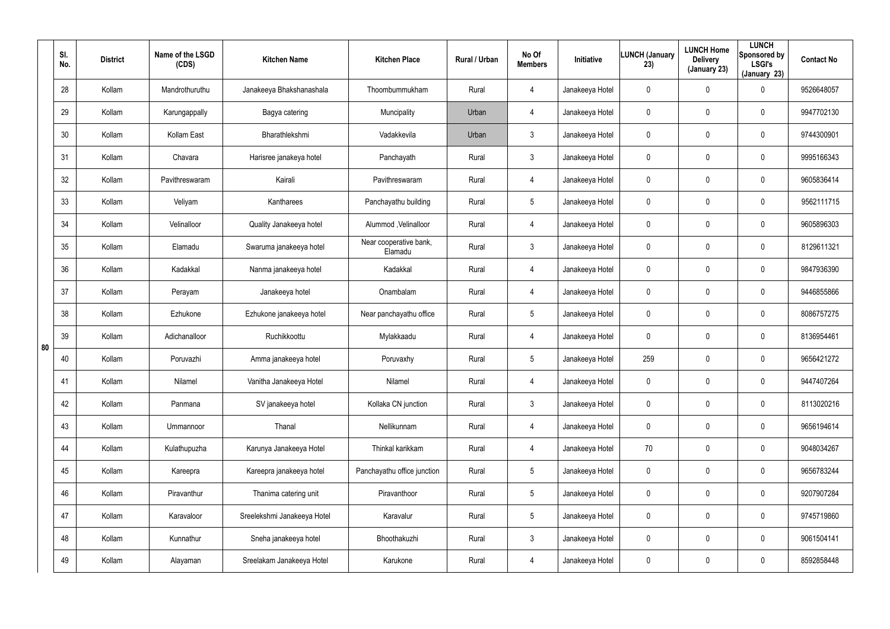| | Sl. No. | District | Name of the LSGD (CDS) | Kitchen Name | Kitchen Place | Rural / Urban | No Of Members | Initiative | LUNCH (January 23) | LUNCH Home Delivery (January 23) | LUNCH Sponsored by LSGI's (January 23) | Contact No |
|---|---|---|---|---|---|---|---|---|---|---|---|---|
| 80 | 28 | Kollam | Mandrothuruthu | Janakeeya Bhakshanashala | Thoombummukham | Rural | 4 | Janakeeya Hotel | 0 | 0 | 0 | 9526648057 |
| | 29 | Kollam | Karungappally | Bagya catering | Muncipality | Urban | 4 | Janakeeya Hotel | 0 | 0 | 0 | 9947702130 |
| | 30 | Kollam | Kollam East | Bharathlekshmi | Vadakkevila | Urban | 3 | Janakeeya Hotel | 0 | 0 | 0 | 9744300901 |
| | 31 | Kollam | Chavara | Harisree janakeya hotel | Panchayath | Rural | 3 | Janakeeya Hotel | 0 | 0 | 0 | 9995166343 |
| | 32 | Kollam | Pavithreswaram | Kairali | Pavithreswaram | Rural | 4 | Janakeeya Hotel | 0 | 0 | 0 | 9605836414 |
| | 33 | Kollam | Veliyam | Kantharees | Panchayathu building | Rural | 5 | Janakeeya Hotel | 0 | 0 | 0 | 9562111715 |
| | 34 | Kollam | Velinalloor | Quality Janakeeya hotel | Alummod ,Velinalloor | Rural | 4 | Janakeeya Hotel | 0 | 0 | 0 | 9605896303 |
| | 35 | Kollam | Elamadu | Swaruma janakeeya hotel | Near cooperative bank, Elamadu | Rural | 3 | Janakeeya Hotel | 0 | 0 | 0 | 8129611321 |
| | 36 | Kollam | Kadakkal | Nanma janakeeya hotel | Kadakkal | Rural | 4 | Janakeeya Hotel | 0 | 0 | 0 | 9847936390 |
| | 37 | Kollam | Perayam | Janakeeya hotel | Onambalam | Rural | 4 | Janakeeya Hotel | 0 | 0 | 0 | 9446855866 |
| | 38 | Kollam | Ezhukone | Ezhukone janakeeya hotel | Near panchayathu office | Rural | 5 | Janakeeya Hotel | 0 | 0 | 0 | 8086757275 |
| | 39 | Kollam | Adichanalloor | Ruchikkoottu | Mylakkaadu | Rural | 4 | Janakeeya Hotel | 0 | 0 | 0 | 8136954461 |
| | 40 | Kollam | Poruvazhi | Amma janakeeya hotel | Poruvaxhy | Rural | 5 | Janakeeya Hotel | 259 | 0 | 0 | 9656421272 |
| | 41 | Kollam | Nilamel | Vanitha Janakeeya Hotel | Nilamel | Rural | 4 | Janakeeya Hotel | 0 | 0 | 0 | 9447407264 |
| | 42 | Kollam | Panmana | SV janakeeya hotel | Kollaka CN junction | Rural | 3 | Janakeeya Hotel | 0 | 0 | 0 | 8113020216 |
| | 43 | Kollam | Ummannoor | Thanal | Nellikunnam | Rural | 4 | Janakeeya Hotel | 0 | 0 | 0 | 9656194614 |
| | 44 | Kollam | Kulathupuzha | Karunya Janakeeya Hotel | Thinkal karikkam | Rural | 4 | Janakeeya Hotel | 70 | 0 | 0 | 9048034267 |
| | 45 | Kollam | Kareepra | Kareepra janakeeya hotel | Panchayathu office junction | Rural | 5 | Janakeeya Hotel | 0 | 0 | 0 | 9656783244 |
| | 46 | Kollam | Piravanthur | Thanima catering unit | Piravanthoor | Rural | 5 | Janakeeya Hotel | 0 | 0 | 0 | 9207907284 |
| | 47 | Kollam | Karavaloor | Sreelekshmi Janakeeya Hotel | Karavalur | Rural | 5 | Janakeeya Hotel | 0 | 0 | 0 | 9745719860 |
| | 48 | Kollam | Kunnathur | Sneha janakeeya hotel | Bhoothakuzhi | Rural | 3 | Janakeeya Hotel | 0 | 0 | 0 | 9061504141 |
| | 49 | Kollam | Alayaman | Sreelakam Janakeeya Hotel | Karukone | Rural | 4 | Janakeeya Hotel | 0 | 0 | 0 | 8592858448 |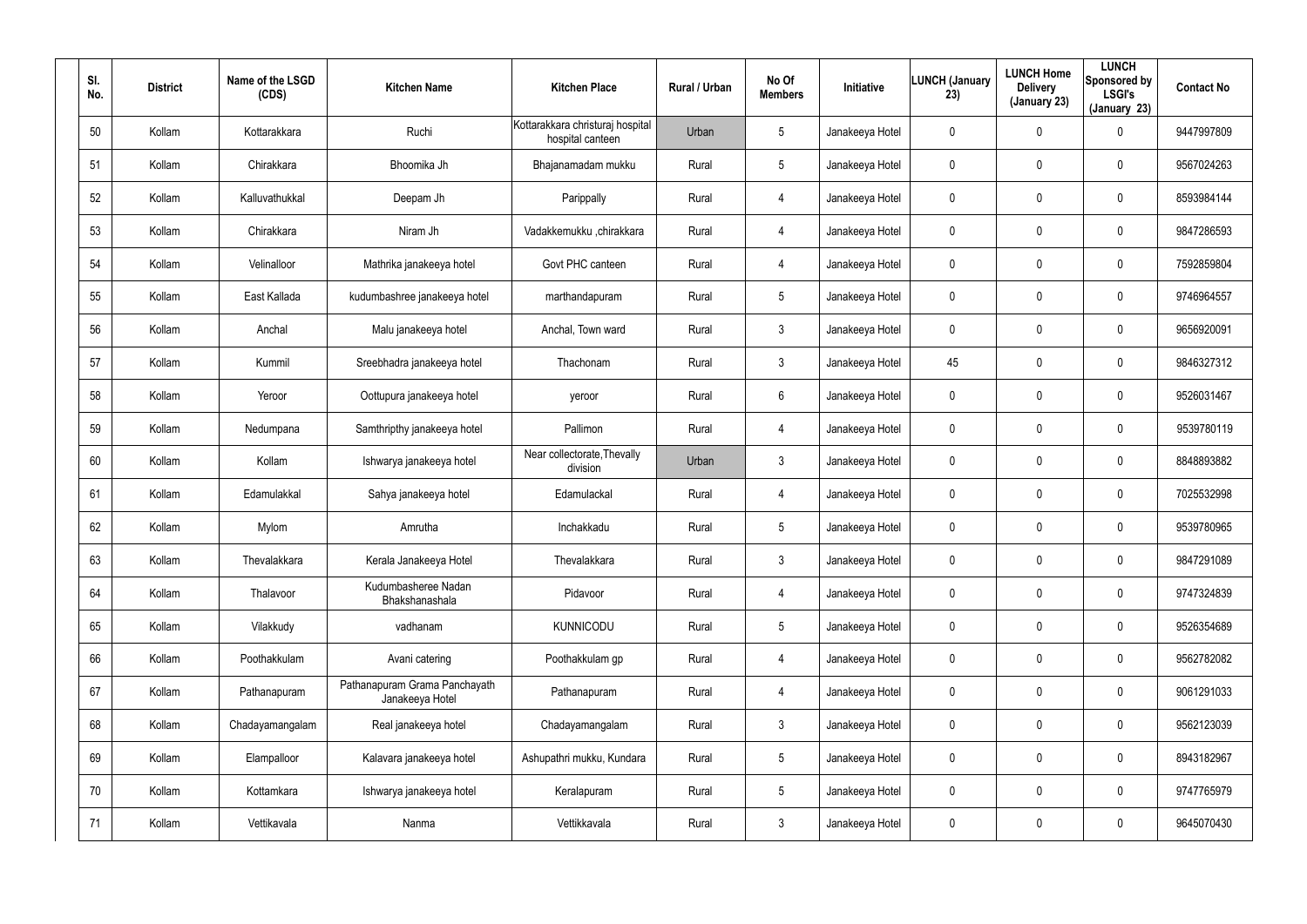| Sl. No. | District | Name of the LSGD (CDS) | Kitchen Name | Kitchen Place | Rural / Urban | No Of Members | Initiative | LUNCH (January 23) | LUNCH Home Delivery (January 23) | LUNCH Sponsored by LSGI's (January 23) | Contact No |
|---|---|---|---|---|---|---|---|---|---|---|---|
| 50 | Kollam | Kottarakkara | Ruchi | Kottarakkara christuraj hospital hospital canteen | Urban | 5 | Janakeeya Hotel | 0 | 0 | 0 | 9447997809 |
| 51 | Kollam | Chirakkara | Bhoomika Jh | Bhajanamadam mukku | Rural | 5 | Janakeeya Hotel | 0 | 0 | 0 | 9567024263 |
| 52 | Kollam | Kalluvathukkal | Deepam Jh | Parippally | Rural | 4 | Janakeeya Hotel | 0 | 0 | 0 | 8593984144 |
| 53 | Kollam | Chirakkara | Niram Jh | Vadakkemukku ,chirakkara | Rural | 4 | Janakeeya Hotel | 0 | 0 | 0 | 9847286593 |
| 54 | Kollam | Velinalloor | Mathrika janakeeya hotel | Govt PHC canteen | Rural | 4 | Janakeeya Hotel | 0 | 0 | 0 | 7592859804 |
| 55 | Kollam | East Kallada | kudumbashree janakeeya hotel | marthandapuram | Rural | 5 | Janakeeya Hotel | 0 | 0 | 0 | 9746964557 |
| 56 | Kollam | Anchal | Malu janakeeya hotel | Anchal, Town ward | Rural | 3 | Janakeeya Hotel | 0 | 0 | 0 | 9656920091 |
| 57 | Kollam | Kummil | Sreebhadra janakeeya hotel | Thachonam | Rural | 3 | Janakeeya Hotel | 45 | 0 | 0 | 9846327312 |
| 58 | Kollam | Yeroor | Oottupura janakeeya hotel | yeroor | Rural | 6 | Janakeeya Hotel | 0 | 0 | 0 | 9526031467 |
| 59 | Kollam | Nedumpana | Samthripthy janakeeya hotel | Pallimon | Rural | 4 | Janakeeya Hotel | 0 | 0 | 0 | 9539780119 |
| 60 | Kollam | Kollam | Ishwarya janakeeya hotel | Near collectorate,Thevally division | Urban | 3 | Janakeeya Hotel | 0 | 0 | 0 | 8848893882 |
| 61 | Kollam | Edamulakkal | Sahya janakeeya hotel | Edamulackal | Rural | 4 | Janakeeya Hotel | 0 | 0 | 0 | 7025532998 |
| 62 | Kollam | Mylom | Amrutha | Inchakkadu | Rural | 5 | Janakeeya Hotel | 0 | 0 | 0 | 9539780965 |
| 63 | Kollam | Thevalakkara | Kerala Janakeeya Hotel | Thevalakkara | Rural | 3 | Janakeeya Hotel | 0 | 0 | 0 | 9847291089 |
| 64 | Kollam | Thalavoor | Kudumbasheree Nadan Bhakshanashala | Pidavoor | Rural | 4 | Janakeeya Hotel | 0 | 0 | 0 | 9747324839 |
| 65 | Kollam | Vilakkudy | vadhanam | KUNNICODU | Rural | 5 | Janakeeya Hotel | 0 | 0 | 0 | 9526354689 |
| 66 | Kollam | Poothakkulam | Avani catering | Poothakkulam gp | Rural | 4 | Janakeeya Hotel | 0 | 0 | 0 | 9562782082 |
| 67 | Kollam | Pathanapuram | Pathanapuram Grama Panchayath Janakeeya Hotel | Pathanapuram | Rural | 4 | Janakeeya Hotel | 0 | 0 | 0 | 9061291033 |
| 68 | Kollam | Chadayamangalam | Real janakeeya hotel | Chadayamangalam | Rural | 3 | Janakeeya Hotel | 0 | 0 | 0 | 9562123039 |
| 69 | Kollam | Elampalloor | Kalavara janakeeya hotel | Ashupathri mukku, Kundara | Rural | 5 | Janakeeya Hotel | 0 | 0 | 0 | 8943182967 |
| 70 | Kollam | Kottamkara | Ishwarya janakeeya hotel | Keralapuram | Rural | 5 | Janakeeya Hotel | 0 | 0 | 0 | 9747765979 |
| 71 | Kollam | Vettikavala | Nanma | Vettikkavala | Rural | 3 | Janakeeya Hotel | 0 | 0 | 0 | 9645070430 |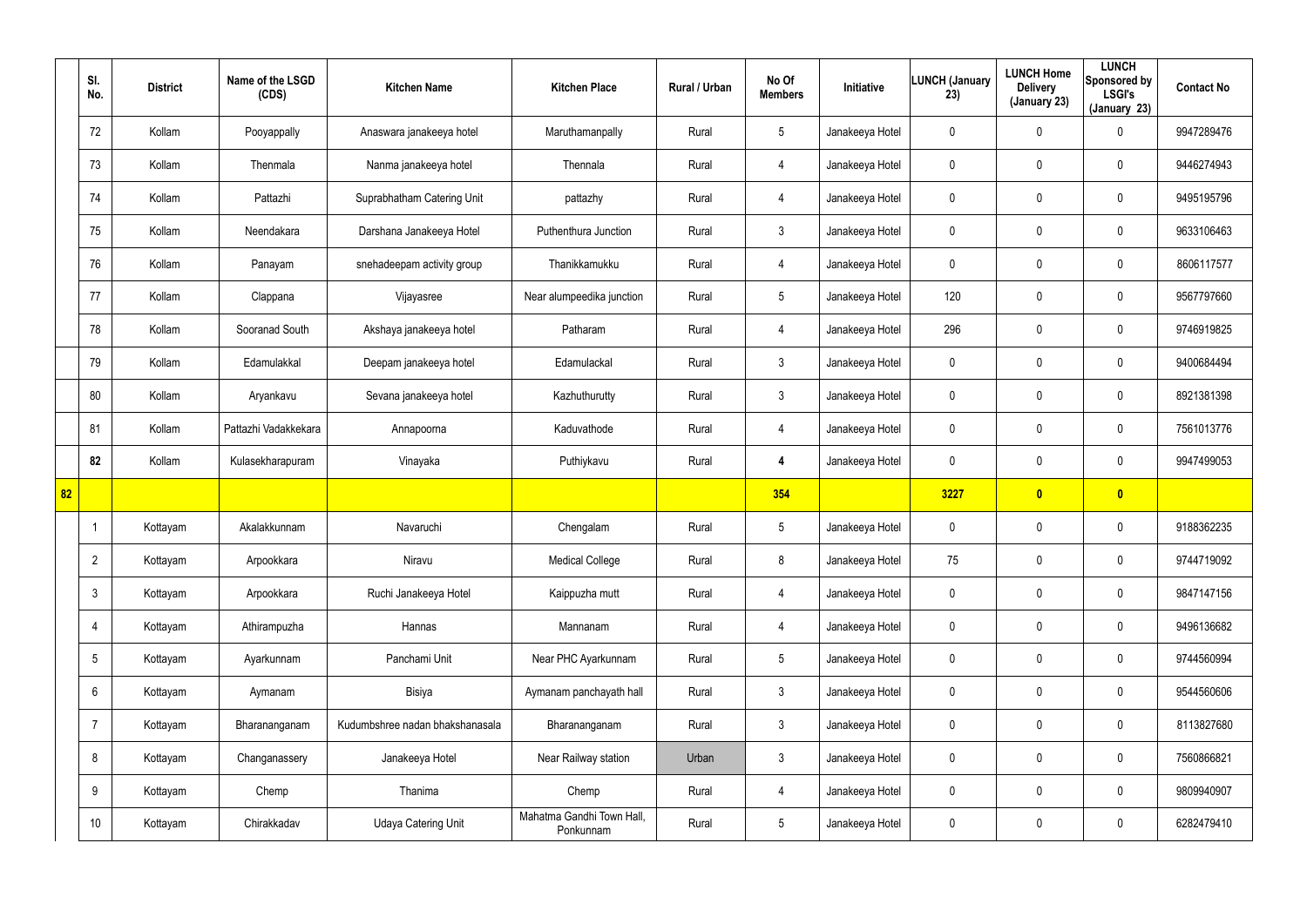| | Sl. No. | District | Name of the LSGD (CDS) | Kitchen Name | Kitchen Place | Rural / Urban | No Of Members | Initiative | LUNCH (January 23) | LUNCH Home Delivery (January 23) | LUNCH Sponsored by LSGI's (January 23) | Contact No |
|---|---|---|---|---|---|---|---|---|---|---|---|---|
| | 72 | Kollam | Pooyappally | Anaswara janakeeya hotel | Maruthamanpally | Rural | 5 | Janakeeya Hotel | 0 | 0 | 0 | 9947289476 |
| | 73 | Kollam | Thenmala | Nanma janakeeya hotel | Thennala | Rural | 4 | Janakeeya Hotel | 0 | 0 | 0 | 9446274943 |
| | 74 | Kollam | Pattazhi | Suprabhatham Catering Unit | pattazhy | Rural | 4 | Janakeeya Hotel | 0 | 0 | 0 | 9495195796 |
| | 75 | Kollam | Neendakara | Darshana Janakeeya Hotel | Puthenthura Junction | Rural | 3 | Janakeeya Hotel | 0 | 0 | 0 | 9633106463 |
| | 76 | Kollam | Panayam | snehadeepam activity group | Thanikkamukku | Rural | 4 | Janakeeya Hotel | 0 | 0 | 0 | 8606117577 |
| | 77 | Kollam | Clappana | Vijayasree | Near alumpeedika junction | Rural | 5 | Janakeeya Hotel | 120 | 0 | 0 | 9567797660 |
| | 78 | Kollam | Sooranad South | Akshaya janakeeya hotel | Patharam | Rural | 4 | Janakeeya Hotel | 296 | 0 | 0 | 9746919825 |
| | 79 | Kollam | Edamulakkal | Deepam janakeeya hotel | Edamulackal | Rural | 3 | Janakeeya Hotel | 0 | 0 | 0 | 9400684494 |
| | 80 | Kollam | Aryankavu | Sevana janakeeya hotel | Kazhuthurutty | Rural | 3 | Janakeeya Hotel | 0 | 0 | 0 | 8921381398 |
| | 81 | Kollam | Pattazhi Vadakkekara | Annapoorna | Kaduvathode | Rural | 4 | Janakeeya Hotel | 0 | 0 | 0 | 7561013776 |
| | 82 | Kollam | Kulasekharapuram | Vinayaka | Puthiykavu | Rural | 4 | Janakeeya Hotel | 0 | 0 | 0 | 9947499053 |
| 82 | | | | | | | 354 | | 3227 | 0 | 0 | |
| | 1 | Kottayam | Akalakkunnam | Navaruchi | Chengalam | Rural | 5 | Janakeeya Hotel | 0 | 0 | 0 | 9188362235 |
| | 2 | Kottayam | Arpookkara | Niravu | Medical College | Rural | 8 | Janakeeya Hotel | 75 | 0 | 0 | 9744719092 |
| | 3 | Kottayam | Arpookkara | Ruchi Janakeeya Hotel | Kaippuzha mutt | Rural | 4 | Janakeeya Hotel | 0 | 0 | 0 | 9847147156 |
| | 4 | Kottayam | Athirampuzha | Hannas | Mannanam | Rural | 4 | Janakeeya Hotel | 0 | 0 | 0 | 9496136682 |
| | 5 | Kottayam | Ayarkunnam | Panchami Unit | Near PHC Ayarkunnam | Rural | 5 | Janakeeya Hotel | 0 | 0 | 0 | 9744560994 |
| | 6 | Kottayam | Aymanam | Bisiya | Aymanam panchayath hall | Rural | 3 | Janakeeya Hotel | 0 | 0 | 0 | 9544560606 |
| | 7 | Kottayam | Bharananganam | Kudumbshree nadan bhakshanasala | Bharananganam | Rural | 3 | Janakeeya Hotel | 0 | 0 | 0 | 8113827680 |
| | 8 | Kottayam | Changanassery | Janakeeya Hotel | Near Railway station | Urban | 3 | Janakeeya Hotel | 0 | 0 | 0 | 7560866821 |
| | 9 | Kottayam | Chemp | Thanima | Chemp | Rural | 4 | Janakeeya Hotel | 0 | 0 | 0 | 9809940907 |
| | 10 | Kottayam | Chirakkadav | Udaya Catering Unit | Mahatma Gandhi Town Hall, Ponkunnam | Rural | 5 | Janakeeya Hotel | 0 | 0 | 0 | 6282479410 |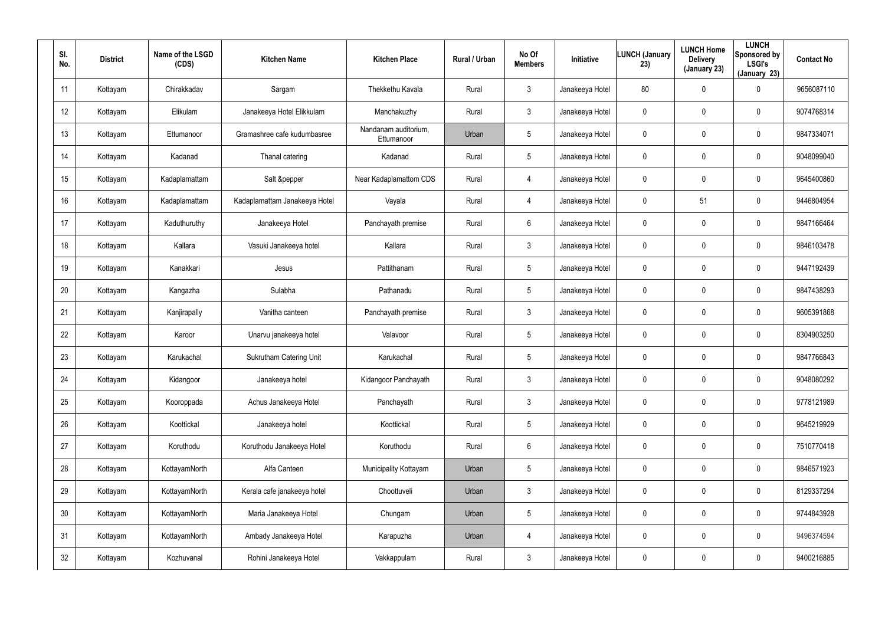| Sl. No. | District | Name of the LSGD (CDS) | Kitchen Name | Kitchen Place | Rural / Urban | No Of Members | Initiative | LUNCH (January 23) | LUNCH Home Delivery (January 23) | LUNCH Sponsored by LSGI's (January 23) | Contact No |
|---|---|---|---|---|---|---|---|---|---|---|---|
| 11 | Kottayam | Chirakkadav | Sargam | Thekkethu Kavala | Rural | 3 | Janakeeya Hotel | 80 | 0 | 0 | 9656087110 |
| 12 | Kottayam | Elikulam | Janakeeya Hotel Elikkulam | Manchakuzhy | Rural | 3 | Janakeeya Hotel | 0 | 0 | 0 | 9074768314 |
| 13 | Kottayam | Ettumanoor | Gramashree cafe kudumbasree | Nandanam auditorium, Ettumanoor | Urban | 5 | Janakeeya Hotel | 0 | 0 | 0 | 9847334071 |
| 14 | Kottayam | Kadanad | Thanal catering | Kadanad | Rural | 5 | Janakeeya Hotel | 0 | 0 | 0 | 9048099040 |
| 15 | Kottayam | Kadaplamattam | Salt &pepper | Near Kadaplamattom CDS | Rural | 4 | Janakeeya Hotel | 0 | 0 | 0 | 9645400860 |
| 16 | Kottayam | Kadaplamattam | Kadaplamattam Janakeeya Hotel | Vayala | Rural | 4 | Janakeeya Hotel | 0 | 51 | 0 | 9446804954 |
| 17 | Kottayam | Kaduthuruthy | Janakeeya Hotel | Panchayath premise | Rural | 6 | Janakeeya Hotel | 0 | 0 | 0 | 9847166464 |
| 18 | Kottayam | Kallara | Vasuki Janakeeya hotel | Kallara | Rural | 3 | Janakeeya Hotel | 0 | 0 | 0 | 9846103478 |
| 19 | Kottayam | Kanakkari | Jesus | Pattithanam | Rural | 5 | Janakeeya Hotel | 0 | 0 | 0 | 9447192439 |
| 20 | Kottayam | Kangazha | Sulabha | Pathanadu | Rural | 5 | Janakeeya Hotel | 0 | 0 | 0 | 9847438293 |
| 21 | Kottayam | Kanjirapally | Vanitha canteen | Panchayath premise | Rural | 3 | Janakeeya Hotel | 0 | 0 | 0 | 9605391868 |
| 22 | Kottayam | Karoor | Unarvu janakeeya hotel | Valavoor | Rural | 5 | Janakeeya Hotel | 0 | 0 | 0 | 8304903250 |
| 23 | Kottayam | Karukachal | Sukrutham Catering Unit | Karukachal | Rural | 5 | Janakeeya Hotel | 0 | 0 | 0 | 9847766843 |
| 24 | Kottayam | Kidangoor | Janakeeya hotel | Kidangoor Panchayath | Rural | 3 | Janakeeya Hotel | 0 | 0 | 0 | 9048080292 |
| 25 | Kottayam | Kooroppada | Achus Janakeeya Hotel | Panchayath | Rural | 3 | Janakeeya Hotel | 0 | 0 | 0 | 9778121989 |
| 26 | Kottayam | Koottickal | Janakeeya hotel | Koottickal | Rural | 5 | Janakeeya Hotel | 0 | 0 | 0 | 9645219929 |
| 27 | Kottayam | Koruthodu | Koruthodu Janakeeya Hotel | Koruthodu | Rural | 6 | Janakeeya Hotel | 0 | 0 | 0 | 7510770418 |
| 28 | Kottayam | KottayamNorth | Alfa Canteen | Municipality Kottayam | Urban | 5 | Janakeeya Hotel | 0 | 0 | 0 | 9846571923 |
| 29 | Kottayam | KottayamNorth | Kerala cafe janakeeya hotel | Choottuveli | Urban | 3 | Janakeeya Hotel | 0 | 0 | 0 | 8129337294 |
| 30 | Kottayam | KottayamNorth | Maria Janakeeya Hotel | Chungam | Urban | 5 | Janakeeya Hotel | 0 | 0 | 0 | 9744843928 |
| 31 | Kottayam | KottayamNorth | Ambady Janakeeya Hotel | Karapuzha | Urban | 4 | Janakeeya Hotel | 0 | 0 | 0 | 9496374594 |
| 32 | Kottayam | Kozhuvanal | Rohini Janakeeya Hotel | Vakkappulam | Rural | 3 | Janakeeya Hotel | 0 | 0 | 0 | 9400216885 |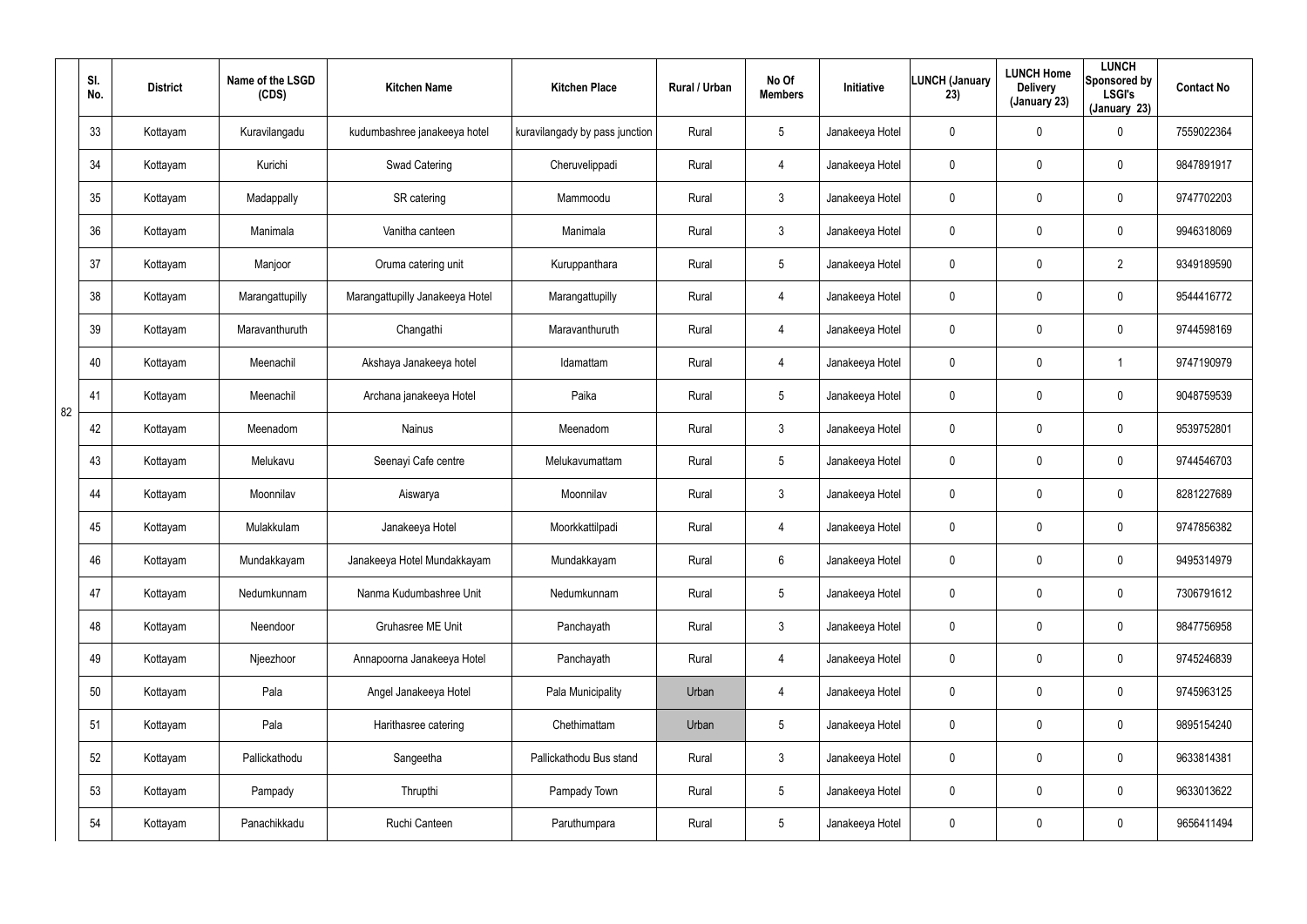| | Sl. No. | District | Name of the LSGD (CDS) | Kitchen Name | Kitchen Place | Rural / Urban | No Of Members | Initiative | LUNCH (January 23) | LUNCH Home Delivery (January 23) | LUNCH Sponsored by LSGI's (January 23) | Contact No |
|---|---|---|---|---|---|---|---|---|---|---|---|---|
| 82 | 33 | Kottayam | Kuravilangadu | kudumbashree janakeeya hotel | kuravilangady by pass junction | Rural | 5 | Janakeeya Hotel | 0 | 0 | 0 | 7559022364 |
| | 34 | Kottayam | Kurichi | Swad Catering | Cheruvelippadi | Rural | 4 | Janakeeya Hotel | 0 | 0 | 0 | 9847891917 |
| | 35 | Kottayam | Madappally | SR catering | Mammoodu | Rural | 3 | Janakeeya Hotel | 0 | 0 | 0 | 9747702203 |
| | 36 | Kottayam | Manimala | Vanitha canteen | Manimala | Rural | 3 | Janakeeya Hotel | 0 | 0 | 0 | 9946318069 |
| | 37 | Kottayam | Manjoor | Oruma catering unit | Kuruppanthara | Rural | 5 | Janakeeya Hotel | 0 | 0 | 2 | 9349189590 |
| | 38 | Kottayam | Marangattupilly | Marangattupilly Janakeeya Hotel | Marangattupilly | Rural | 4 | Janakeeya Hotel | 0 | 0 | 0 | 9544416772 |
| | 39 | Kottayam | Maravanthuruth | Changathi | Maravanthuruth | Rural | 4 | Janakeeya Hotel | 0 | 0 | 0 | 9744598169 |
| | 40 | Kottayam | Meenachil | Akshaya Janakeeya hotel | Idamattam | Rural | 4 | Janakeeya Hotel | 0 | 0 | 1 | 9747190979 |
| | 41 | Kottayam | Meenachil | Archana janakeeya Hotel | Paika | Rural | 5 | Janakeeya Hotel | 0 | 0 | 0 | 9048759539 |
| | 42 | Kottayam | Meenadom | Nainus | Meenadom | Rural | 3 | Janakeeya Hotel | 0 | 0 | 0 | 9539752801 |
| | 43 | Kottayam | Melukavu | Seenayi Cafe centre | Melukavumattam | Rural | 5 | Janakeeya Hotel | 0 | 0 | 0 | 9744546703 |
| | 44 | Kottayam | Moonnilav | Aiswarya | Moonnilav | Rural | 3 | Janakeeya Hotel | 0 | 0 | 0 | 8281227689 |
| | 45 | Kottayam | Mulakkulam | Janakeeya Hotel | Moorkkattilpadi | Rural | 4 | Janakeeya Hotel | 0 | 0 | 0 | 9747856382 |
| | 46 | Kottayam | Mundakkayam | Janakeeya Hotel Mundakkayam | Mundakkayam | Rural | 6 | Janakeeya Hotel | 0 | 0 | 0 | 9495314979 |
| | 47 | Kottayam | Nedumkunnam | Nanma Kudumbashree Unit | Nedumkunnam | Rural | 5 | Janakeeya Hotel | 0 | 0 | 0 | 7306791612 |
| | 48 | Kottayam | Neendoor | Gruhasree ME Unit | Panchayath | Rural | 3 | Janakeeya Hotel | 0 | 0 | 0 | 9847756958 |
| | 49 | Kottayam | Njeezhoor | Annapoorna Janakeeya Hotel | Panchayath | Rural | 4 | Janakeeya Hotel | 0 | 0 | 0 | 9745246839 |
| | 50 | Kottayam | Pala | Angel Janakeeya Hotel | Pala Municipality | Urban | 4 | Janakeeya Hotel | 0 | 0 | 0 | 9745963125 |
| | 51 | Kottayam | Pala | Harithasree catering | Chethimattam | Urban | 5 | Janakeeya Hotel | 0 | 0 | 0 | 9895154240 |
| | 52 | Kottayam | Pallickathodu | Sangeetha | Pallickathodu Bus stand | Rural | 3 | Janakeeya Hotel | 0 | 0 | 0 | 9633814381 |
| | 53 | Kottayam | Pampady | Thrupthi | Pampady Town | Rural | 5 | Janakeeya Hotel | 0 | 0 | 0 | 9633013622 |
| | 54 | Kottayam | Panachikkadu | Ruchi Canteen | Paruthumpara | Rural | 5 | Janakeeya Hotel | 0 | 0 | 0 | 9656411494 |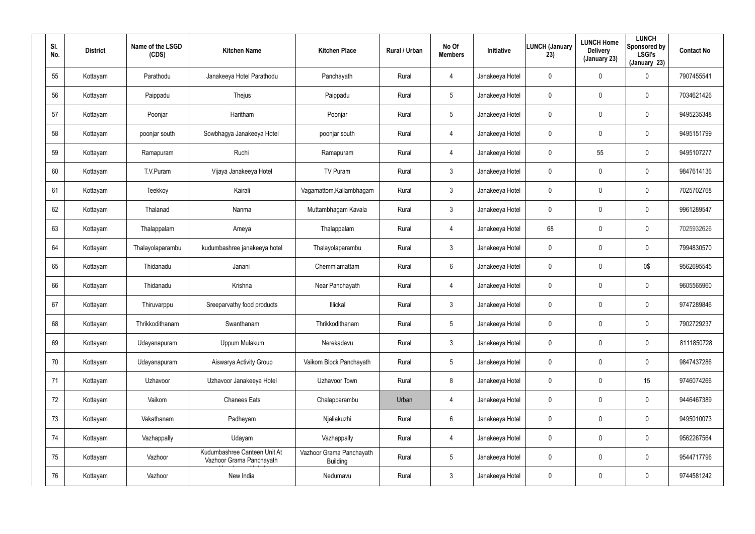| Sl. No. | District | Name of the LSGD (CDS) | Kitchen Name | Kitchen Place | Rural / Urban | No Of Members | Initiative | LUNCH (January 23) | LUNCH Home Delivery (January 23) | LUNCH Sponsored by LSGI's (January 23) | Contact No |
|---|---|---|---|---|---|---|---|---|---|---|---|
| 55 | Kottayam | Parathodu | Janakeeya Hotel Parathodu | Panchayath | Rural | 4 | Janakeeya Hotel | 0 | 0 | 0 | 7907455541 |
| 56 | Kottayam | Paippadu | Thejus | Paippadu | Rural | 5 | Janakeeya Hotel | 0 | 0 | 0 | 7034621426 |
| 57 | Kottayam | Poonjar | Haritham | Poonjar | Rural | 5 | Janakeeya Hotel | 0 | 0 | 0 | 9495235348 |
| 58 | Kottayam | poonjar south | Sowbhagya Janakeeya Hotel | poonjar south | Rural | 4 | Janakeeya Hotel | 0 | 0 | 0 | 9495151799 |
| 59 | Kottayam | Ramapuram | Ruchi | Ramapuram | Rural | 4 | Janakeeya Hotel | 0 | 55 | 0 | 9495107277 |
| 60 | Kottayam | T.V.Puram | Vijaya Janakeeya Hotel | TV Puram | Rural | 3 | Janakeeya Hotel | 0 | 0 | 0 | 9847614136 |
| 61 | Kottayam | Teekkoy | Kairali | Vagamattom,Kallambhagam | Rural | 3 | Janakeeya Hotel | 0 | 0 | 0 | 7025702768 |
| 62 | Kottayam | Thalanad | Nanma | Muttambhagam Kavala | Rural | 3 | Janakeeya Hotel | 0 | 0 | 0 | 9961289547 |
| 63 | Kottayam | Thalappalam | Ameya | Thalappalam | Rural | 4 | Janakeeya Hotel | 68 | 0 | 0 | 7025932626 |
| 64 | Kottayam | Thalayolaparambu | kudumbashree janakeeya hotel | Thalayolaparambu | Rural | 3 | Janakeeya Hotel | 0 | 0 | 0 | 7994830570 |
| 65 | Kottayam | Thidanadu | Janani | Chemmlamattam | Rural | 6 | Janakeeya Hotel | 0 | 0 | 0$ | 9562695545 |
| 66 | Kottayam | Thidanadu | Krishna | Near Panchayath | Rural | 4 | Janakeeya Hotel | 0 | 0 | 0 | 9605565960 |
| 67 | Kottayam | Thiruvarppu | Sreeparvathy food products | Illickal | Rural | 3 | Janakeeya Hotel | 0 | 0 | 0 | 9747289846 |
| 68 | Kottayam | Thrikkodithanam | Swanthanam | Thrikkodithanam | Rural | 5 | Janakeeya Hotel | 0 | 0 | 0 | 7902729237 |
| 69 | Kottayam | Udayanapuram | Uppum Mulakum | Nerekadavu | Rural | 3 | Janakeeya Hotel | 0 | 0 | 0 | 8111850728 |
| 70 | Kottayam | Udayanapuram | Aiswarya Activity Group | Vaikom Block Panchayath | Rural | 5 | Janakeeya Hotel | 0 | 0 | 0 | 9847437286 |
| 71 | Kottayam | Uzhavoor | Uzhavoor Janakeeya Hotel | Uzhavoor Town | Rural | 8 | Janakeeya Hotel | 0 | 0 | 15 | 9746074266 |
| 72 | Kottayam | Vaikom | Chanees Eats | Chalapparambu | Urban | 4 | Janakeeya Hotel | 0 | 0 | 0 | 9446467389 |
| 73 | Kottayam | Vakathanam | Padheyam | Njaliakuzhi | Rural | 6 | Janakeeya Hotel | 0 | 0 | 0 | 9495010073 |
| 74 | Kottayam | Vazhappally | Udayam | Vazhappally | Rural | 4 | Janakeeya Hotel | 0 | 0 | 0 | 9562267564 |
| 75 | Kottayam | Vazhoor | Kudumbashree Canteen Unit At Vazhoor Grama Panchayath | Vazhoor Grama Panchayath Building | Rural | 5 | Janakeeya Hotel | 0 | 0 | 0 | 9544717796 |
| 76 | Kottayam | Vazhoor | New India | Nedumavu | Rural | 3 | Janakeeya Hotel | 0 | 0 | 0 | 9744581242 |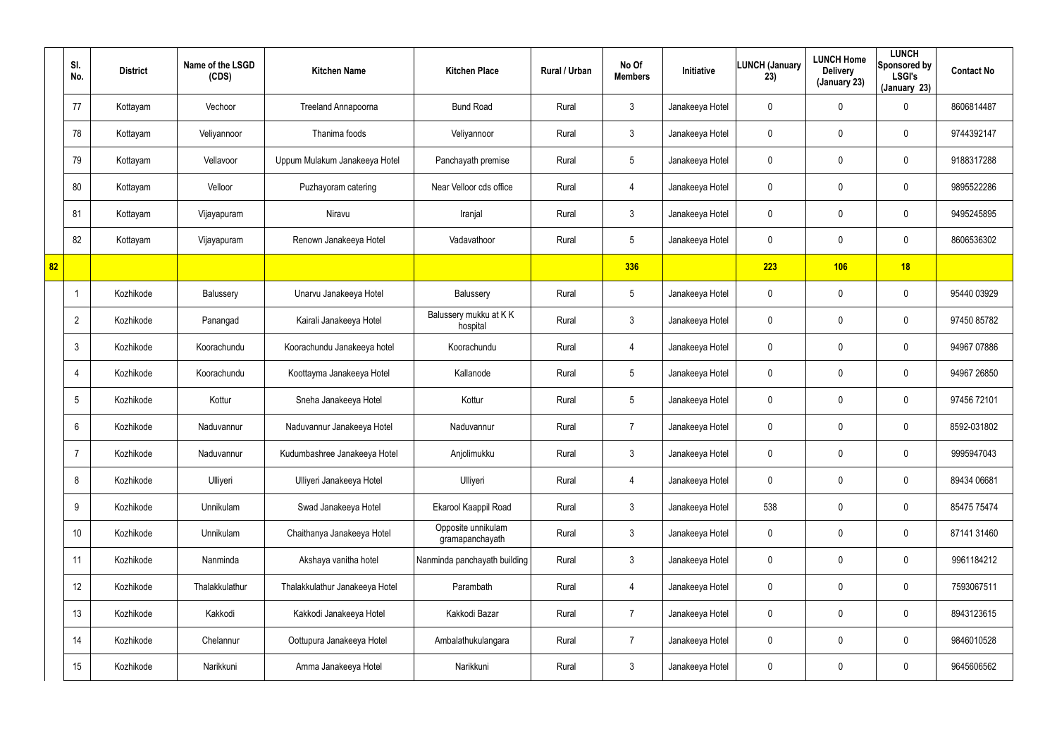| | Sl. No. | District | Name of the LSGD (CDS) | Kitchen Name | Kitchen Place | Rural / Urban | No Of Members | Initiative | LUNCH (January 23) | LUNCH Home Delivery (January 23) | LUNCH Sponsored by LSGI's (January 23) | Contact No |
|---|---|---|---|---|---|---|---|---|---|---|---|---|
| | 77 | Kottayam | Vechoor | Treeland Annapoorna | Bund Road | Rural | 3 | Janakeeya Hotel | 0 | 0 | 0 | 8606814487 |
| | 78 | Kottayam | Veliyannoor | Thanima foods | Veliyannoor | Rural | 3 | Janakeeya Hotel | 0 | 0 | 0 | 9744392147 |
| | 79 | Kottayam | Vellavoor | Uppum Mulakum Janakeeya Hotel | Panchayath premise | Rural | 5 | Janakeeya Hotel | 0 | 0 | 0 | 9188317288 |
| | 80 | Kottayam | Velloor | Puzhayoram catering | Near Velloor cds office | Rural | 4 | Janakeeya Hotel | 0 | 0 | 0 | 9895522286 |
| | 81 | Kottayam | Vijayapuram | Niravu | Iranjal | Rural | 3 | Janakeeya Hotel | 0 | 0 | 0 | 9495245895 |
| | 82 | Kottayam | Vijayapuram | Renown Janakeeya Hotel | Vadavathoor | Rural | 5 | Janakeeya Hotel | 0 | 0 | 0 | 8606536302 |
| **82** | | | | | | | **336** | | **223** | **106** | **18** | |
| | 1 | Kozhikode | Balussery | Unarvu Janakeeya Hotel | Balussery | Rural | 5 | Janakeeya Hotel | 0 | 0 | 0 | 95440 03929 |
| | 2 | Kozhikode | Panangad | Kairali Janakeeya Hotel | Balussery mukku at K K hospital | Rural | 3 | Janakeeya Hotel | 0 | 0 | 0 | 97450 85782 |
| | 3 | Kozhikode | Koorachundu | Koorachundu Janakeeya hotel | Koorachundu | Rural | 4 | Janakeeya Hotel | 0 | 0 | 0 | 94967 07886 |
| | 4 | Kozhikode | Koorachundu | Koottayma Janakeeya Hotel | Kallanode | Rural | 5 | Janakeeya Hotel | 0 | 0 | 0 | 94967 26850 |
| | 5 | Kozhikode | Kottur | Sneha Janakeeya Hotel | Kottur | Rural | 5 | Janakeeya Hotel | 0 | 0 | 0 | 97456 72101 |
| | 6 | Kozhikode | Naduvannur | Naduvannur Janakeeya Hotel | Naduvannur | Rural | 7 | Janakeeya Hotel | 0 | 0 | 0 | 8592-031802 |
| | 7 | Kozhikode | Naduvannur | Kudumbashree Janakeeya Hotel | Anjolimukku | Rural | 3 | Janakeeya Hotel | 0 | 0 | 0 | 9995947043 |
| | 8 | Kozhikode | Ulliyeri | Ulliyeri Janakeeya Hotel | Ulliyeri | Rural | 4 | Janakeeya Hotel | 0 | 0 | 0 | 89434 06681 |
| | 9 | Kozhikode | Unnikulam | Swad Janakeeya Hotel | Ekarool Kaappil Road | Rural | 3 | Janakeeya Hotel | 538 | 0 | 0 | 85475 75474 |
| | 10 | Kozhikode | Unnikulam | Chaithanya Janakeeya Hotel | Opposite unnikulam gramapanchayath | Rural | 3 | Janakeeya Hotel | 0 | 0 | 0 | 87141 31460 |
| | 11 | Kozhikode | Nanminda | Akshaya vanitha hotel | Nanminda panchayath building | Rural | 3 | Janakeeya Hotel | 0 | 0 | 0 | 9961184212 |
| | 12 | Kozhikode | Thalakkulathur | Thalakkulathur Janakeeya Hotel | Parambath | Rural | 4 | Janakeeya Hotel | 0 | 0 | 0 | 7593067511 |
| | 13 | Kozhikode | Kakkodi | Kakkodi Janakeeya Hotel | Kakkodi Bazar | Rural | 7 | Janakeeya Hotel | 0 | 0 | 0 | 8943123615 |
| | 14 | Kozhikode | Chelannur | Oottupura Janakeeya Hotel | Ambalathukulangara | Rural | 7 | Janakeeya Hotel | 0 | 0 | 0 | 9846010528 |
| | 15 | Kozhikode | Narikkuni | Amma Janakeeya Hotel | Narikkuni | Rural | 3 | Janakeeya Hotel | 0 | 0 | 0 | 9645606562 |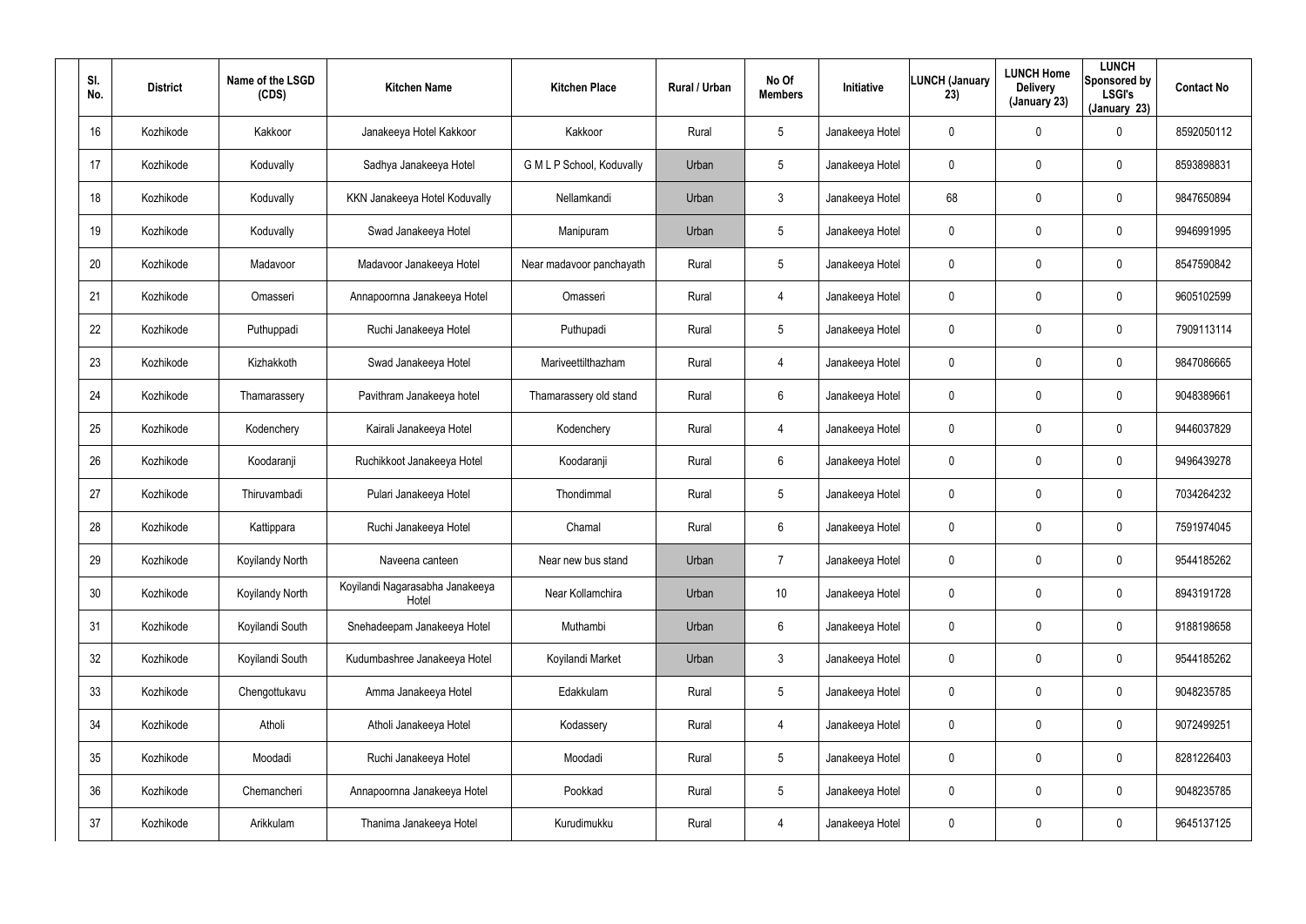| Sl. No. | District | Name of the LSGD (CDS) | Kitchen Name | Kitchen Place | Rural / Urban | No Of Members | Initiative | LUNCH (January 23) | LUNCH Home Delivery (January 23) | LUNCH Sponsored by LSGI's (January 23) | Contact No |
|---|---|---|---|---|---|---|---|---|---|---|---|
| 16 | Kozhikode | Kakkoor | Janakeeya Hotel Kakkoor | Kakkoor | Rural | 5 | Janakeeya Hotel | 0 | 0 | 0 | 8592050112 |
| 17 | Kozhikode | Koduvally | Sadhya Janakeeya Hotel | G M L P School, Koduvally | Urban | 5 | Janakeeya Hotel | 0 | 0 | 0 | 8593898831 |
| 18 | Kozhikode | Koduvally | KKN Janakeeya Hotel Koduvally | Nellamkandi | Urban | 3 | Janakeeya Hotel | 68 | 0 | 0 | 9847650894 |
| 19 | Kozhikode | Koduvally | Swad Janakeeya Hotel | Manipuram | Urban | 5 | Janakeeya Hotel | 0 | 0 | 0 | 9946991995 |
| 20 | Kozhikode | Madavoor | Madavoor Janakeeya Hotel | Near madavoor panchayath | Rural | 5 | Janakeeya Hotel | 0 | 0 | 0 | 8547590842 |
| 21 | Kozhikode | Omasseri | Annapoornna Janakeeya Hotel | Omasseri | Rural | 4 | Janakeeya Hotel | 0 | 0 | 0 | 9605102599 |
| 22 | Kozhikode | Puthuppadi | Ruchi Janakeeya Hotel | Puthupadi | Rural | 5 | Janakeeya Hotel | 0 | 0 | 0 | 7909113114 |
| 23 | Kozhikode | Kizhakkoth | Swad Janakeeya Hotel | Mariveettilthazham | Rural | 4 | Janakeeya Hotel | 0 | 0 | 0 | 9847086665 |
| 24 | Kozhikode | Thamarassery | Pavithram Janakeeya hotel | Thamarassery old stand | Rural | 6 | Janakeeya Hotel | 0 | 0 | 0 | 9048389661 |
| 25 | Kozhikode | Kodenchery | Kairali Janakeeya Hotel | Kodenchery | Rural | 4 | Janakeeya Hotel | 0 | 0 | 0 | 9446037829 |
| 26 | Kozhikode | Koodaranji | Ruchikkoot Janakeeya Hotel | Koodaranji | Rural | 6 | Janakeeya Hotel | 0 | 0 | 0 | 9496439278 |
| 27 | Kozhikode | Thiruvambadi | Pulari Janakeeya Hotel | Thondimmal | Rural | 5 | Janakeeya Hotel | 0 | 0 | 0 | 7034264232 |
| 28 | Kozhikode | Kattippara | Ruchi Janakeeya Hotel | Chamal | Rural | 6 | Janakeeya Hotel | 0 | 0 | 0 | 7591974045 |
| 29 | Kozhikode | Koyilandy North | Naveena canteen | Near new bus stand | Urban | 7 | Janakeeya Hotel | 0 | 0 | 0 | 9544185262 |
| 30 | Kozhikode | Koyilandy North | Koyilandi Nagarasabha Janakeeya Hotel | Near Kollamchira | Urban | 10 | Janakeeya Hotel | 0 | 0 | 0 | 8943191728 |
| 31 | Kozhikode | Koyilandi South | Snehadeepam Janakeeya Hotel | Muthambi | Urban | 6 | Janakeeya Hotel | 0 | 0 | 0 | 9188198658 |
| 32 | Kozhikode | Koyilandi South | Kudumbashree Janakeeya Hotel | Koyilandi Market | Urban | 3 | Janakeeya Hotel | 0 | 0 | 0 | 9544185262 |
| 33 | Kozhikode | Chengottukavu | Amma Janakeeya Hotel | Edakkulam | Rural | 5 | Janakeeya Hotel | 0 | 0 | 0 | 9048235785 |
| 34 | Kozhikode | Atholi | Atholi Janakeeya Hotel | Kodassery | Rural | 4 | Janakeeya Hotel | 0 | 0 | 0 | 9072499251 |
| 35 | Kozhikode | Moodadi | Ruchi Janakeeya Hotel | Moodadi | Rural | 5 | Janakeeya Hotel | 0 | 0 | 0 | 8281226403 |
| 36 | Kozhikode | Chemancheri | Annapoornna Janakeeya Hotel | Pookkad | Rural | 5 | Janakeeya Hotel | 0 | 0 | 0 | 9048235785 |
| 37 | Kozhikode | Arikkulam | Thanima Janakeeya Hotel | Kurudimukku | Rural | 4 | Janakeeya Hotel | 0 | 0 | 0 | 9645137125 |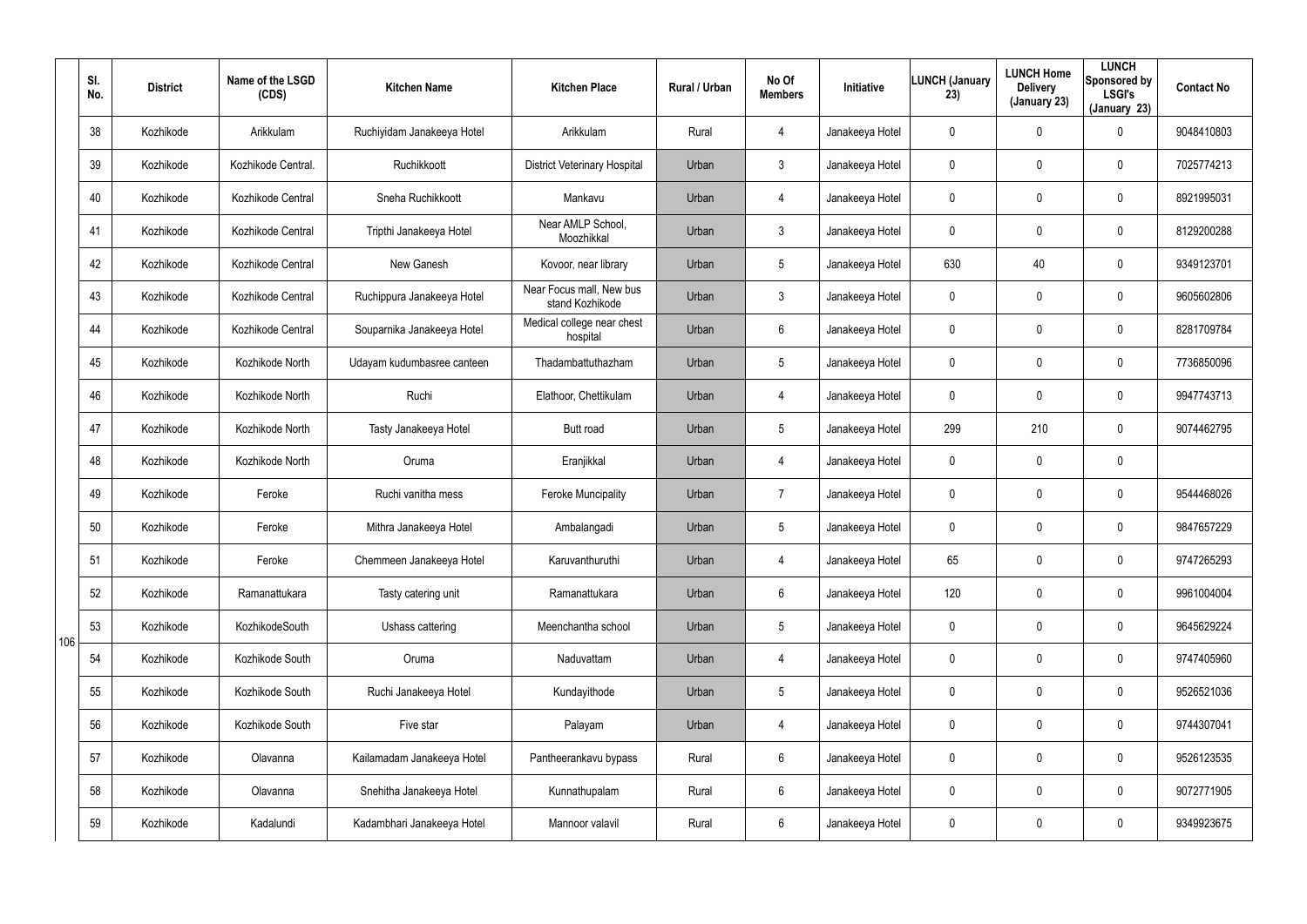| | Sl. No. | District | Name of the LSGD (CDS) | Kitchen Name | Kitchen Place | Rural / Urban | No Of Members | Initiative | LUNCH (January 23) | LUNCH Home Delivery (January 23) | LUNCH Sponsored by LSGI's (January 23) | Contact No |
|---|---|---|---|---|---|---|---|---|---|---|---|---|
| 106 | 38 | Kozhikode | Arikkulam | Ruchiyidam Janakeeya Hotel | Arikkulam | Rural | 4 | Janakeeya Hotel | 0 | 0 | 0 | 9048410803 |
| | 39 | Kozhikode | Kozhikode Central. | Ruchikkoott | District Veterinary Hospital | Urban | 3 | Janakeeya Hotel | 0 | 0 | 0 | 7025774213 |
| | 40 | Kozhikode | Kozhikode Central | Sneha Ruchikkoott | Mankavu | Urban | 4 | Janakeeya Hotel | 0 | 0 | 0 | 8921995031 |
| | 41 | Kozhikode | Kozhikode Central | Tripthi Janakeeya Hotel | Near AMLP School, Moozhikkal | Urban | 3 | Janakeeya Hotel | 0 | 0 | 0 | 8129200288 |
| | 42 | Kozhikode | Kozhikode Central | New Ganesh | Kovoor, near library | Urban | 5 | Janakeeya Hotel | 630 | 40 | 0 | 9349123701 |
| | 43 | Kozhikode | Kozhikode Central | Ruchippura Janakeeya Hotel | Near Focus mall, New bus stand Kozhikode | Urban | 3 | Janakeeya Hotel | 0 | 0 | 0 | 9605602806 |
| | 44 | Kozhikode | Kozhikode Central | Souparnika Janakeeya Hotel | Medical college near chest hospital | Urban | 6 | Janakeeya Hotel | 0 | 0 | 0 | 8281709784 |
| | 45 | Kozhikode | Kozhikode North | Udayam kudumbasree canteen | Thadambattuthazham | Urban | 5 | Janakeeya Hotel | 0 | 0 | 0 | 7736850096 |
| | 46 | Kozhikode | Kozhikode North | Ruchi | Elathoor, Chettikulam | Urban | 4 | Janakeeya Hotel | 0 | 0 | 0 | 9947743713 |
| | 47 | Kozhikode | Kozhikode North | Tasty Janakeeya Hotel | Butt road | Urban | 5 | Janakeeya Hotel | 299 | 210 | 0 | 9074462795 |
| | 48 | Kozhikode | Kozhikode North | Oruma | Eranjikkal | Urban | 4 | Janakeeya Hotel | 0 | 0 | 0 | |
| | 49 | Kozhikode | Feroke | Ruchi vanitha mess | Feroke Muncipality | Urban | 7 | Janakeeya Hotel | 0 | 0 | 0 | 9544468026 |
| | 50 | Kozhikode | Feroke | Mithra Janakeeya Hotel | Ambalangadi | Urban | 5 | Janakeeya Hotel | 0 | 0 | 0 | 9847657229 |
| | 51 | Kozhikode | Feroke | Chemmeen Janakeeya Hotel | Karuvanthuruthi | Urban | 4 | Janakeeya Hotel | 65 | 0 | 0 | 9747265293 |
| | 52 | Kozhikode | Ramanattukara | Tasty catering unit | Ramanattukara | Urban | 6 | Janakeeya Hotel | 120 | 0 | 0 | 9961004004 |
| | 53 | Kozhikode | KozhikodeSouth | Ushass cattering | Meenchantha school | Urban | 5 | Janakeeya Hotel | 0 | 0 | 0 | 9645629224 |
| | 54 | Kozhikode | Kozhikode South | Oruma | Naduvattam | Urban | 4 | Janakeeya Hotel | 0 | 0 | 0 | 9747405960 |
| | 55 | Kozhikode | Kozhikode South | Ruchi Janakeeya Hotel | Kundayithode | Urban | 5 | Janakeeya Hotel | 0 | 0 | 0 | 9526521036 |
| | 56 | Kozhikode | Kozhikode South | Five star | Palayam | Urban | 4 | Janakeeya Hotel | 0 | 0 | 0 | 9744307041 |
| | 57 | Kozhikode | Olavanna | Kailamadam Janakeeya Hotel | Pantheerankavu bypass | Rural | 6 | Janakeeya Hotel | 0 | 0 | 0 | 9526123535 |
| | 58 | Kozhikode | Olavanna | Snehitha Janakeeya Hotel | Kunnathupalam | Rural | 6 | Janakeeya Hotel | 0 | 0 | 0 | 9072771905 |
| | 59 | Kozhikode | Kadalundi | Kadambhari Janakeeya Hotel | Mannoor valavil | Rural | 6 | Janakeeya Hotel | 0 | 0 | 0 | 9349923675 |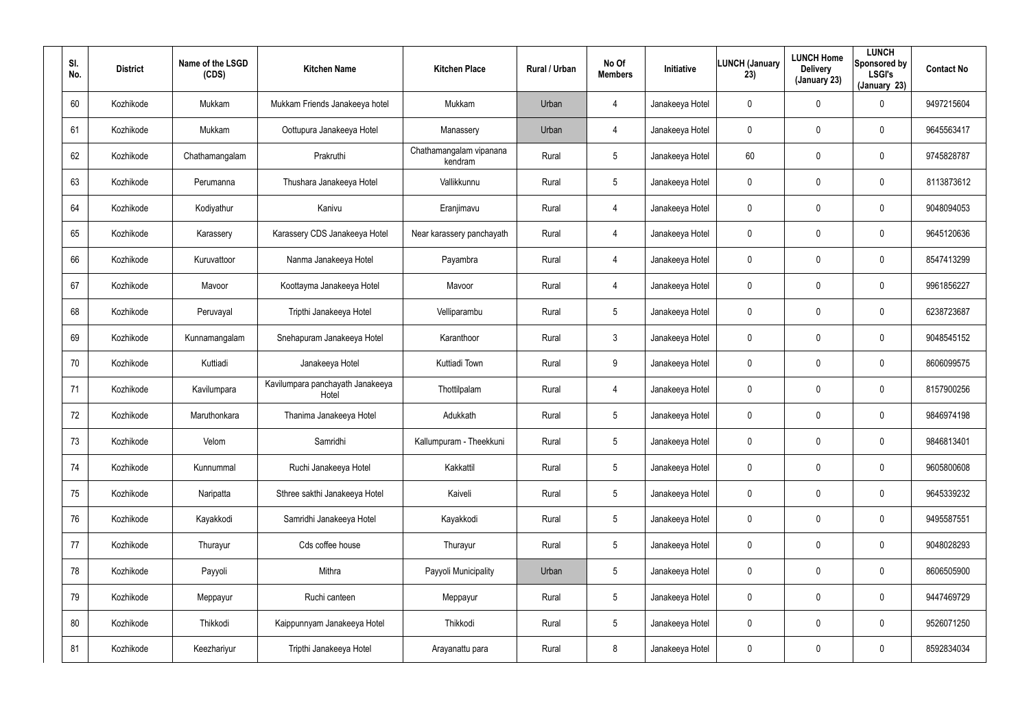| Sl. No. | District | Name of the LSGD (CDS) | Kitchen Name | Kitchen Place | Rural / Urban | No Of Members | Initiative | LUNCH (January 23) | LUNCH Home Delivery (January 23) | LUNCH Sponsored by LSGI's (January 23) | Contact No |
|---|---|---|---|---|---|---|---|---|---|---|---|
| 60 | Kozhikode | Mukkam | Mukkam Friends Janakeeya hotel | Mukkam | Urban | 4 | Janakeeya Hotel | 0 | 0 | 0 | 9497215604 |
| 61 | Kozhikode | Mukkam | Oottupura Janakeeya Hotel | Manassery | Urban | 4 | Janakeeya Hotel | 0 | 0 | 0 | 9645563417 |
| 62 | Kozhikode | Chathamangalam | Prakruthi | Chathamangalam vipanana kendram | Rural | 5 | Janakeeya Hotel | 60 | 0 | 0 | 9745828787 |
| 63 | Kozhikode | Perumanna | Thushara Janakeeya Hotel | Vallikkunnu | Rural | 5 | Janakeeya Hotel | 0 | 0 | 0 | 8113873612 |
| 64 | Kozhikode | Kodiyathur | Kanivu | Eranjimavu | Rural | 4 | Janakeeya Hotel | 0 | 0 | 0 | 9048094053 |
| 65 | Kozhikode | Karassery | Karassery CDS Janakeeya Hotel | Near karassery panchayath | Rural | 4 | Janakeeya Hotel | 0 | 0 | 0 | 9645120636 |
| 66 | Kozhikode | Kuruvattoor | Nanma Janakeeya Hotel | Payambra | Rural | 4 | Janakeeya Hotel | 0 | 0 | 0 | 8547413299 |
| 67 | Kozhikode | Mavoor | Koottayma Janakeeya Hotel | Mavoor | Rural | 4 | Janakeeya Hotel | 0 | 0 | 0 | 9961856227 |
| 68 | Kozhikode | Peruvayal | Tripthi Janakeeya Hotel | Velliparambu | Rural | 5 | Janakeeya Hotel | 0 | 0 | 0 | 6238723687 |
| 69 | Kozhikode | Kunnamangalam | Snehapuram Janakeeya Hotel | Karanthoor | Rural | 3 | Janakeeya Hotel | 0 | 0 | 0 | 9048545152 |
| 70 | Kozhikode | Kuttiadi | Janakeeya Hotel | Kuttiadi Town | Rural | 9 | Janakeeya Hotel | 0 | 0 | 0 | 8606099575 |
| 71 | Kozhikode | Kavilumpara | Kavilumpara panchayath Janakeeya Hotel | Thottilpalam | Rural | 4 | Janakeeya Hotel | 0 | 0 | 0 | 8157900256 |
| 72 | Kozhikode | Maruthonkara | Thanima Janakeeya Hotel | Adukkath | Rural | 5 | Janakeeya Hotel | 0 | 0 | 0 | 9846974198 |
| 73 | Kozhikode | Velom | Samridhi | Kallumpuram - Theekkuni | Rural | 5 | Janakeeya Hotel | 0 | 0 | 0 | 9846813401 |
| 74 | Kozhikode | Kunnummal | Ruchi Janakeeya Hotel | Kakkattil | Rural | 5 | Janakeeya Hotel | 0 | 0 | 0 | 9605800608 |
| 75 | Kozhikode | Naripatta | Sthree sakthi Janakeeya Hotel | Kaiveli | Rural | 5 | Janakeeya Hotel | 0 | 0 | 0 | 9645339232 |
| 76 | Kozhikode | Kayakkodi | Samridhi Janakeeya Hotel | Kayakkodi | Rural | 5 | Janakeeya Hotel | 0 | 0 | 0 | 9495587551 |
| 77 | Kozhikode | Thurayur | Cds coffee house | Thurayur | Rural | 5 | Janakeeya Hotel | 0 | 0 | 0 | 9048028293 |
| 78 | Kozhikode | Payyoli | Mithra | Payyoli Municipality | Urban | 5 | Janakeeya Hotel | 0 | 0 | 0 | 8606505900 |
| 79 | Kozhikode | Meppayur | Ruchi canteen | Meppayur | Rural | 5 | Janakeeya Hotel | 0 | 0 | 0 | 9447469729 |
| 80 | Kozhikode | Thikkodi | Kaippunnyam Janakeeya Hotel | Thikkodi | Rural | 5 | Janakeeya Hotel | 0 | 0 | 0 | 9526071250 |
| 81 | Kozhikode | Keezhariyur | Tripthi Janakeeya Hotel | Arayanattu para | Rural | 8 | Janakeeya Hotel | 0 | 0 | 0 | 8592834034 |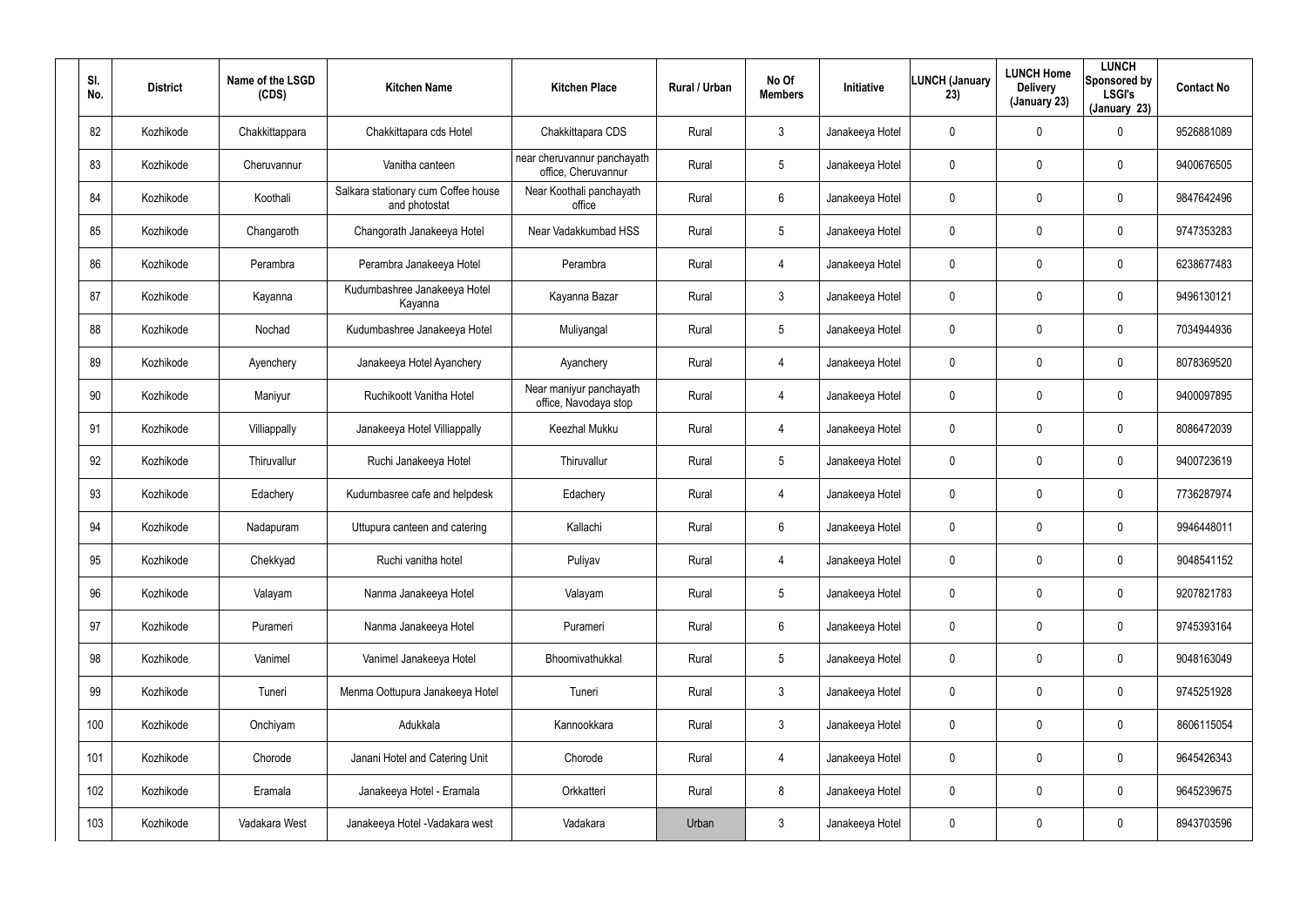| Sl. No. | District | Name of the LSGD (CDS) | Kitchen Name | Kitchen Place | Rural / Urban | No Of Members | Initiative | LUNCH (January 23) | LUNCH Home Delivery (January 23) | LUNCH Sponsored by LSGI's (January 23) | Contact No |
|---|---|---|---|---|---|---|---|---|---|---|---|
| 82 | Kozhikode | Chakkittappara | Chakkittapara cds Hotel | Chakkittapara CDS | Rural | 3 | Janakeeya Hotel | 0 | 0 | 0 | 9526881089 |
| 83 | Kozhikode | Cheruvannur | Vanitha canteen | near cheruvannur panchayath office, Cheruvannur | Rural | 5 | Janakeeya Hotel | 0 | 0 | 0 | 9400676505 |
| 84 | Kozhikode | Koothali | Salkara stationary cum Coffee house and photostat | Near Koothali panchayath office | Rural | 6 | Janakeeya Hotel | 0 | 0 | 0 | 9847642496 |
| 85 | Kozhikode | Changaroth | Changorath Janakeeya Hotel | Near Vadakkumbad HSS | Rural | 5 | Janakeeya Hotel | 0 | 0 | 0 | 9747353283 |
| 86 | Kozhikode | Perambra | Perambra Janakeeya Hotel | Perambra | Rural | 4 | Janakeeya Hotel | 0 | 0 | 0 | 6238677483 |
| 87 | Kozhikode | Kayanna | Kudumbashree Janakeeya Hotel Kayanna | Kayanna Bazar | Rural | 3 | Janakeeya Hotel | 0 | 0 | 0 | 9496130121 |
| 88 | Kozhikode | Nochad | Kudumbashree Janakeeya Hotel | Muliyangal | Rural | 5 | Janakeeya Hotel | 0 | 0 | 0 | 7034944936 |
| 89 | Kozhikode | Ayenchery | Janakeeya Hotel Ayanchery | Ayanchery | Rural | 4 | Janakeeya Hotel | 0 | 0 | 0 | 8078369520 |
| 90 | Kozhikode | Maniyur | Ruchikoott Vanitha Hotel | Near maniyur panchayath office, Navodaya stop | Rural | 4 | Janakeeya Hotel | 0 | 0 | 0 | 9400097895 |
| 91 | Kozhikode | Villiappally | Janakeeya Hotel Villiappally | Keezhal Mukku | Rural | 4 | Janakeeya Hotel | 0 | 0 | 0 | 8086472039 |
| 92 | Kozhikode | Thiruvallur | Ruchi Janakeeya Hotel | Thiruvallur | Rural | 5 | Janakeeya Hotel | 0 | 0 | 0 | 9400723619 |
| 93 | Kozhikode | Edachery | Kudumbasree cafe and helpdesk | Edachery | Rural | 4 | Janakeeya Hotel | 0 | 0 | 0 | 7736287974 |
| 94 | Kozhikode | Nadapuram | Uttupura canteen and catering | Kallachi | Rural | 6 | Janakeeya Hotel | 0 | 0 | 0 | 9946448011 |
| 95 | Kozhikode | Chekkyad | Ruchi vanitha hotel | Puliyav | Rural | 4 | Janakeeya Hotel | 0 | 0 | 0 | 9048541152 |
| 96 | Kozhikode | Valayam | Nanma Janakeeya Hotel | Valayam | Rural | 5 | Janakeeya Hotel | 0 | 0 | 0 | 9207821783 |
| 97 | Kozhikode | Purameri | Nanma Janakeeya Hotel | Purameri | Rural | 6 | Janakeeya Hotel | 0 | 0 | 0 | 9745393164 |
| 98 | Kozhikode | Vanimel | Vanimel Janakeeya Hotel | Bhoomivathukkal | Rural | 5 | Janakeeya Hotel | 0 | 0 | 0 | 9048163049 |
| 99 | Kozhikode | Tuneri | Menma Oottupura Janakeeya Hotel | Tuneri | Rural | 3 | Janakeeya Hotel | 0 | 0 | 0 | 9745251928 |
| 100 | Kozhikode | Onchiyam | Adukkala | Kannookkara | Rural | 3 | Janakeeya Hotel | 0 | 0 | 0 | 8606115054 |
| 101 | Kozhikode | Chorode | Janani Hotel and Catering Unit | Chorode | Rural | 4 | Janakeeya Hotel | 0 | 0 | 0 | 9645426343 |
| 102 | Kozhikode | Eramala | Janakeeya Hotel - Eramala | Orkkatteri | Rural | 8 | Janakeeya Hotel | 0 | 0 | 0 | 9645239675 |
| 103 | Kozhikode | Vadakara West | Janakeeya Hotel -Vadakara west | Vadakara | Urban | 3 | Janakeeya Hotel | 0 | 0 | 0 | 8943703596 |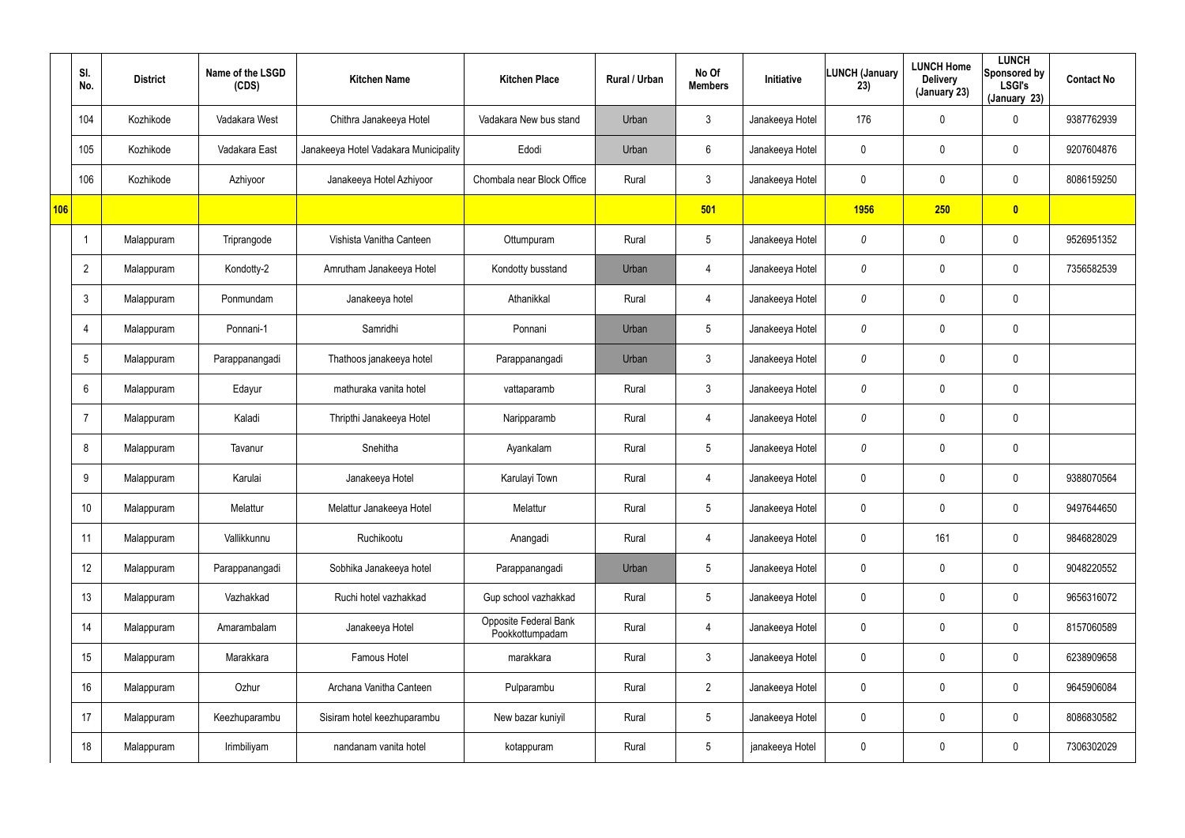| | Sl. No. | District | Name of the LSGD (CDS) | Kitchen Name | Kitchen Place | Rural / Urban | No Of Members | Initiative | LUNCH (January 23) | LUNCH Home Delivery (January 23) | LUNCH Sponsored by LSGI's (January 23) | Contact No |
|---|---|---|---|---|---|---|---|---|---|---|---|---|
| | 104 | Kozhikode | Vadakara West | Chithra Janakeeya Hotel | Vadakara New bus stand | Urban | 3 | Janakeeya Hotel | 176 | 0 | 0 | 9387762939 |
| | 105 | Kozhikode | Vadakara East | Janakeeya Hotel Vadakara Municipality | Edodi | Urban | 6 | Janakeeya Hotel | 0 | 0 | 0 | 9207604876 |
| | 106 | Kozhikode | Azhiyoor | Janakeeya Hotel Azhiyoor | Chombala near Block Office | Rural | 3 | Janakeeya Hotel | 0 | 0 | 0 | 8086159250 |
| **106** | | | | | | | **501** | | **1956** | **250** | **0** | |
| | 1 | Malappuram | Triprangode | Vishista Vanitha Canteen | Ottumpuram | Rural | 5 | Janakeeya Hotel | 0 | 0 | 0 | 9526951352 |
| | 2 | Malappuram | Kondotty-2 | Amrutham Janakeeya Hotel | Kondotty busstand | Urban | 4 | Janakeeya Hotel | 0 | 0 | 0 | 7356582539 |
| | 3 | Malappuram | Ponmundam | Janakeeya hotel | Athanikkal | Rural | 4 | Janakeeya Hotel | 0 | 0 | 0 | |
| | 4 | Malappuram | Ponnani-1 | Samridhi | Ponnani | Urban | 5 | Janakeeya Hotel | 0 | 0 | 0 | |
| | 5 | Malappuram | Parappanangadi | Thathoos janakeeya hotel | Parappanangadi | Urban | 3 | Janakeeya Hotel | 0 | 0 | 0 | |
| | 6 | Malappuram | Edayur | mathuraka vanita hotel | vattaparamb | Rural | 3 | Janakeeya Hotel | 0 | 0 | 0 | |
| | 7 | Malappuram | Kaladi | Thripthi Janakeeya Hotel | Naripparamb | Rural | 4 | Janakeeya Hotel | 0 | 0 | 0 | |
| | 8 | Malappuram | Tavanur | Snehitha | Ayankalam | Rural | 5 | Janakeeya Hotel | 0 | 0 | 0 | |
| | 9 | Malappuram | Karulai | Janakeeya Hotel | Karulayi Town | Rural | 4 | Janakeeya Hotel | 0 | 0 | 0 | 9388070564 |
| | 10 | Malappuram | Melattur | Melattur Janakeeya Hotel | Melattur | Rural | 5 | Janakeeya Hotel | 0 | 0 | 0 | 9497644650 |
| | 11 | Malappuram | Vallikkunnu | Ruchikootu | Anangadi | Rural | 4 | Janakeeya Hotel | 0 | 161 | 0 | 9846828029 |
| | 12 | Malappuram | Parappanangadi | Sobhika Janakeeya hotel | Parappanangadi | Urban | 5 | Janakeeya Hotel | 0 | 0 | 0 | 9048220552 |
| | 13 | Malappuram | Vazhakkad | Ruchi hotel vazhakkad | Gup school vazhakkad | Rural | 5 | Janakeeya Hotel | 0 | 0 | 0 | 9656316072 |
| | 14 | Malappuram | Amarambalam | Janakeeya Hotel | Opposite Federal Bank Pookkottumpadam | Rural | 4 | Janakeeya Hotel | 0 | 0 | 0 | 8157060589 |
| | 15 | Malappuram | Marakkara | Famous Hotel | marakkara | Rural | 3 | Janakeeya Hotel | 0 | 0 | 0 | 6238909658 |
| | 16 | Malappuram | Ozhur | Archana Vanitha Canteen | Pulparambu | Rural | 2 | Janakeeya Hotel | 0 | 0 | 0 | 9645906084 |
| | 17 | Malappuram | Keezhuparambu | Sisiram hotel keezhuparambu | New bazar kuniyil | Rural | 5 | Janakeeya Hotel | 0 | 0 | 0 | 8086830582 |
| | 18 | Malappuram | Irimbiliyam | nandanam vanita hotel | kotappuram | Rural | 5 | janakeeya Hotel | 0 | 0 | 0 | 7306302029 |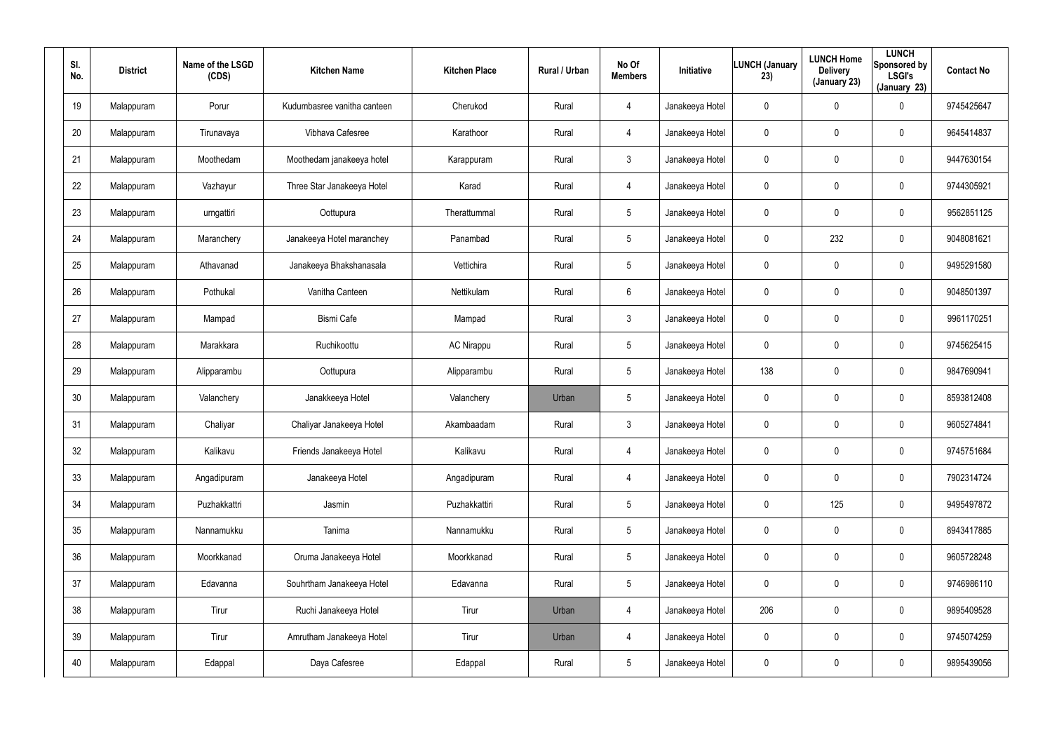| Sl. No. | District | Name of the LSGD (CDS) | Kitchen Name | Kitchen Place | Rural / Urban | No Of Members | Initiative | LUNCH (January 23) | LUNCH Home Delivery (January 23) | LUNCH Sponsored by LSGI's (January 23) | Contact No |
|---|---|---|---|---|---|---|---|---|---|---|---|
| 19 | Malappuram | Porur | Kudumbasree vanitha canteen | Cherukod | Rural | 4 | Janakeeya Hotel | 0 | 0 | 0 | 9745425647 |
| 20 | Malappuram | Tirunavaya | Vibhava Cafesree | Karathoor | Rural | 4 | Janakeeya Hotel | 0 | 0 | 0 | 9645414837 |
| 21 | Malappuram | Moothedam | Moothedam janakeeya hotel | Karappuram | Rural | 3 | Janakeeya Hotel | 0 | 0 | 0 | 9447630154 |
| 22 | Malappuram | Vazhayur | Three Star Janakeeya Hotel | Karad | Rural | 4 | Janakeeya Hotel | 0 | 0 | 0 | 9744305921 |
| 23 | Malappuram | urngattiri | Oottupura | Therattummal | Rural | 5 | Janakeeya Hotel | 0 | 0 | 0 | 9562851125 |
| 24 | Malappuram | Maranchery | Janakeeya Hotel maranchey | Panambad | Rural | 5 | Janakeeya Hotel | 0 | 232 | 0 | 9048081621 |
| 25 | Malappuram | Athavanad | Janakeeya Bhakshanasala | Vettichira | Rural | 5 | Janakeeya Hotel | 0 | 0 | 0 | 9495291580 |
| 26 | Malappuram | Pothukal | Vanitha Canteen | Nettikulam | Rural | 6 | Janakeeya Hotel | 0 | 0 | 0 | 9048501397 |
| 27 | Malappuram | Mampad | Bismi Cafe | Mampad | Rural | 3 | Janakeeya Hotel | 0 | 0 | 0 | 9961170251 |
| 28 | Malappuram | Marakkara | Ruchikoottu | AC Nirappu | Rural | 5 | Janakeeya Hotel | 0 | 0 | 0 | 9745625415 |
| 29 | Malappuram | Alipparambu | Oottupura | Alipparambu | Rural | 5 | Janakeeya Hotel | 138 | 0 | 0 | 9847690941 |
| 30 | Malappuram | Valanchery | Janakkeeya Hotel | Valanchery | Urban | 5 | Janakeeya Hotel | 0 | 0 | 0 | 8593812408 |
| 31 | Malappuram | Chaliyar | Chaliyar Janakeeya Hotel | Akambaadam | Rural | 3 | Janakeeya Hotel | 0 | 0 | 0 | 9605274841 |
| 32 | Malappuram | Kalikavu | Friends Janakeeya Hotel | Kalikavu | Rural | 4 | Janakeeya Hotel | 0 | 0 | 0 | 9745751684 |
| 33 | Malappuram | Angadipuram | Janakeeya Hotel | Angadipuram | Rural | 4 | Janakeeya Hotel | 0 | 0 | 0 | 7902314724 |
| 34 | Malappuram | Puzhakkattri | Jasmin | Puzhakkattiri | Rural | 5 | Janakeeya Hotel | 0 | 125 | 0 | 9495497872 |
| 35 | Malappuram | Nannamukku | Tanima | Nannamukku | Rural | 5 | Janakeeya Hotel | 0 | 0 | 0 | 8943417885 |
| 36 | Malappuram | Moorkkanad | Oruma Janakeeya Hotel | Moorkkanad | Rural | 5 | Janakeeya Hotel | 0 | 0 | 0 | 9605728248 |
| 37 | Malappuram | Edavanna | Souhrtham Janakeeya Hotel | Edavanna | Rural | 5 | Janakeeya Hotel | 0 | 0 | 0 | 9746986110 |
| 38 | Malappuram | Tirur | Ruchi Janakeeya Hotel | Tirur | Urban | 4 | Janakeeya Hotel | 206 | 0 | 0 | 9895409528 |
| 39 | Malappuram | Tirur | Amrutham Janakeeya Hotel | Tirur | Urban | 4 | Janakeeya Hotel | 0 | 0 | 0 | 9745074259 |
| 40 | Malappuram | Edappal | Daya Cafesree | Edappal | Rural | 5 | Janakeeya Hotel | 0 | 0 | 0 | 9895439056 |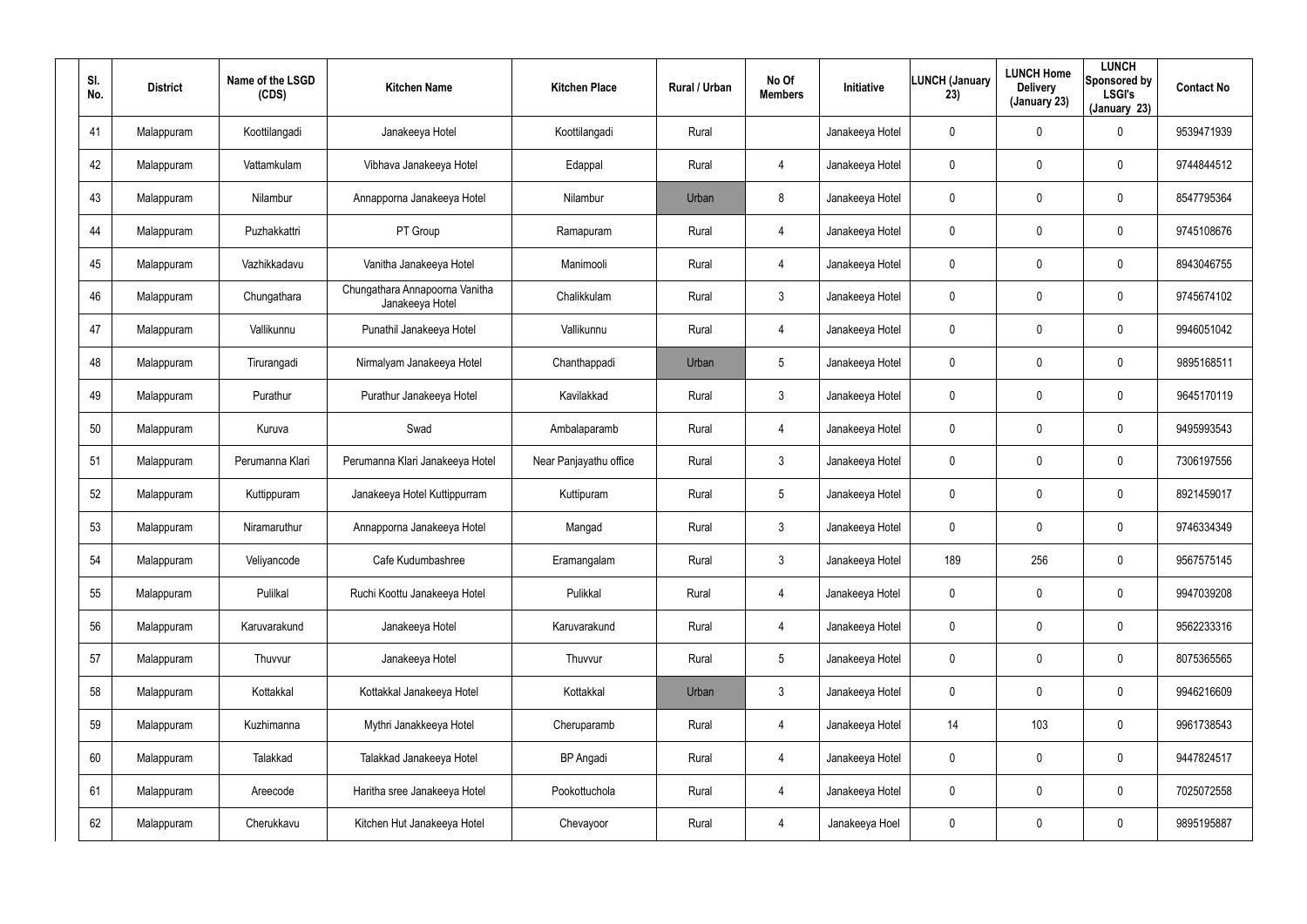| Sl. No. | District | Name of the LSGD (CDS) | Kitchen Name | Kitchen Place | Rural / Urban | No Of Members | Initiative | LUNCH (January 23) | LUNCH Home Delivery (January 23) | LUNCH Sponsored by LSGI's (January 23) | Contact No |
|---|---|---|---|---|---|---|---|---|---|---|---|
| 41 | Malappuram | Koottilangadi | Janakeeya Hotel | Koottilangadi | Rural | | Janakeeya Hotel | 0 | 0 | 0 | 9539471939 |
| 42 | Malappuram | Vattamkulam | Vibhava Janakeeya Hotel | Edappal | Rural | 4 | Janakeeya Hotel | 0 | 0 | 0 | 9744844512 |
| 43 | Malappuram | Nilambur | Annapporna Janakeeya Hotel | Nilambur | Urban | 8 | Janakeeya Hotel | 0 | 0 | 0 | 8547795364 |
| 44 | Malappuram | Puzhakkattri | PT Group | Ramapuram | Rural | 4 | Janakeeya Hotel | 0 | 0 | 0 | 9745108676 |
| 45 | Malappuram | Vazhikkadavu | Vanitha Janakeeya Hotel | Manimooli | Rural | 4 | Janakeeya Hotel | 0 | 0 | 0 | 8943046755 |
| 46 | Malappuram | Chungathara | Chungathara Annapoorna Vanitha Janakeeya Hotel | Chalikkulam | Rural | 3 | Janakeeya Hotel | 0 | 0 | 0 | 9745674102 |
| 47 | Malappuram | Vallikunnu | Punathil Janakeeya Hotel | Vallikunnu | Rural | 4 | Janakeeya Hotel | 0 | 0 | 0 | 9946051042 |
| 48 | Malappuram | Tirurangadi | Nirmalyam Janakeeya Hotel | Chanthappadi | Urban | 5 | Janakeeya Hotel | 0 | 0 | 0 | 9895168511 |
| 49 | Malappuram | Purathur | Purathur Janakeeya Hotel | Kavilakkad | Rural | 3 | Janakeeya Hotel | 0 | 0 | 0 | 9645170119 |
| 50 | Malappuram | Kuruva | Swad | Ambalaparamb | Rural | 4 | Janakeeya Hotel | 0 | 0 | 0 | 9495993543 |
| 51 | Malappuram | Perumanna Klari | Perumanna Klari Janakeeya Hotel | Near Panjayathu office | Rural | 3 | Janakeeya Hotel | 0 | 0 | 0 | 7306197556 |
| 52 | Malappuram | Kuttippuram | Janakeeya Hotel Kuttippurram | Kuttipuram | Rural | 5 | Janakeeya Hotel | 0 | 0 | 0 | 8921459017 |
| 53 | Malappuram | Niramaruthur | Annapporna Janakeeya Hotel | Mangad | Rural | 3 | Janakeeya Hotel | 0 | 0 | 0 | 9746334349 |
| 54 | Malappuram | Veliyancode | Cafe Kudumbashree | Eramangalam | Rural | 3 | Janakeeya Hotel | 189 | 256 | 0 | 9567575145 |
| 55 | Malappuram | Pulilkal | Ruchi Koottu Janakeeya Hotel | Pulikkal | Rural | 4 | Janakeeya Hotel | 0 | 0 | 0 | 9947039208 |
| 56 | Malappuram | Karuvarakund | Janakeeya Hotel | Karuvarakund | Rural | 4 | Janakeeya Hotel | 0 | 0 | 0 | 9562233316 |
| 57 | Malappuram | Thuvvur | Janakeeya Hotel | Thuvvur | Rural | 5 | Janakeeya Hotel | 0 | 0 | 0 | 8075365565 |
| 58 | Malappuram | Kottakkal | Kottakkal Janakeeya Hotel | Kottakkal | Urban | 3 | Janakeeya Hotel | 0 | 0 | 0 | 9946216609 |
| 59 | Malappuram | Kuzhimanna | Mythri Janakkeeya Hotel | Cheruparamb | Rural | 4 | Janakeeya Hotel | 14 | 103 | 0 | 9961738543 |
| 60 | Malappuram | Talakkad | Talakkad Janakeeya Hotel | BP Angadi | Rural | 4 | Janakeeya Hotel | 0 | 0 | 0 | 9447824517 |
| 61 | Malappuram | Areecode | Haritha sree Janakeeya Hotel | Pookottuchola | Rural | 4 | Janakeeya Hotel | 0 | 0 | 0 | 7025072558 |
| 62 | Malappuram | Cherukkavu | Kitchen Hut Janakeeya Hotel | Chevayoor | Rural | 4 | Janakeeya Hoel | 0 | 0 | 0 | 9895195887 |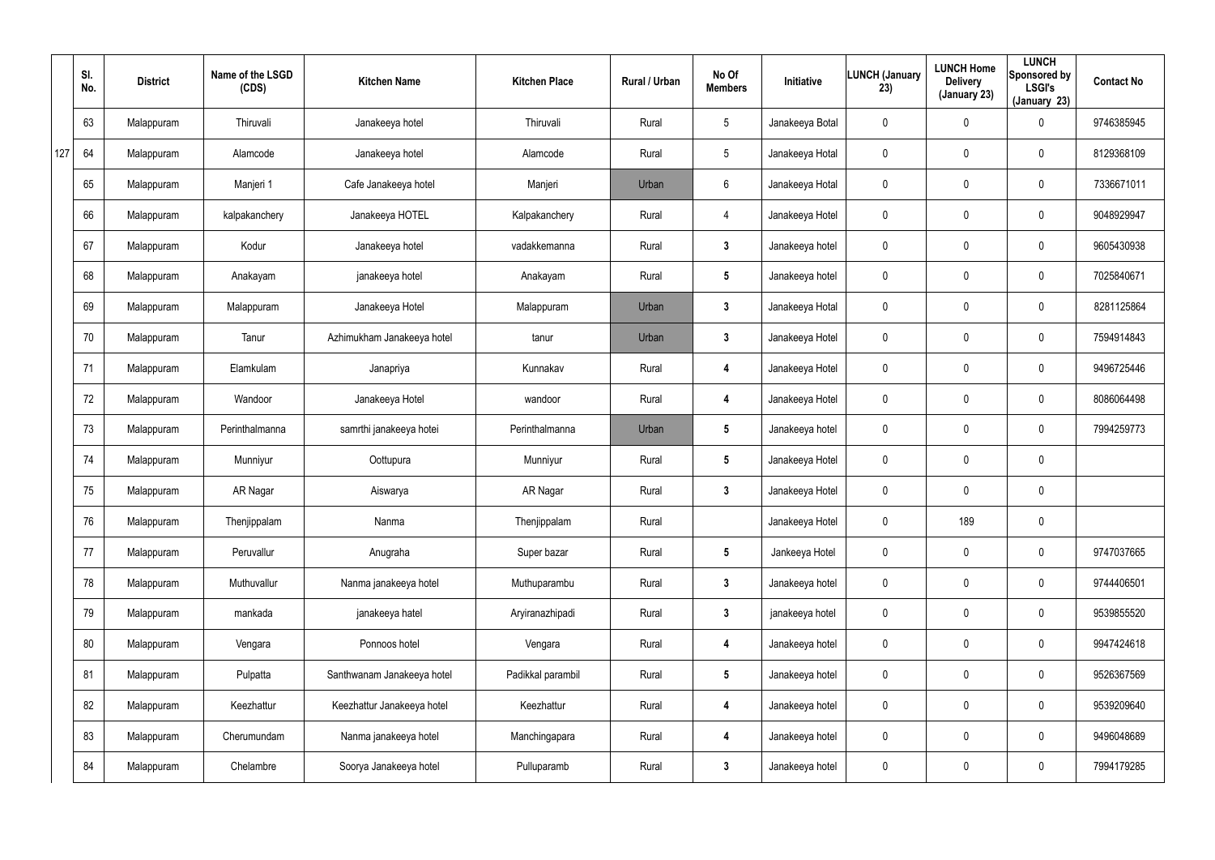| Sl. No. | District | Name of the LSGD (CDS) | Kitchen Name | Kitchen Place | Rural / Urban | No Of Members | Initiative | LUNCH (January 23) | LUNCH Home Delivery (January 23) | LUNCH Sponsored by LSGI's (January 23) | Contact No |
|---|---|---|---|---|---|---|---|---|---|---|---|
| 63 | Malappuram | Thiruvali | Janakeeya hotel | Thiruvali | Rural | 5 | Janakeeya Botal | 0 | 0 | 0 | 9746385945 |
| 64 | Malappuram | Alamcode | Janakeeya hotel | Alamcode | Rural | 5 | Janakeeya Hotal | 0 | 0 | 0 | 8129368109 |
| 65 | Malappuram | Manjeri 1 | Cafe Janakeeya hotel | Manjeri | Urban | 6 | Janakeeya Hotal | 0 | 0 | 0 | 7336671011 |
| 66 | Malappuram | kalpakanchery | Janakeeya HOTEL | Kalpakanchery | Rural | 4 | Janakeeya Hotel | 0 | 0 | 0 | 9048929947 |
| 67 | Malappuram | Kodur | Janakeeya hotel | vadakkemanna | Rural | 3 | Janakeeya hotel | 0 | 0 | 0 | 9605430938 |
| 68 | Malappuram | Anakayam | janakeeya hotel | Anakayam | Rural | 5 | Janakeeya hotel | 0 | 0 | 0 | 7025840671 |
| 69 | Malappuram | Malappuram | Janakeeya Hotel | Malappuram | Urban | 3 | Janakeeya Hotal | 0 | 0 | 0 | 8281125864 |
| 70 | Malappuram | Tanur | Azhimukham Janakeeya hotel | tanur | Urban | 3 | Janakeeya Hotel | 0 | 0 | 0 | 7594914843 |
| 71 | Malappuram | Elamkulam | Janapriya | Kunnakav | Rural | 4 | Janakeeya Hotel | 0 | 0 | 0 | 9496725446 |
| 72 | Malappuram | Wandoor | Janakeeya Hotel | wandoor | Rural | 4 | Janakeeya Hotel | 0 | 0 | 0 | 8086064498 |
| 73 | Malappuram | Perinthalmanna | samrthi janakeeya hotei | Perinthalmanna | Urban | 5 | Janakeeya hotel | 0 | 0 | 0 | 7994259773 |
| 74 | Malappuram | Munniyur | Oottupura | Munniyur | Rural | 5 | Janakeeya Hotel | 0 | 0 | 0 | |
| 75 | Malappuram | AR Nagar | Aiswarya | AR Nagar | Rural | 3 | Janakeeya Hotel | 0 | 0 | 0 | |
| 76 | Malappuram | Thenjippalam | Nanma | Thenjippalam | Rural | | Janakeeya Hotel | 0 | 189 | 0 | |
| 77 | Malappuram | Peruvallur | Anugraha | Super bazar | Rural | 5 | Jankeeya Hotel | 0 | 0 | 0 | 9747037665 |
| 78 | Malappuram | Muthuvallur | Nanma janakeeya hotel | Muthuparambu | Rural | 3 | Janakeeya hotel | 0 | 0 | 0 | 9744406501 |
| 79 | Malappuram | mankada | janakeeya hatel | Aryiranazhipadi | Rural | 3 | janakeeya hotel | 0 | 0 | 0 | 9539855520 |
| 80 | Malappuram | Vengara | Ponnoos hotel | Vengara | Rural | 4 | Janakeeya hotel | 0 | 0 | 0 | 9947424618 |
| 81 | Malappuram | Pulpatta | Santhwanam Janakeeya hotel | Padikkal parambil | Rural | 5 | Janakeeya hotel | 0 | 0 | 0 | 9526367569 |
| 82 | Malappuram | Keezhattur | Keezhattur Janakeeya hotel | Keezhattur | Rural | 4 | Janakeeya hotel | 0 | 0 | 0 | 9539209640 |
| 83 | Malappuram | Cherumundam | Nanma janakeeya hotel | Manchingapara | Rural | 4 | Janakeeya hotel | 0 | 0 | 0 | 9496048689 |
| 84 | Malappuram | Chelambre | Soorya Janakeeya hotel | Pulluparamb | Rural | 3 | Janakeeya hotel | 0 | 0 | 0 | 7994179285 |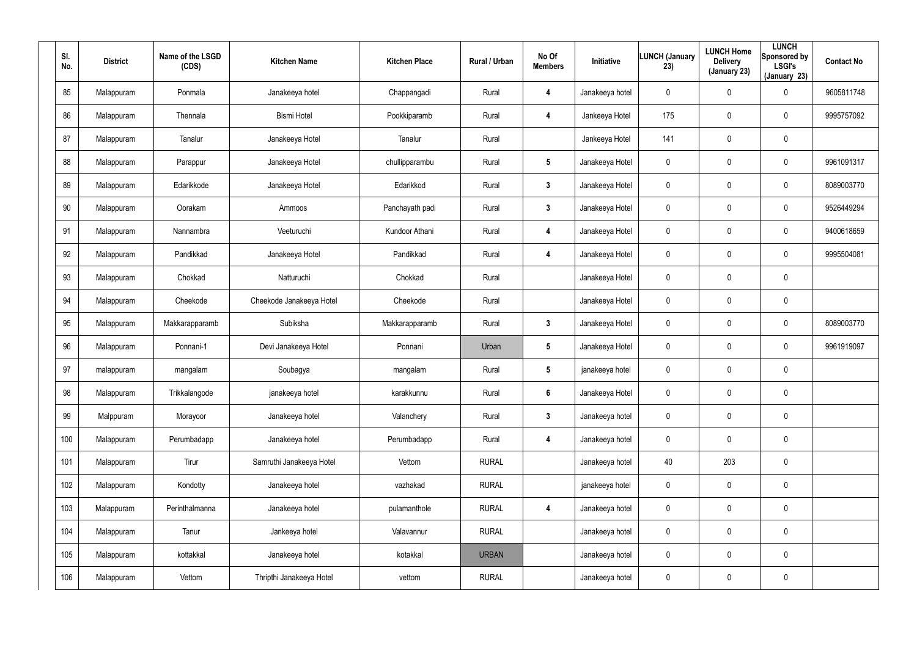| Sl. No. | District | Name of the LSGD (CDS) | Kitchen Name | Kitchen Place | Rural / Urban | No Of Members | Initiative | LUNCH (January 23) | LUNCH Home Delivery (January 23) | LUNCH Sponsored by LSGI's (January 23) | Contact No |
|---|---|---|---|---|---|---|---|---|---|---|---|
| 85 | Malappuram | Ponmala | Janakeeya hotel | Chappangadi | Rural | 4 | Janakeeya hotel | 0 | 0 | 0 | 9605811748 |
| 86 | Malappuram | Thennala | Bismi Hotel | Pookkiparamb | Rural | 4 | Jankeeya Hotel | 175 | 0 | 0 | 9995757092 |
| 87 | Malappuram | Tanalur | Janakeeya Hotel | Tanalur | Rural | | Jankeeya Hotel | 141 | 0 | 0 | |
| 88 | Malappuram | Parappur | Janakeeya Hotel | chullipparambu | Rural | 5 | Janakeeya Hotel | 0 | 0 | 0 | 9961091317 |
| 89 | Malappuram | Edarikkode | Janakeeya Hotel | Edarikkod | Rural | 3 | Janakeeya Hotel | 0 | 0 | 0 | 8089003770 |
| 90 | Malappuram | Oorakam | Ammoos | Panchayath padi | Rural | 3 | Janakeeya Hotel | 0 | 0 | 0 | 9526449294 |
| 91 | Malappuram | Nannambra | Veeturuchi | Kundoor Athani | Rural | 4 | Janakeeya Hotel | 0 | 0 | 0 | 9400618659 |
| 92 | Malappuram | Pandikkad | Janakeeya Hotel | Pandikkad | Rural | 4 | Janakeeya Hotel | 0 | 0 | 0 | 9995504081 |
| 93 | Malappuram | Chokkad | Natturuchi | Chokkad | Rural | | Janakeeya Hotel | 0 | 0 | 0 | |
| 94 | Malappuram | Cheekode | Cheekode Janakeeya Hotel | Cheekode | Rural | | Janakeeya Hotel | 0 | 0 | 0 | |
| 95 | Malappuram | Makkarapparamb | Subiksha | Makkarapparamb | Rural | 3 | Janakeeya Hotel | 0 | 0 | 0 | 8089003770 |
| 96 | Malappuram | Ponnani-1 | Devi Janakeeya Hotel | Ponnani | Urban | 5 | Janakeeya Hotel | 0 | 0 | 0 | 9961919097 |
| 97 | malappuram | mangalam | Soubagya | mangalam | Rural | 5 | janakeeya hotel | 0 | 0 | 0 | |
| 98 | Malappuram | Trikkalangode | janakeeya hotel | karakkunnu | Rural | 6 | Janakeeya Hotel | 0 | 0 | 0 | |
| 99 | Malppuram | Morayoor | Janakeeya hotel | Valanchery | Rural | 3 | Janakeeya hotel | 0 | 0 | 0 | |
| 100 | Malappuram | Perumbadapp | Janakeeya hotel | Perumbadapp | Rural | 4 | Janakeeya hotel | 0 | 0 | 0 | |
| 101 | Malappuram | Tirur | Samruthi Janakeeya Hotel | Vettom | RURAL | | Janakeeya hotel | 40 | 203 | 0 | |
| 102 | Malappuram | Kondotty | Janakeeya hotel | vazhakad | RURAL | | janakeeya hotel | 0 | 0 | 0 | |
| 103 | Malappuram | Perinthalmanna | Janakeeya hotel | pulamanthole | RURAL | 4 | Janakeeya hotel | 0 | 0 | 0 | |
| 104 | Malappuram | Tanur | Jankeeya hotel | Valavannur | RURAL | | Janakeeya hotel | 0 | 0 | 0 | |
| 105 | Malappuram | kottakkal | Janakeeya hotel | kotakkal | URBAN | | Janakeeya hotel | 0 | 0 | 0 | |
| 106 | Malappuram | Vettom | Thripthi Janakeeya Hotel | vettom | RURAL | | Janakeeya hotel | 0 | 0 | 0 | |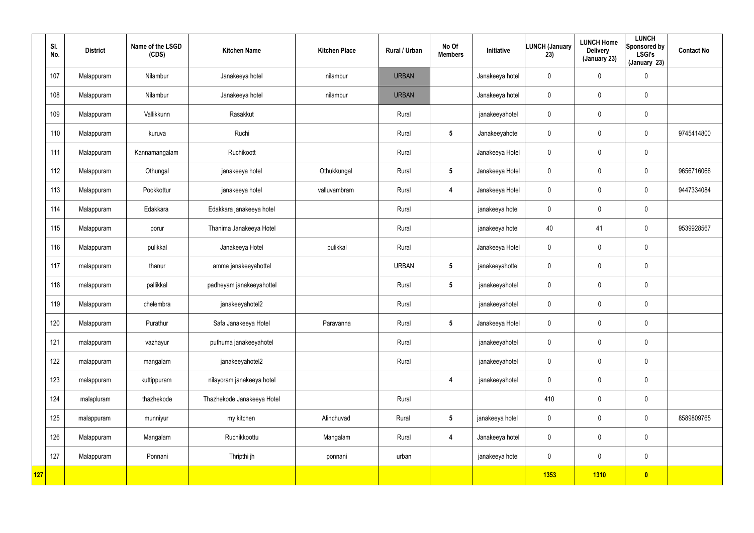| | Sl. No. | District | Name of the LSGD (CDS) | Kitchen Name | Kitchen Place | Rural / Urban | No Of Members | Initiative | LUNCH (January 23) | LUNCH Home Delivery (January 23) | LUNCH Sponsored by LSGI's (January 23) | Contact No |
|---|---|---|---|---|---|---|---|---|---|---|---|---|
| | 107 | Malappuram | Nilambur | Janakeeya hotel | nilambur | URBAN | | Janakeeya hotel | 0 | 0 | 0 | |
| | 108 | Malappuram | Nilambur | Janakeeya hotel | nilambur | URBAN | | Janakeeya hotel | 0 | 0 | 0 | |
| | 109 | Malappuram | Vallikkunn | Rasakkut | | Rural | | janakeeyahotel | 0 | 0 | 0 | |
| | 110 | Malappuram | kuruva | Ruchi | | Rural | 5 | Janakeeyahotel | 0 | 0 | 0 | 9745414800 |
| | 111 | Malappuram | Kannamangalam | Ruchikoott | | Rural | | Janakeeya Hotel | 0 | 0 | 0 | |
| | 112 | Malappuram | Othungal | janakeeya hotel | Othukkungal | Rural | 5 | Janakeeya Hotel | 0 | 0 | 0 | 9656716066 |
| | 113 | Malappuram | Pookkottur | janakeeya hotel | valluvambram | Rural | 4 | Janakeeya Hotel | 0 | 0 | 0 | 9447334084 |
| | 114 | Malappuram | Edakkara | Edakkara janakeeya hotel | | Rural | | janakeeya hotel | 0 | 0 | 0 | |
| | 115 | Malappuram | porur | Thanima Janakeeya Hotel | | Rural | | janakeeya hotel | 40 | 41 | 0 | 9539928567 |
| | 116 | Malappuram | pulikkal | Janakeeya Hotel | pulikkal | Rural | | Janakeeya Hotel | 0 | 0 | 0 | |
| | 117 | malappuram | thanur | amma janakeeyahottel | | URBAN | 5 | janakeeyahottel | 0 | 0 | 0 | |
| | 118 | malappuram | pallikkal | padheyam janakeeyahottel | | Rural | 5 | janakeeyahotel | 0 | 0 | 0 | |
| | 119 | Malappuram | chelembra | janakeeyahotel2 | | Rural | | janakeeyahotel | 0 | 0 | 0 | |
| | 120 | Malappuram | Purathur | Safa Janakeeya Hotel | Paravanna | Rural | 5 | Janakeeya Hotel | 0 | 0 | 0 | |
| | 121 | malappuram | vazhayur | puthuma janakeeyahotel | | Rural | | janakeeyahotel | 0 | 0 | 0 | |
| | 122 | malappuram | mangalam | janakeeyahotel2 | | Rural | | janakeeyahotel | 0 | 0 | 0 | |
| | 123 | malappuram | kuttippuram | nilayoram janakeeya hotel | | | 4 | janakeeyahotel | 0 | 0 | 0 | |
| | 124 | malapluram | thazhekode | Thazhekode Janakeeya Hotel | | Rural | | | 410 | 0 | 0 | |
| | 125 | malappuram | munniyur | my kitchen | Alinchuvad | Rural | 5 | janakeeya hotel | 0 | 0 | 0 | 8589809765 |
| | 126 | Malappuram | Mangalam | Ruchikkoottu | Mangalam | Rural | 4 | Janakeeya hotel | 0 | 0 | 0 | |
| | 127 | Malappuram | Ponnani | Thripthi jh | ponnani | urban | | janakeeya hotel | 0 | 0 | 0 | |
| **127** | | | | | | | | | **1353** | **1310** | **0** | |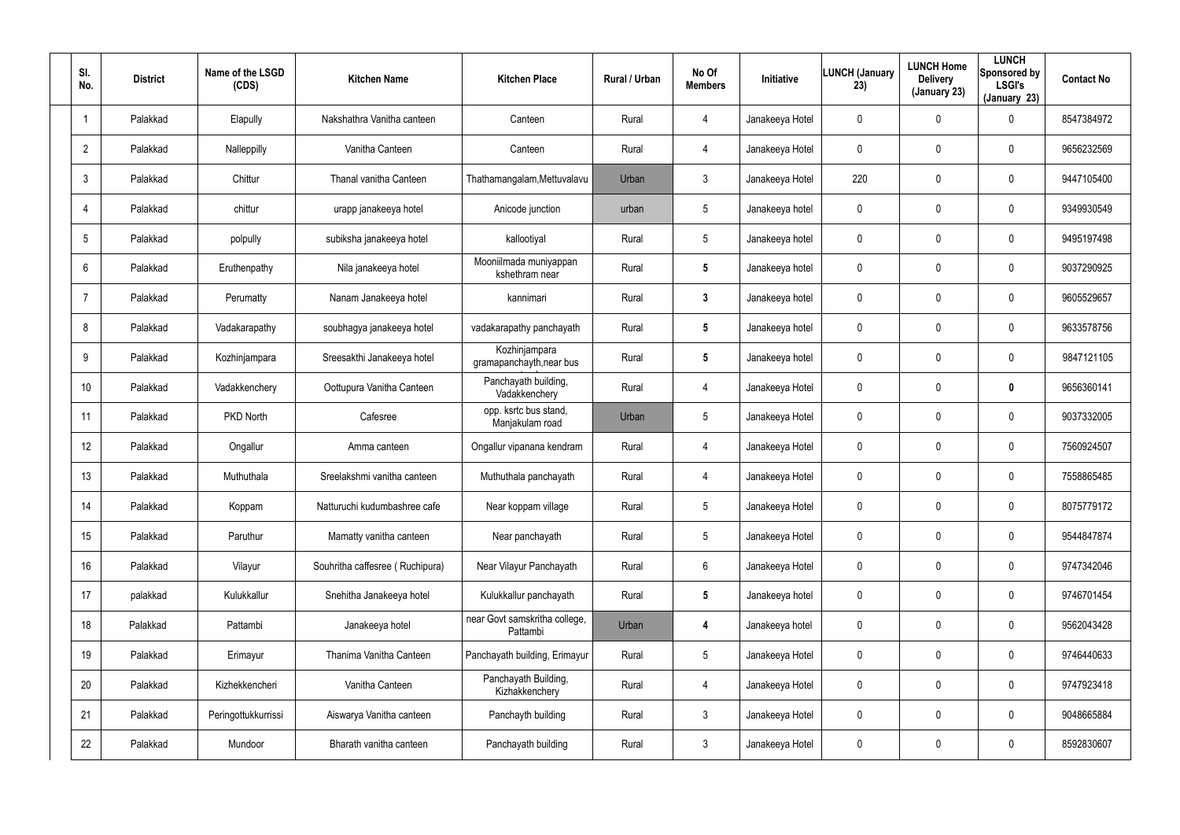| Sl. No. | District | Name of the LSGD (CDS) | Kitchen Name | Kitchen Place | Rural / Urban | No Of Members | Initiative | LUNCH (January 23) | LUNCH Home Delivery (January 23) | LUNCH Sponsored by LSGI's (January 23) | Contact No |
|---|---|---|---|---|---|---|---|---|---|---|---|
| 1 | Palakkad | Elapully | Nakshathra Vanitha canteen | Canteen | Rural | 4 | Janakeeya Hotel | 0 | 0 | 0 | 8547384972 |
| 2 | Palakkad | Nalleppilly | Vanitha Canteen | Canteen | Rural | 4 | Janakeeya Hotel | 0 | 0 | 0 | 9656232569 |
| 3 | Palakkad | Chittur | Thanal vanitha Canteen | Thathamangalam,Mettuvalavu | Urban | 3 | Janakeeya Hotel | 220 | 0 | 0 | 9447105400 |
| 4 | Palakkad | chittur | urapp janakeeya hotel | Anicode junction | urban | 5 | Janakeeya hotel | 0 | 0 | 0 | 9349930549 |
| 5 | Palakkad | polpully | subiksha janakeeya hotel | kallootiyal | Rural | 5 | Janakeeya hotel | 0 | 0 | 0 | 9495197498 |
| 6 | Palakkad | Eruthenpathy | Nila janakeeya hotel | Mooniilmada muniyappan kshethram near | Rural | 5 | Janakeeya hotel | 0 | 0 | 0 | 9037290925 |
| 7 | Palakkad | Perumatty | Nanam Janakeeya hotel | kannimari | Rural | 3 | Janakeeya hotel | 0 | 0 | 0 | 9605529657 |
| 8 | Palakkad | Vadakarapathy | soubhagya janakeeya hotel | vadakarapathy panchayath | Rural | 5 | Janakeeya hotel | 0 | 0 | 0 | 9633578756 |
| 9 | Palakkad | Kozhinjampara | Sreesakthi Janakeeya hotel | Kozhinjampara gramapanchayth,near bus | Rural | 5 | Janakeeya hotel | 0 | 0 | 0 | 9847121105 |
| 10 | Palakkad | Vadakkenchery | Oottupura Vanitha Canteen | Panchayath building, Vadakkenchery | Rural | 4 | Janakeeya Hotel | 0 | 0 | 0 | 9656360141 |
| 11 | Palakkad | PKD North | Cafesree | opp. ksrtc bus stand, Manjakulam road | Urban | 5 | Janakeeya Hotel | 0 | 0 | 0 | 9037332005 |
| 12 | Palakkad | Ongallur | Amma canteen | Ongallur vipanana kendram | Rural | 4 | Janakeeya Hotel | 0 | 0 | 0 | 7560924507 |
| 13 | Palakkad | Muthuthala | Sreelakshmi vanitha canteen | Muthuthala panchayath | Rural | 4 | Janakeeya Hotel | 0 | 0 | 0 | 7558865485 |
| 14 | Palakkad | Koppam | Natturuchi kudumbashree cafe | Near koppam village | Rural | 5 | Janakeeya Hotel | 0 | 0 | 0 | 8075779172 |
| 15 | Palakkad | Paruthur | Mamatty vanitha canteen | Near panchayath | Rural | 5 | Janakeeya Hotel | 0 | 0 | 0 | 9544847874 |
| 16 | Palakkad | Vilayur | Souhritha caffesree ( Ruchipura) | Near Vilayur Panchayath | Rural | 6 | Janakeeya Hotel | 0 | 0 | 0 | 9747342046 |
| 17 | palakkad | Kulukkallur | Snehitha Janakeeya hotel | Kulukkallur panchayath | Rural | 5 | Janakeeya hotel | 0 | 0 | 0 | 9746701454 |
| 18 | Palakkad | Pattambi | Janakeeya hotel | near Govt samskritha college, Pattambi | Urban | 4 | Janakeeya hotel | 0 | 0 | 0 | 9562043428 |
| 19 | Palakkad | Erimayur | Thanima Vanitha Canteen | Panchayath building, Erimayur | Rural | 5 | Janakeeya Hotel | 0 | 0 | 0 | 9746440633 |
| 20 | Palakkad | Kizhekkencheri | Vanitha Canteen | Panchayath Building, Kizhakkenchery | Rural | 4 | Janakeeya Hotel | 0 | 0 | 0 | 9747923418 |
| 21 | Palakkad | Peringottukkurrissi | Aiswarya Vanitha canteen | Panchayth building | Rural | 3 | Janakeeya Hotel | 0 | 0 | 0 | 9048665884 |
| 22 | Palakkad | Mundoor | Bharath vanitha canteen | Panchayath building | Rural | 3 | Janakeeya Hotel | 0 | 0 | 0 | 8592830607 |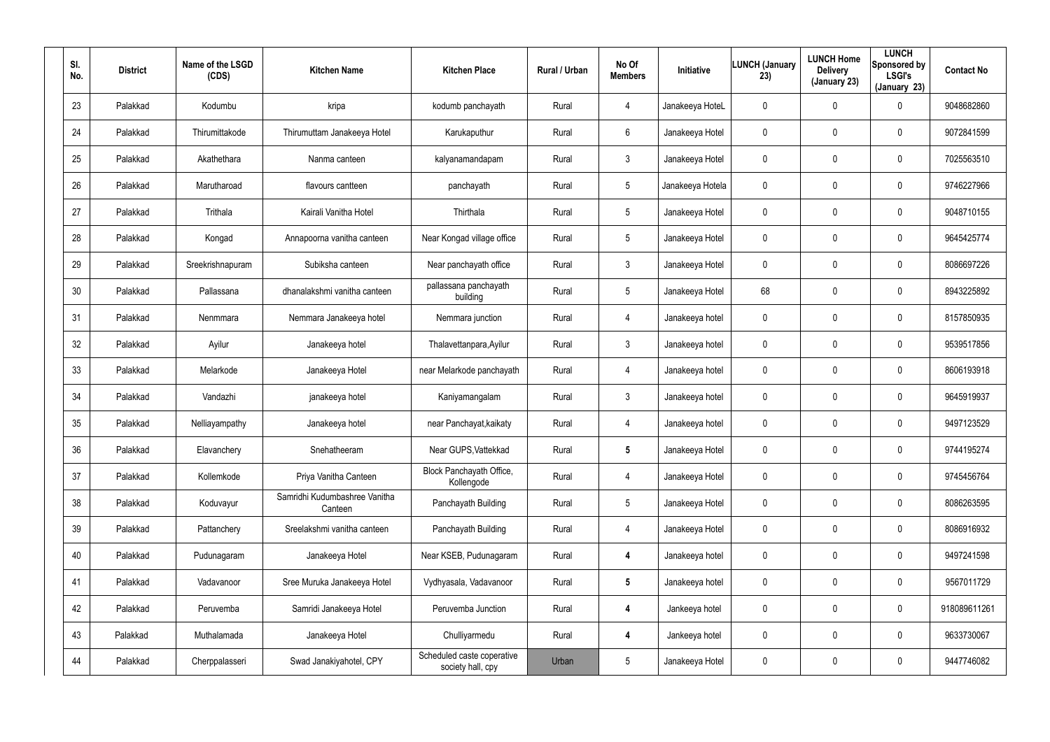| Sl. No. | District | Name of the LSGD (CDS) | Kitchen Name | Kitchen Place | Rural / Urban | No Of Members | Initiative | LUNCH (January 23) | LUNCH Home Delivery (January 23) | LUNCH Sponsored by LSGI's (January 23) | Contact No |
|---|---|---|---|---|---|---|---|---|---|---|---|
| 23 | Palakkad | Kodumbu | kripa | kodumb panchayath | Rural | 4 | Janakeeya HoteL | 0 | 0 | 0 | 9048682860 |
| 24 | Palakkad | Thirumittakode | Thirumuttam Janakeeya Hotel | Karukaputhur | Rural | 6 | Janakeeya Hotel | 0 | 0 | 0 | 9072841599 |
| 25 | Palakkad | Akathethara | Nanma canteen | kalyanamandapam | Rural | 3 | Janakeeya Hotel | 0 | 0 | 0 | 7025563510 |
| 26 | Palakkad | Marutharoad | flavours cantteen | panchayath | Rural | 5 | Janakeeya Hotela | 0 | 0 | 0 | 9746227966 |
| 27 | Palakkad | Trithala | Kairali Vanitha Hotel | Thirthala | Rural | 5 | Janakeeya Hotel | 0 | 0 | 0 | 9048710155 |
| 28 | Palakkad | Kongad | Annapoorna vanitha canteen | Near Kongad village office | Rural | 5 | Janakeeya Hotel | 0 | 0 | 0 | 9645425774 |
| 29 | Palakkad | Sreekrishnapuram | Subiksha canteen | Near panchayath office | Rural | 3 | Janakeeya Hotel | 0 | 0 | 0 | 8086697226 |
| 30 | Palakkad | Pallassana | dhanalakshmi vanitha canteen | pallassana panchayath building | Rural | 5 | Janakeeya Hotel | 68 | 0 | 0 | 8943225892 |
| 31 | Palakkad | Nenmmara | Nemmara Janakeeya hotel | Nemmara junction | Rural | 4 | Janakeeya hotel | 0 | 0 | 0 | 8157850935 |
| 32 | Palakkad | Ayilur | Janakeeya hotel | Thalavettanpara,Ayilur | Rural | 3 | Janakeeya hotel | 0 | 0 | 0 | 9539517856 |
| 33 | Palakkad | Melarkode | Janakeeya Hotel | near Melarkode panchayath | Rural | 4 | Janakeeya hotel | 0 | 0 | 0 | 8606193918 |
| 34 | Palakkad | Vandazhi | janakeeya hotel | Kaniyamangalam | Rural | 3 | Janakeeya hotel | 0 | 0 | 0 | 9645919937 |
| 35 | Palakkad | Nelliayampathy | Janakeeya hotel | near Panchayat,kaikaty | Rural | 4 | Janakeeya hotel | 0 | 0 | 0 | 9497123529 |
| 36 | Palakkad | Elavanchery | Snehatheeram | Near GUPS,Vattekkad | Rural | **5** | Janakeeya Hotel | 0 | 0 | 0 | 9744195274 |
| 37 | Palakkad | Kollemkode | Priya Vanitha Canteen | Block Panchayath Office, Kollengode | Rural | 4 | Janakeeya Hotel | 0 | 0 | 0 | 9745456764 |
| 38 | Palakkad | Koduvayur | Samridhi Kudumbashree Vanitha Canteen | Panchayath Building | Rural | 5 | Janakeeya Hotel | 0 | 0 | 0 | 8086263595 |
| 39 | Palakkad | Pattanchery | Sreelakshmi vanitha canteen | Panchayath Building | Rural | 4 | Janakeeya Hotel | 0 | 0 | 0 | 8086916932 |
| 40 | Palakkad | Pudunagaram | Janakeeya Hotel | Near KSEB, Pudunagaram | Rural | **4** | Janakeeya hotel | 0 | 0 | 0 | 9497241598 |
| 41 | Palakkad | Vadavanoor | Sree Muruka Janakeeya Hotel | Vydhyasala, Vadavanoor | Rural | **5** | Janakeeya hotel | 0 | 0 | 0 | 9567011729 |
| 42 | Palakkad | Peruvemba | Samridi Janakeeya Hotel | Peruvemba Junction | Rural | **4** | Jankeeya hotel | 0 | 0 | 0 | 918089611261 |
| 43 | Palakkad | Muthalamada | Janakeeya Hotel | Chulliyarmedu | Rural | **4** | Jankeeya hotel | 0 | 0 | 0 | 9633730067 |
| 44 | Palakkad | Cherppalasseri | Swad Janakiyahotel, CPY | Scheduled caste coperative society hall, cpy | Urban | 5 | Janakeeya Hotel | 0 | 0 | 0 | 9447746082 |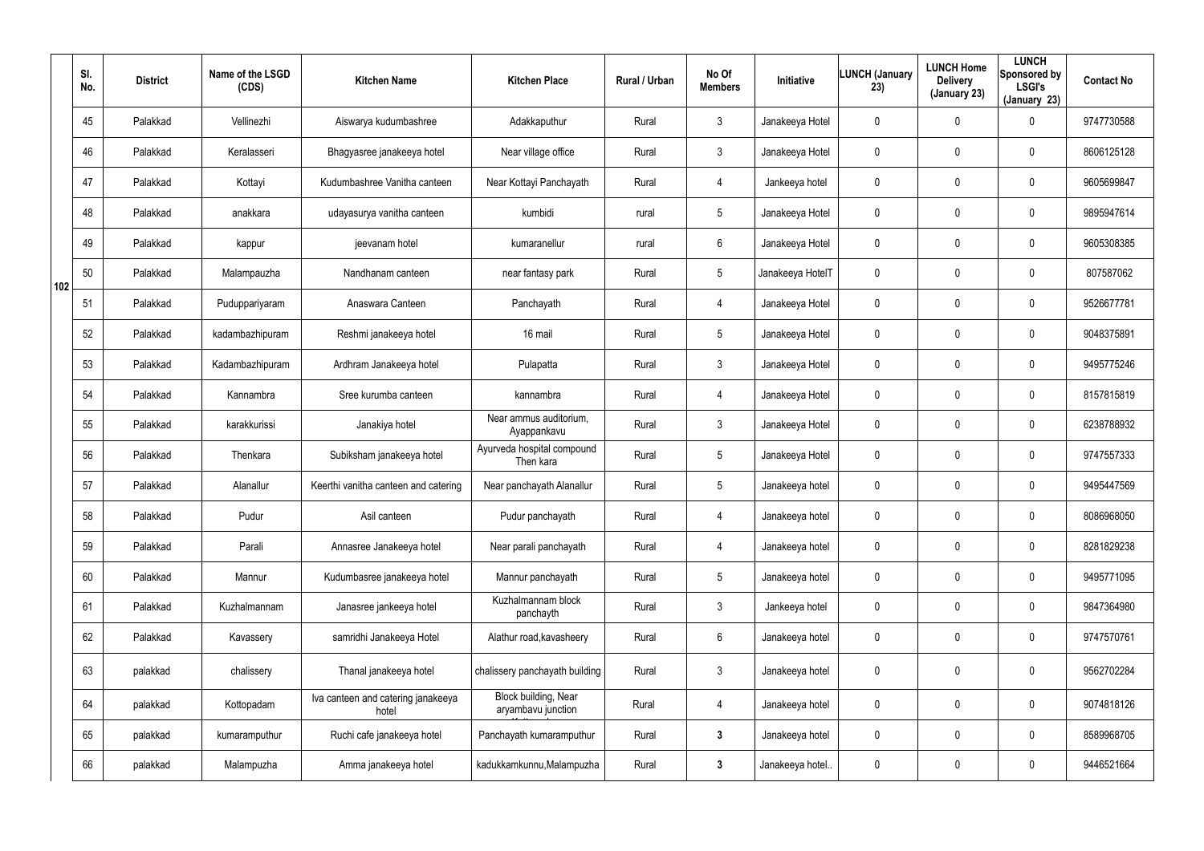|  | Sl. No. | District | Name of the LSGD (CDS) | Kitchen Name | Kitchen Place | Rural / Urban | No Of Members | Initiative | LUNCH (January 23) | LUNCH Home Delivery (January 23) | LUNCH Sponsored by LSGI's (January 23) | Contact No |
|---|---|---|---|---|---|---|---|---|---|---|---|---|
| 102 | 45 | Palakkad | Vellinezhi | Aiswarya kudumbashree | Adakkaputhur | Rural | 3 | Janakeeya Hotel | 0 | 0 | 0 | 9747730588 |
|  | 46 | Palakkad | Keralasseri | Bhagyasree janakeeya hotel | Near village office | Rural | 3 | Janakeeya Hotel | 0 | 0 | 0 | 8606125128 |
|  | 47 | Palakkad | Kottayi | Kudumbashree Vanitha canteen | Near Kottayi Panchayath | Rural | 4 | Jankeeya hotel | 0 | 0 | 0 | 9605699847 |
|  | 48 | Palakkad | anakkara | udayasurya vanitha canteen | kumbidi | rural | 5 | Janakeeya Hotel | 0 | 0 | 0 | 9895947614 |
|  | 49 | Palakkad | kappur | jeevanam hotel | kumaranellur | rural | 6 | Janakeeya Hotel | 0 | 0 | 0 | 9605308385 |
|  | 50 | Palakkad | Malampauzha | Nandhanam canteen | near fantasy park | Rural | 5 | Janakeeya HotelT | 0 | 0 | 0 | 807587062 |
|  | 51 | Palakkad | Puduppariyaram | Anaswara Canteen | Panchayath | Rural | 4 | Janakeeya Hotel | 0 | 0 | 0 | 9526677781 |
|  | 52 | Palakkad | kadambazhipuram | Reshmi janakeeya hotel | 16 mail | Rural | 5 | Janakeeya Hotel | 0 | 0 | 0 | 9048375891 |
|  | 53 | Palakkad | Kadambazhipuram | Ardhram Janakeeya hotel | Pulapatta | Rural | 3 | Janakeeya Hotel | 0 | 0 | 0 | 9495775246 |
|  | 54 | Palakkad | Kannambra | Sree kurumba canteen | kannambra | Rural | 4 | Janakeeya Hotel | 0 | 0 | 0 | 8157815819 |
|  | 55 | Palakkad | karakkurissi | Janakiya hotel | Near ammus auditorium, Ayappankavu | Rural | 3 | Janakeeya Hotel | 0 | 0 | 0 | 6238788932 |
|  | 56 | Palakkad | Thenkara | Subiksham janakeeya hotel | Ayurveda hospital compound Then kara | Rural | 5 | Janakeeya Hotel | 0 | 0 | 0 | 9747557333 |
|  | 57 | Palakkad | Alanallur | Keerthi vanitha canteen and catering | Near panchayath Alanallur | Rural | 5 | Janakeeya hotel | 0 | 0 | 0 | 9495447569 |
|  | 58 | Palakkad | Pudur | Asil canteen | Pudur panchayath | Rural | 4 | Janakeeya hotel | 0 | 0 | 0 | 8086968050 |
|  | 59 | Palakkad | Parali | Annasree Janakeeya hotel | Near parali panchayath | Rural | 4 | Janakeeya hotel | 0 | 0 | 0 | 8281829238 |
|  | 60 | Palakkad | Mannur | Kudumbasree janakeeya hotel | Mannur panchayath | Rural | 5 | Janakeeya hotel | 0 | 0 | 0 | 9495771095 |
|  | 61 | Palakkad | Kuzhalmannam | Janasree jankeeya hotel | Kuzhalmannam block panchayth | Rural | 3 | Jankeeya hotel | 0 | 0 | 0 | 9847364980 |
|  | 62 | Palakkad | Kavassery | samridhi Janakeeya Hotel | Alathur road,kavasheery | Rural | 6 | Janakeeya hotel | 0 | 0 | 0 | 9747570761 |
|  | 63 | palakkad | chalissery | Thanal janakeeya hotel | chalissery panchayath building | Rural | 3 | Janakeeya hotel | 0 | 0 | 0 | 9562702284 |
|  | 64 | palakkad | Kottopadam | Iva canteen and catering janakeeya hotel | Block building, Near aryambavu junction | Rural | 4 | Janakeeya hotel | 0 | 0 | 0 | 9074818126 |
|  | 65 | palakkad | kumaramputhur | Ruchi cafe janakeeya hotel | Panchayath kumaramputhur | Rural | 3 | Janakeeya hotel | 0 | 0 | 0 | 8589968705 |
|  | 66 | palakkad | Malampuzha | Amma janakeeya hotel | kadukkamkunnu,Malampuzha | Rural | 3 | Janakeeya hotel.. | 0 | 0 | 0 | 9446521664 |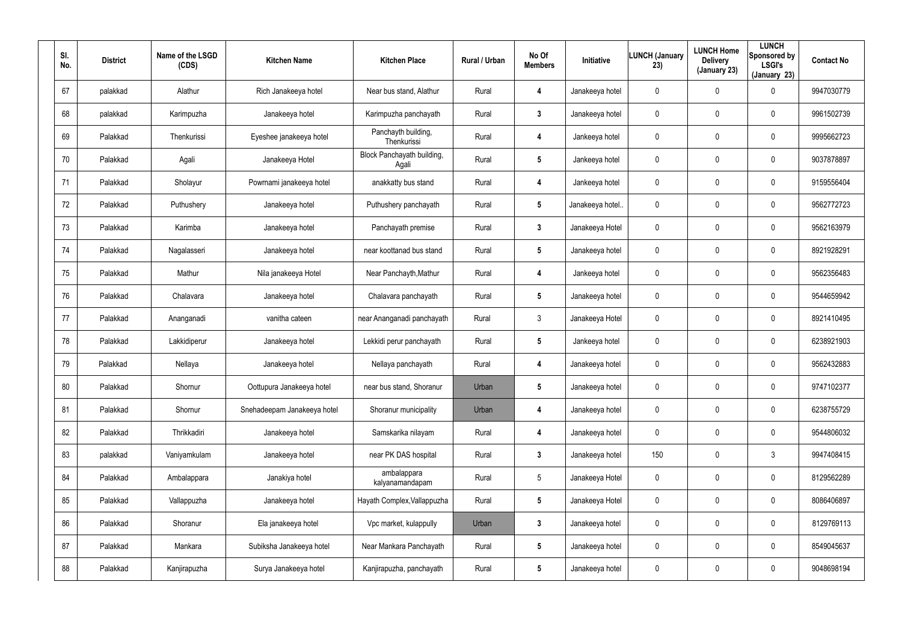| Sl. No. | District | Name of the LSGD (CDS) | Kitchen Name | Kitchen Place | Rural / Urban | No Of Members | Initiative | LUNCH (January 23) | LUNCH Home Delivery (January 23) | LUNCH Sponsored by LSGI's (January 23) | Contact No |
|---|---|---|---|---|---|---|---|---|---|---|---|
| 67 | palakkad | Alathur | Rich Janakeeya hotel | Near bus stand, Alathur | Rural | 4 | Janakeeya hotel | 0 | 0 | 0 | 9947030779 |
| 68 | palakkad | Karimpuzha | Janakeeya hotel | Karimpuzha panchayath | Rural | 3 | Janakeeya hotel | 0 | 0 | 0 | 9961502739 |
| 69 | Palakkad | Thenkurissi | Eyeshee janakeeya hotel | Panchayth building, Thenkurissi | Rural | 4 | Jankeeya hotel | 0 | 0 | 0 | 9995662723 |
| 70 | Palakkad | Agali | Janakeeya Hotel | Block Panchayath building, Agali | Rural | 5 | Jankeeya hotel | 0 | 0 | 0 | 9037878897 |
| 71 | Palakkad | Sholayur | Powrnami janakeeya hotel | anakkatty bus stand | Rural | 4 | Jankeeya hotel | 0 | 0 | 0 | 9159556404 |
| 72 | Palakkad | Puthushery | Janakeeya hotel | Puthushery panchayath | Rural | 5 | Janakeeya hotel.. | 0 | 0 | 0 | 9562772723 |
| 73 | Palakkad | Karimba | Janakeeya hotel | Panchayath premise | Rural | 3 | Janakeeya Hotel | 0 | 0 | 0 | 9562163979 |
| 74 | Palakkad | Nagalasseri | Janakeeya hotel | near koottanad bus stand | Rural | 5 | Janakeeya hotel | 0 | 0 | 0 | 8921928291 |
| 75 | Palakkad | Mathur | Nila janakeeya Hotel | Near Panchayth,Mathur | Rural | 4 | Jankeeya hotel | 0 | 0 | 0 | 9562356483 |
| 76 | Palakkad | Chalavara | Janakeeya hotel | Chalavara panchayath | Rural | 5 | Janakeeya hotel | 0 | 0 | 0 | 9544659942 |
| 77 | Palakkad | Ananganadi | vanitha cateen | near Ananganadi panchayath | Rural | 3 | Janakeeya Hotel | 0 | 0 | 0 | 8921410495 |
| 78 | Palakkad | Lakkidiperur | Janakeeya hotel | Lekkidi perur panchayath | Rural | 5 | Jankeeya hotel | 0 | 0 | 0 | 6238921903 |
| 79 | Palakkad | Nellaya | Janakeeya hotel | Nellaya panchayath | Rural | 4 | Janakeeya hotel | 0 | 0 | 0 | 9562432883 |
| 80 | Palakkad | Shornur | Oottupura Janakeeya hotel | near bus stand, Shoranur | Urban | 5 | Janakeeya hotel | 0 | 0 | 0 | 9747102377 |
| 81 | Palakkad | Shornur | Snehadeepam Janakeeya hotel | Shoranur municipality | Urban | 4 | Janakeeya hotel | 0 | 0 | 0 | 6238755729 |
| 82 | Palakkad | Thrikkadiri | Janakeeya hotel | Samskarika nilayam | Rural | 4 | Janakeeya hotel | 0 | 0 | 0 | 9544806032 |
| 83 | palakkad | Vaniyamkulam | Janakeeya hotel | near PK DAS hospital | Rural | 3 | Janakeeya hotel | 150 | 0 | 3 | 9947408415 |
| 84 | Palakkad | Ambalappara | Janakiya hotel | ambalappara kalyanamandapam | Rural | 5 | Janakeeya Hotel | 0 | 0 | 0 | 8129562289 |
| 85 | Palakkad | Vallappuzha | Janakeeya hotel | Hayath Complex,Vallappuzha | Rural | 5 | Janakeeya Hotel | 0 | 0 | 0 | 8086406897 |
| 86 | Palakkad | Shoranur | Ela janakeeya hotel | Vpc market, kulappully | Urban | 3 | Janakeeya hotel | 0 | 0 | 0 | 8129769113 |
| 87 | Palakkad | Mankara | Subiksha Janakeeya hotel | Near Mankara Panchayath | Rural | 5 | Janakeeya hotel | 0 | 0 | 0 | 8549045637 |
| 88 | Palakkad | Kanjirapuzha | Surya Janakeeya hotel | Kanjirapuzha, panchayath | Rural | 5 | Janakeeya hotel | 0 | 0 | 0 | 9048698194 |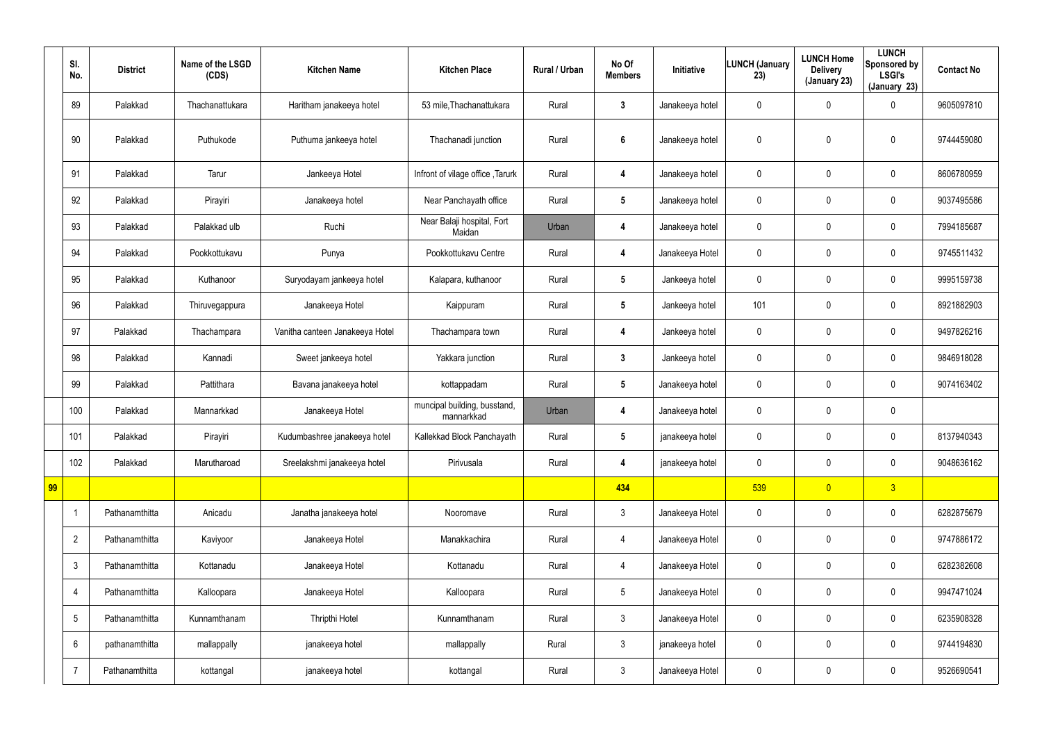| | Sl. No. | District | Name of the LSGD (CDS) | Kitchen Name | Kitchen Place | Rural / Urban | No Of Members | Initiative | LUNCH (January 23) | LUNCH Home Delivery (January 23) | LUNCH Sponsored by LSGI's (January 23) | Contact No |
|---|---|---|---|---|---|---|---|---|---|---|---|---|
| | 89 | Palakkad | Thachanattukara | Haritham janakeeya hotel | 53 mile,Thachanattukara | Rural | 3 | Janakeeya hotel | 0 | 0 | 0 | 9605097810 |
| | 90 | Palakkad | Puthukode | Puthuma jankeeya hotel | Thachanadi junction | Rural | 6 | Janakeeya hotel | 0 | 0 | 0 | 9744459080 |
| | 91 | Palakkad | Tarur | Jankeeya Hotel | Infront of vilage office ,Tarurk | Rural | 4 | Janakeeya hotel | 0 | 0 | 0 | 8606780959 |
| | 92 | Palakkad | Pirayiri | Janakeeya hotel | Near Panchayath office | Rural | 5 | Janakeeya hotel | 0 | 0 | 0 | 9037495586 |
| | 93 | Palakkad | Palakkad ulb | Ruchi | Near Balaji hospital, Fort Maidan | Urban | 4 | Janakeeya hotel | 0 | 0 | 0 | 7994185687 |
| | 94 | Palakkad | Pookkottukavu | Punya | Pookkottukavu Centre | Rural | 4 | Janakeeya Hotel | 0 | 0 | 0 | 9745511432 |
| | 95 | Palakkad | Kuthanoor | Suryodayam jankeeya hotel | Kalapara, kuthanoor | Rural | 5 | Jankeeya hotel | 0 | 0 | 0 | 9995159738 |
| | 96 | Palakkad | Thiruvegappura | Janakeeya Hotel | Kaippuram | Rural | 5 | Jankeeya hotel | 101 | 0 | 0 | 8921882903 |
| | 97 | Palakkad | Thachampara | Vanitha canteen Janakeeya Hotel | Thachampara town | Rural | 4 | Jankeeya hotel | 0 | 0 | 0 | 9497826216 |
| | 98 | Palakkad | Kannadi | Sweet jankeeya hotel | Yakkara junction | Rural | 3 | Jankeeya hotel | 0 | 0 | 0 | 9846918028 |
| | 99 | Palakkad | Pattithara | Bavana janakeeya hotel | kottappadam | Rural | 5 | Janakeeya hotel | 0 | 0 | 0 | 9074163402 |
| | 100 | Palakkad | Mannarkkad | Janakeeya Hotel | muncipal building, busstand, mannarkkad | Urban | 4 | Janakeeya hotel | 0 | 0 | 0 | |
| | 101 | Palakkad | Pirayiri | Kudumbashree janakeeya hotel | Kallekkad Block Panchayath | Rural | 5 | janakeeya hotel | 0 | 0 | 0 | 8137940343 |
| | 102 | Palakkad | Marutharoad | Sreelakshmi janakeeya hotel | Pirivusala | Rural | 4 | janakeeya hotel | 0 | 0 | 0 | 9048636162 |
| 99 | | | | | | | 434 | | 539 | 0 | 3 | |
| | 1 | Pathanamthitta | Anicadu | Janatha janakeeya hotel | Nooromave | Rural | 3 | Janakeeya Hotel | 0 | 0 | 0 | 6282875679 |
| | 2 | Pathanamthitta | Kaviyoor | Janakeeya Hotel | Manakkachira | Rural | 4 | Janakeeya Hotel | 0 | 0 | 0 | 9747886172 |
| | 3 | Pathanamthitta | Kottanadu | Janakeeya Hotel | Kottanadu | Rural | 4 | Janakeeya Hotel | 0 | 0 | 0 | 6282382608 |
| | 4 | Pathanamthitta | Kalloopara | Janakeeya Hotel | Kalloopara | Rural | 5 | Janakeeya Hotel | 0 | 0 | 0 | 9947471024 |
| | 5 | Pathanamthitta | Kunnamthanam | Thripthi Hotel | Kunnamthanam | Rural | 3 | Janakeeya Hotel | 0 | 0 | 0 | 6235908328 |
| | 6 | pathanamthitta | mallappally | janakeeya hotel | mallappally | Rural | 3 | janakeeya hotel | 0 | 0 | 0 | 9744194830 |
| | 7 | Pathanamthitta | kottangal | janakeeya hotel | kottangal | Rural | 3 | Janakeeya Hotel | 0 | 0 | 0 | 9526690541 |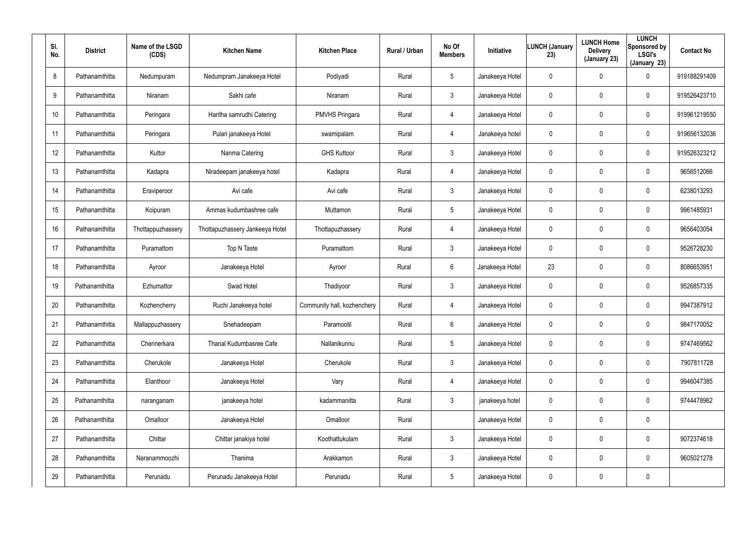| Sl. No. | District | Name of the LSGD (CDS) | Kitchen Name | Kitchen Place | Rural / Urban | No Of Members | Initiative | LUNCH (January 23) | LUNCH Home Delivery (January 23) | LUNCH Sponsored by LSGI's (January 23) | Contact No |
|---|---|---|---|---|---|---|---|---|---|---|---|
| 8 | Pathanamthitta | Nedumpuram | Nedumpram Janakeeya Hotel | Podiyadi | Rural | 5 | Janakeeya Hotel | 0 | 0 | 0 | 919188291409 |
| 9 | Pathanamthitta | Niranam | Sakhi cafe | Niranam | Rural | 3 | Janakeeya Hotel | 0 | 0 | 0 | 919526423710 |
| 10 | Pathanamthitta | Peringara | Haritha samrudhi Catering | PMVHS Pringara | Rural | 4 | Janakeeya Hotel | 0 | 0 | 0 | 919961219550 |
| 11 | Pathanamthitta | Peringara | Pulari janakeeya Hotel | swamipalam | Rural | 4 | Janakeeya hotel | 0 | 0 | 0 | 919656132036 |
| 12 | Pathanamthitta | Kuttor | Nanma Catering | GHS Kuttoor | Rural | 3 | Janakeeya Hotel | 0 | 0 | 0 | 919526323212 |
| 13 | Pathanamthitta | Kadapra | Niradeepam janakeeya hotel | Kadapra | Rural | 4 | Janakeeya Hotel | 0 | 0 | 0 | 9656512066 |
| 14 | Pathanamthitta | Eraviperoor | Avi cafe | Avi cafe | Rural | 3 | Janakeeya Hotel | 0 | 0 | 0 | 6238013293 |
| 15 | Pathanamthitta | Koipuram | Ammas kudumbashree cafe | Muttamon | Rural | 5 | Janakeeya Hotel | 0 | 0 | 0 | 9961485931 |
| 16 | Pathanamthitta | Thottappuzhassery | Thottapuzhassery Jankeeya Hotel | Thottapuzhassery | Rural | 4 | Janakeeya Hotel | 0 | 0 | 0 | 9656403054 |
| 17 | Pathanamthitta | Puramattom | Top N Taste | Puramattom | Rural | 3 | Janakeeya Hotel | 0 | 0 | 0 | 9526728230 |
| 18 | Pathanamthitta | Ayroor | Janakeeya Hotel | Ayroor | Rural | 6 | Janakeeya Hotel | 23 | 0 | 0 | 8086653951 |
| 19 | Pathanamthitta | Ezhumattor | Swad Hotel | Thadiyoor | Rural | 3 | Janakeeya Hotel | 0 | 0 | 0 | 9526857335 |
| 20 | Pathanamthitta | Kozhencherry | Ruchi Janakeeya hotel | Community hall, kozhenchery | Rural | 4 | Janakeeya Hotel | 0 | 0 | 0 | 9947387912 |
| 21 | Pathanamthitta | Mallappuzhassery | Snehadeepam | Paramootil | Rural | 6 | Janakeeya Hotel | 0 | 0 | 0 | 9847170052 |
| 22 | Pathanamthitta | Chennerkara | Thanal Kudumbasree Cafe | Nallanikunnu | Rural | 5 | Janakeeya Hotel | 0 | 0 | 0 | 9747469562 |
| 23 | Pathanamthitta | Cherukole | Janakeeya Hotel | Cherukole | Rural | 3 | Janakeeya Hotel | 0 | 0 | 0 | 7907811728 |
| 24 | Pathanamthitta | Elanthoor | Janakeeya Hotel | Vary | Rural | 4 | Janakeeya Hotel | 0 | 0 | 0 | 9946047385 |
| 25 | Pathanamthitta | naranganam | janakeeya hotel | kadammanitta | Rural | 3 | janakeeya hotel | 0 | 0 | 0 | 9744478962 |
| 26 | Pathanamthitta | Omalloor | Janakeeya Hotel | Omalloor | Rural | | Janakeeya Hotel | 0 | 0 | 0 | |
| 27 | Pathanamthitta | Chittar | Chittar janakiya hotel | Koothattukulam | Rural | 3 | Janakeeya Hotel | 0 | 0 | 0 | 9072374618 |
| 28 | Pathanamthitta | Naranammoozhi | Thanima | Arakkamon | Rural | 3 | Janakeeya Hotel | 0 | 0 | 0 | 9605021278 |
| 29 | Pathanamthitta | Perunadu | Perunadu Janakeeya Hotel | Perunadu | Rural | 5 | Janakeeya Hotel | 0 | 0 | 0 | |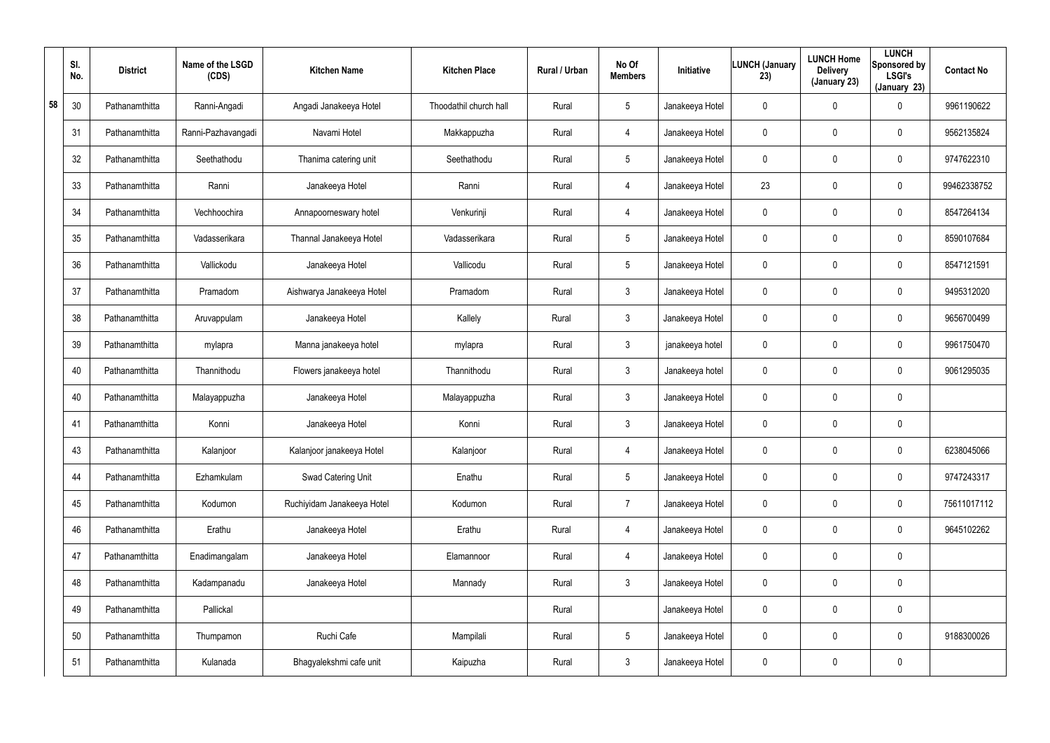| | Sl. No. | District | Name of the LSGD (CDS) | Kitchen Name | Kitchen Place | Rural / Urban | No Of Members | Initiative | LUNCH (January 23) | LUNCH Home Delivery (January 23) | LUNCH Sponsored by LSGI's (January 23) | Contact No |
|---|---|---|---|---|---|---|---|---|---|---|---|---|
| 58 | 30 | Pathanamthitta | Ranni-Angadi | Angadi Janakeeya Hotel | Thoodathil church hall | Rural | 5 | Janakeeya Hotel | 0 | 0 | 0 | 9961190622 |
| | 31 | Pathanamthitta | Ranni-Pazhavangadi | Navami Hotel | Makkappuzha | Rural | 4 | Janakeeya Hotel | 0 | 0 | 0 | 9562135824 |
| | 32 | Pathanamthitta | Seethathodu | Thanima catering unit | Seethathodu | Rural | 5 | Janakeeya Hotel | 0 | 0 | 0 | 9747622310 |
| | 33 | Pathanamthitta | Ranni | Janakeeya Hotel | Ranni | Rural | 4 | Janakeeya Hotel | 23 | 0 | 0 | 99462338752 |
| | 34 | Pathanamthitta | Vechhoochira | Annapoorneswary hotel | Venkurinji | Rural | 4 | Janakeeya Hotel | 0 | 0 | 0 | 8547264134 |
| | 35 | Pathanamthitta | Vadasserikara | Thannal Janakeeya Hotel | Vadasserikara | Rural | 5 | Janakeeya Hotel | 0 | 0 | 0 | 8590107684 |
| | 36 | Pathanamthitta | Vallickodu | Janakeeya Hotel | Vallicodu | Rural | 5 | Janakeeya Hotel | 0 | 0 | 0 | 8547121591 |
| | 37 | Pathanamthitta | Pramadom | Aishwarya Janakeeya Hotel | Pramadom | Rural | 3 | Janakeeya Hotel | 0 | 0 | 0 | 9495312020 |
| | 38 | Pathanamthitta | Aruvappulam | Janakeeya Hotel | Kallely | Rural | 3 | Janakeeya Hotel | 0 | 0 | 0 | 9656700499 |
| | 39 | Pathanamthitta | mylapra | Manna janakeeya hotel | mylapra | Rural | 3 | janakeeya hotel | 0 | 0 | 0 | 9961750470 |
| | 40 | Pathanamthitta | Thannithodu | Flowers janakeeya hotel | Thannithodu | Rural | 3 | Janakeeya hotel | 0 | 0 | 0 | 9061295035 |
| | 40 | Pathanamthitta | Malayappuzha | Janakeeya Hotel | Malayappuzha | Rural | 3 | Janakeeya Hotel | 0 | 0 | 0 | |
| | 41 | Pathanamthitta | Konni | Janakeeya Hotel | Konni | Rural | 3 | Janakeeya Hotel | 0 | 0 | 0 | |
| | 43 | Pathanamthitta | Kalanjoor | Kalanjoor janakeeya Hotel | Kalanjoor | Rural | 4 | Janakeeya Hotel | 0 | 0 | 0 | 6238045066 |
| | 44 | Pathanamthitta | Ezhamkulam | Swad Catering Unit | Enathu | Rural | 5 | Janakeeya Hotel | 0 | 0 | 0 | 9747243317 |
| | 45 | Pathanamthitta | Kodumon | Ruchiyidam Janakeeya Hotel | Kodumon | Rural | 7 | Janakeeya Hotel | 0 | 0 | 0 | 75611017112 |
| | 46 | Pathanamthitta | Erathu | Janakeeya Hotel | Erathu | Rural | 4 | Janakeeya Hotel | 0 | 0 | 0 | 9645102262 |
| | 47 | Pathanamthitta | Enadimangalam | Janakeeya Hotel | Elamannoor | Rural | 4 | Janakeeya Hotel | 0 | 0 | 0 | |
| | 48 | Pathanamthitta | Kadampanadu | Janakeeya Hotel | Mannady | Rural | 3 | Janakeeya Hotel | 0 | 0 | 0 | |
| | 49 | Pathanamthitta | Pallickal | | | Rural | | Janakeeya Hotel | 0 | 0 | 0 | |
| | 50 | Pathanamthitta | Thumpamon | Ruchi Cafe | Mampilali | Rural | 5 | Janakeeya Hotel | 0 | 0 | 0 | 9188300026 |
| | 51 | Pathanamthitta | Kulanada | Bhagyalekshmi cafe unit | Kaipuzha | Rural | 3 | Janakeeya Hotel | 0 | 0 | 0 | |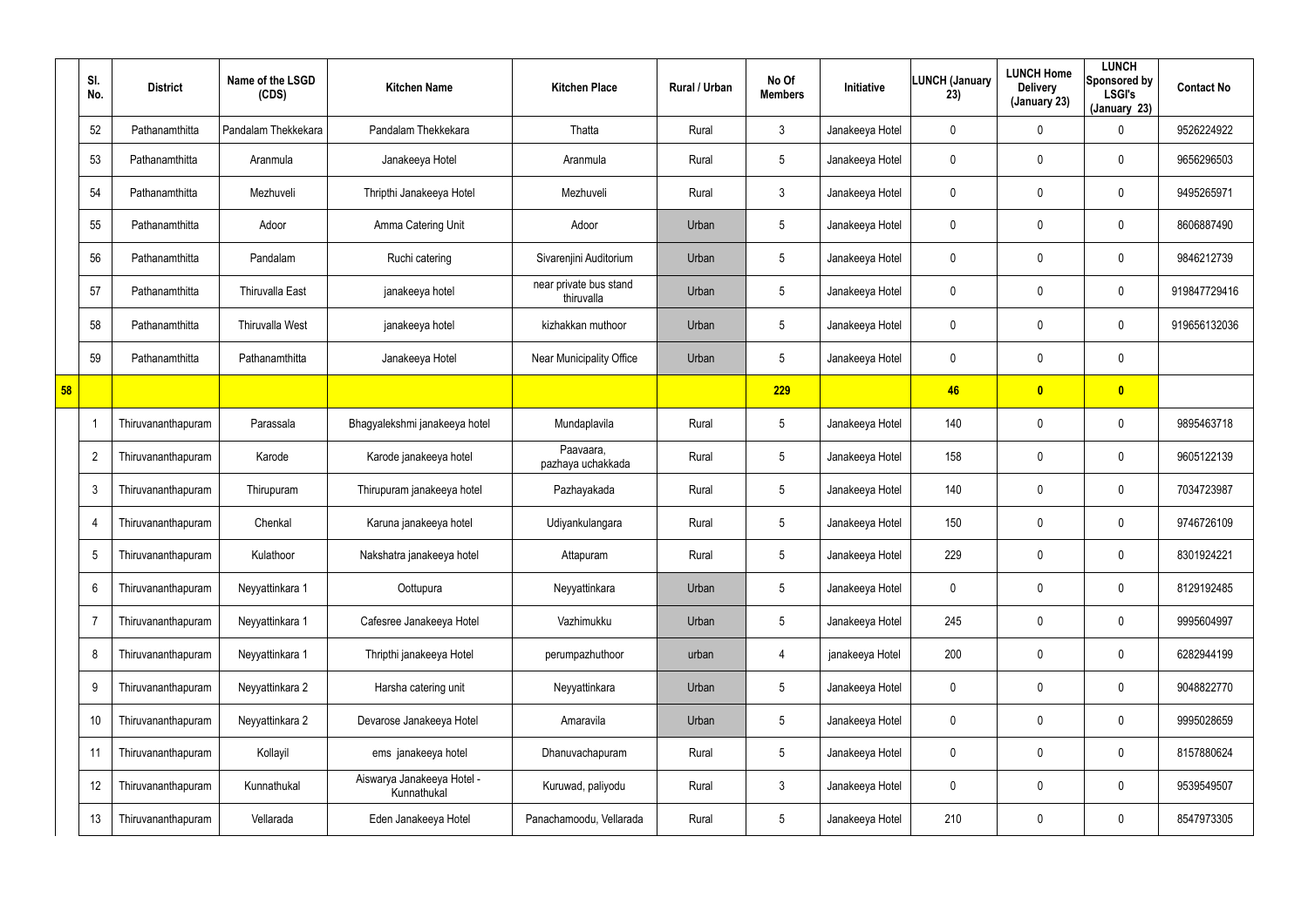| | Sl. No. | District | Name of the LSGD (CDS) | Kitchen Name | Kitchen Place | Rural / Urban | No Of Members | Initiative | LUNCH (January 23) | LUNCH Home Delivery (January 23) | LUNCH Sponsored by LSGI's (January 23) | Contact No |
|---|---|---|---|---|---|---|---|---|---|---|---|---|
| | 52 | Pathanamthitta | Pandalam Thekkekara | Pandalam Thekkekara | Thatta | Rural | 3 | Janakeeya Hotel | 0 | 0 | 0 | 9526224922 |
| | 53 | Pathanamthitta | Aranmula | Janakeeya Hotel | Aranmula | Rural | 5 | Janakeeya Hotel | 0 | 0 | 0 | 9656296503 |
| | 54 | Pathanamthitta | Mezhuveli | Thripthi Janakeeya Hotel | Mezhuveli | Rural | 3 | Janakeeya Hotel | 0 | 0 | 0 | 9495265971 |
| | 55 | Pathanamthitta | Adoor | Amma Catering Unit | Adoor | Urban | 5 | Janakeeya Hotel | 0 | 0 | 0 | 8606887490 |
| | 56 | Pathanamthitta | Pandalam | Ruchi catering | Sivarenjini Auditorium | Urban | 5 | Janakeeya Hotel | 0 | 0 | 0 | 9846212739 |
| | 57 | Pathanamthitta | Thiruvalla East | janakeeya hotel | near private bus stand thiruvalla | Urban | 5 | Janakeeya Hotel | 0 | 0 | 0 | 919847729416 |
| | 58 | Pathanamthitta | Thiruvalla West | janakeeya hotel | kizhakkan muthoor | Urban | 5 | Janakeeya Hotel | 0 | 0 | 0 | 919656132036 |
| | 59 | Pathanamthitta | Pathanamthitta | Janakeeya Hotel | Near Municipality Office | Urban | 5 | Janakeeya Hotel | 0 | 0 | 0 | |
| **58** | | | | | | | **229** | | **46** | **0** | **0** | |
| | 1 | Thiruvananthapuram | Parassala | Bhagyalekshmi janakeeya hotel | Mundaplavila | Rural | 5 | Janakeeya Hotel | 140 | 0 | 0 | 9895463718 |
| | 2 | Thiruvananthapuram | Karode | Karode janakeeya hotel | Paavaara, pazhaya uchakkada | Rural | 5 | Janakeeya Hotel | 158 | 0 | 0 | 9605122139 |
| | 3 | Thiruvananthapuram | Thirupuram | Thirupuram janakeeya hotel | Pazhayakada | Rural | 5 | Janakeeya Hotel | 140 | 0 | 0 | 7034723987 |
| | 4 | Thiruvananthapuram | Chenkal | Karuna janakeeya hotel | Udiyankulangara | Rural | 5 | Janakeeya Hotel | 150 | 0 | 0 | 9746726109 |
| | 5 | Thiruvananthapuram | Kulathoor | Nakshatra janakeeya hotel | Attapuram | Rural | 5 | Janakeeya Hotel | 229 | 0 | 0 | 8301924221 |
| | 6 | Thiruvananthapuram | Neyyattinkara 1 | Oottupura | Neyyattinkara | Urban | 5 | Janakeeya Hotel | 0 | 0 | 0 | 8129192485 |
| | 7 | Thiruvananthapuram | Neyyattinkara 1 | Cafesree Janakeeya Hotel | Vazhimukku | Urban | 5 | Janakeeya Hotel | 245 | 0 | 0 | 9995604997 |
| | 8 | Thiruvananthapuram | Neyyattinkara 1 | Thripthi janakeeya Hotel | perumpazhuthoor | urban | 4 | janakeeya Hotel | 200 | 0 | 0 | 6282944199 |
| | 9 | Thiruvananthapuram | Neyyattinkara 2 | Harsha catering unit | Neyyattinkara | Urban | 5 | Janakeeya Hotel | 0 | 0 | 0 | 9048822770 |
| | 10 | Thiruvananthapuram | Neyyattinkara 2 | Devarose Janakeeya Hotel | Amaravila | Urban | 5 | Janakeeya Hotel | 0 | 0 | 0 | 9995028659 |
| | 11 | Thiruvananthapuram | Kollayil | ems janakeeya hotel | Dhanuvachapuram | Rural | 5 | Janakeeya Hotel | 0 | 0 | 0 | 8157880624 |
| | 12 | Thiruvananthapuram | Kunnathukal | Aiswarya Janakeeya Hotel - Kunnathukal | Kuruwad, paliyodu | Rural | 3 | Janakeeya Hotel | 0 | 0 | 0 | 9539549507 |
| | 13 | Thiruvananthapuram | Vellarada | Eden Janakeeya Hotel | Panachamoodu, Vellarada | Rural | 5 | Janakeeya Hotel | 210 | 0 | 0 | 8547973305 |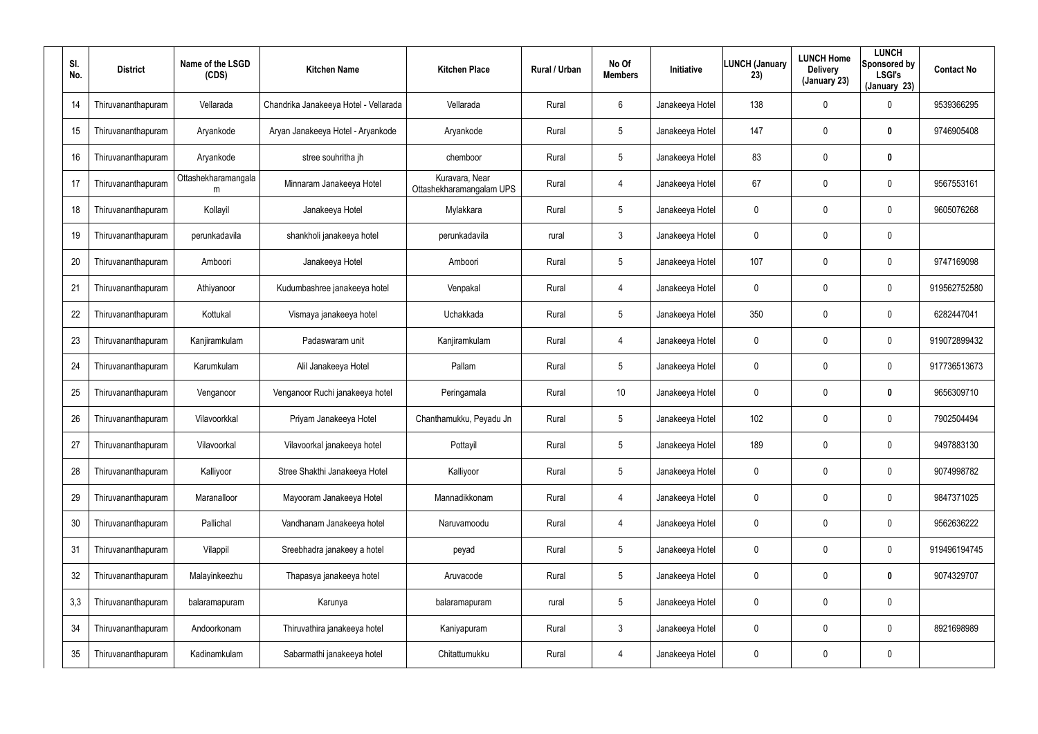| Sl. No. | District | Name of the LSGD (CDS) | Kitchen Name | Kitchen Place | Rural / Urban | No Of Members | Initiative | LUNCH (January 23) | LUNCH Home Delivery (January 23) | LUNCH Sponsored by LSGI's (January 23) | Contact No |
|---|---|---|---|---|---|---|---|---|---|---|---|
| 14 | Thiruvananthapuram | Vellarada | Chandrika Janakeeya Hotel - Vellarada | Vellarada | Rural | 6 | Janakeeya Hotel | 138 | 0 | 0 | 9539366295 |
| 15 | Thiruvananthapuram | Aryankode | Aryan Janakeeya Hotel - Aryankode | Aryankode | Rural | 5 | Janakeeya Hotel | 147 | 0 | **0** | 9746905408 |
| 16 | Thiruvananthapuram | Aryankode | stree souhritha jh | chemboor | Rural | 5 | Janakeeya Hotel | 83 | 0 | **0** | |
| 17 | Thiruvananthapuram | Ottashekharamangalam | Minnaram Janakeeya Hotel | Kuravara, Near Ottashekharamangalam UPS | Rural | 4 | Janakeeya Hotel | 67 | 0 | 0 | 9567553161 |
| 18 | Thiruvananthapuram | Kollayil | Janakeeya Hotel | Mylakkara | Rural | 5 | Janakeeya Hotel | 0 | 0 | 0 | 9605076268 |
| 19 | Thiruvananthapuram | perunkadavila | shankholi janakeeya hotel | perunkadavila | rural | 3 | Janakeeya Hotel | 0 | 0 | 0 | |
| 20 | Thiruvananthapuram | Amboori | Janakeeya Hotel | Amboori | Rural | 5 | Janakeeya Hotel | 107 | 0 | 0 | 9747169098 |
| 21 | Thiruvananthapuram | Athiyanoor | Kudumbashree janakeeya hotel | Venpakal | Rural | 4 | Janakeeya Hotel | 0 | 0 | 0 | 919562752580 |
| 22 | Thiruvananthapuram | Kottukal | Vismaya janakeeya hotel | Uchakkada | Rural | 5 | Janakeeya Hotel | 350 | 0 | 0 | 6282447041 |
| 23 | Thiruvananthapuram | Kanjiramkulam | Padaswaram unit | Kanjiramkulam | Rural | 4 | Janakeeya Hotel | 0 | 0 | 0 | 919072899432 |
| 24 | Thiruvananthapuram | Karumkulam | Alil Janakeeya Hotel | Pallam | Rural | 5 | Janakeeya Hotel | 0 | 0 | 0 | 917736513673 |
| 25 | Thiruvananthapuram | Venganoor | Venganoor Ruchi janakeeya hotel | Peringamala | Rural | 10 | Janakeeya Hotel | 0 | 0 | **0** | 9656309710 |
| 26 | Thiruvananthapuram | Vilavoorkkal | Priyam Janakeeya Hotel | Chanthamukku, Peyadu Jn | Rural | 5 | Janakeeya Hotel | 102 | 0 | 0 | 7902504494 |
| 27 | Thiruvananthapuram | Vilavoorkal | Vilavoorkal janakeeya hotel | Pottayil | Rural | 5 | Janakeeya Hotel | 189 | 0 | 0 | 9497883130 |
| 28 | Thiruvananthapuram | Kalliyoor | Stree Shakthi Janakeeya Hotel | Kalliyoor | Rural | 5 | Janakeeya Hotel | 0 | 0 | 0 | 9074998782 |
| 29 | Thiruvananthapuram | Maranalloor | Mayooram Janakeeya Hotel | Mannadikkonam | Rural | 4 | Janakeeya Hotel | 0 | 0 | 0 | 9847371025 |
| 30 | Thiruvananthapuram | Pallichal | Vandhanam Janakeeya hotel | Naruvamoodu | Rural | 4 | Janakeeya Hotel | 0 | 0 | 0 | 9562636222 |
| 31 | Thiruvananthapuram | Vilappil | Sreebhadra janakeey a hotel | peyad | Rural | 5 | Janakeeya Hotel | 0 | 0 | 0 | 919496194745 |
| 32 | Thiruvananthapuram | Malayinkeezhu | Thapasya janakeeya hotel | Aruvacode | Rural | 5 | Janakeeya Hotel | 0 | 0 | **0** | 9074329707 |
| 3,3 | Thiruvananthapuram | balaramapuram | Karunya | balaramapuram | rural | 5 | Janakeeya Hotel | 0 | 0 | 0 | |
| 34 | Thiruvananthapuram | Andoorkonam | Thiruvathira janakeeya hotel | Kaniyapuram | Rural | 3 | Janakeeya Hotel | 0 | 0 | 0 | 8921698989 |
| 35 | Thiruvananthapuram | Kadinamkulam | Sabarmathi janakeeya hotel | Chitattumukku | Rural | 4 | Janakeeya Hotel | 0 | 0 | 0 | |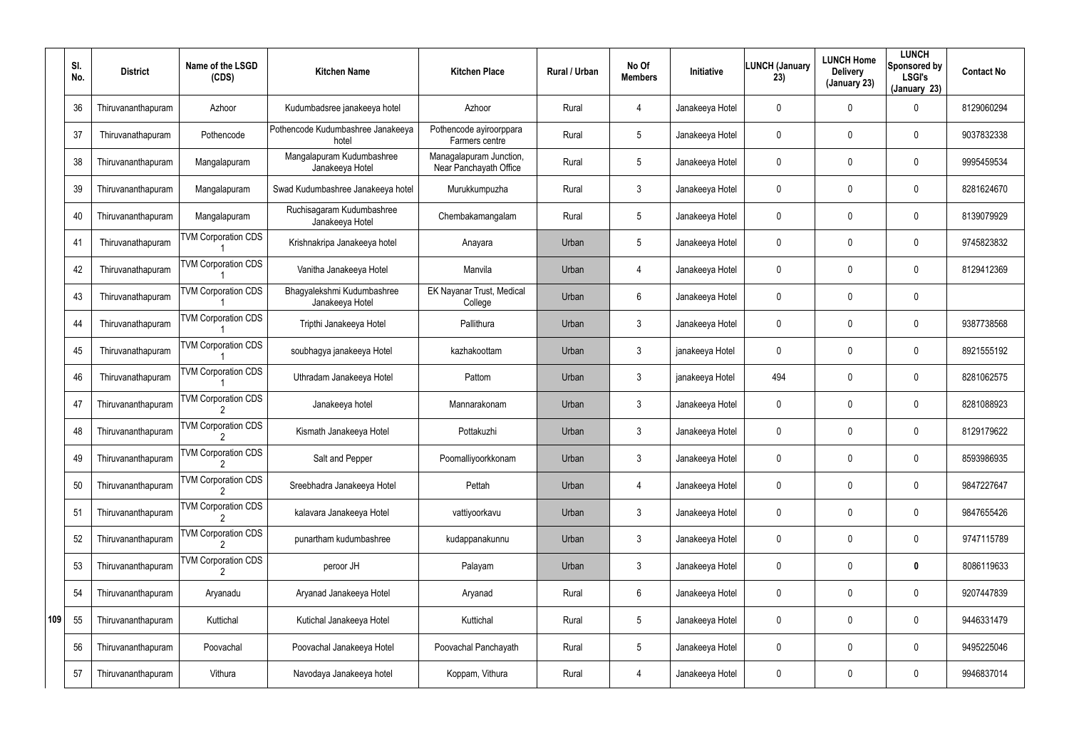|  | Sl. No. | District | Name of the LSGD (CDS) | Kitchen Name | Kitchen Place | Rural / Urban | No Of Members | Initiative | LUNCH (January 23) | LUNCH Home Delivery (January 23) | LUNCH Sponsored by LSGI's (January 23) | Contact No |
|---|---|---|---|---|---|---|---|---|---|---|---|---|
|  | 36 | Thiruvananthapuram | Azhoor | Kudumbadsree janakeeya hotel | Azhoor | Rural | 4 | Janakeeya Hotel | 0 | 0 | 0 | 8129060294 |
|  | 37 | Thiruvanathapuram | Pothencode | Pothencode Kudumbashree Janakeeya hotel | Pothencode ayiroorppara Farmers centre | Rural | 5 | Janakeeya Hotel | 0 | 0 | 0 | 9037832338 |
|  | 38 | Thiruvananthapuram | Mangalapuram | Mangalapuram Kudumbashree Janakeeya Hotel | Managalapuram Junction, Near Panchayath Office | Rural | 5 | Janakeeya Hotel | 0 | 0 | 0 | 9995459534 |
|  | 39 | Thiruvananthapuram | Mangalapuram | Swad Kudumbashree Janakeeya hotel | Murukkumpuzha | Rural | 3 | Janakeeya Hotel | 0 | 0 | 0 | 8281624670 |
|  | 40 | Thiruvananthapuram | Mangalapuram | Ruchisagaram Kudumbashree Janakeeya Hotel | Chembakamangalam | Rural | 5 | Janakeeya Hotel | 0 | 0 | 0 | 8139079929 |
|  | 41 | Thiruvanathapuram | TVM Corporation CDS 1 | Krishnakripa Janakeeya hotel | Anayara | Urban | 5 | Janakeeya Hotel | 0 | 0 | 0 | 9745823832 |
|  | 42 | Thiruvanathapuram | TVM Corporation CDS 1 | Vanitha Janakeeya Hotel | Manvila | Urban | 4 | Janakeeya Hotel | 0 | 0 | 0 | 8129412369 |
|  | 43 | Thiruvanathapuram | TVM Corporation CDS 1 | Bhagyalekshmi Kudumbashree Janakeeya Hotel | EK Nayanar Trust, Medical College | Urban | 6 | Janakeeya Hotel | 0 | 0 | 0 |  |
|  | 44 | Thiruvanathapuram | TVM Corporation CDS 1 | Tripthi Janakeeya Hotel | Pallithura | Urban | 3 | Janakeeya Hotel | 0 | 0 | 0 | 9387738568 |
|  | 45 | Thiruvanathapuram | TVM Corporation CDS 1 | soubhagya janakeeya Hotel | kazhakoottam | Urban | 3 | janakeeya Hotel | 0 | 0 | 0 | 8921555192 |
|  | 46 | Thiruvanathapuram | TVM Corporation CDS 1 | Uthradam Janakeeya Hotel | Pattom | Urban | 3 | janakeeya Hotel | 494 | 0 | 0 | 8281062575 |
|  | 47 | Thiruvananthapuram | TVM Corporation CDS 2 | Janakeeya hotel | Mannarakonam | Urban | 3 | Janakeeya Hotel | 0 | 0 | 0 | 8281088923 |
|  | 48 | Thiruvananthapuram | TVM Corporation CDS 2 | Kismath Janakeeya Hotel | Pottakuzhi | Urban | 3 | Janakeeya Hotel | 0 | 0 | 0 | 8129179622 |
|  | 49 | Thiruvananthapuram | TVM Corporation CDS 2 | Salt and Pepper | Poomalliyoorkkonam | Urban | 3 | Janakeeya Hotel | 0 | 0 | 0 | 8593986935 |
|  | 50 | Thiruvananthapuram | TVM Corporation CDS 2 | Sreebhadra Janakeeya Hotel | Pettah | Urban | 4 | Janakeeya Hotel | 0 | 0 | 0 | 9847227647 |
|  | 51 | Thiruvananthapuram | TVM Corporation CDS 2 | kalavara Janakeeya Hotel | vattiyoorkavu | Urban | 3 | Janakeeya Hotel | 0 | 0 | 0 | 9847655426 |
|  | 52 | Thiruvananthapuram | TVM Corporation CDS 2 | punartham kudumbashree | kudappanakunnu | Urban | 3 | Janakeeya Hotel | 0 | 0 | 0 | 9747115789 |
|  | 53 | Thiruvananthapuram | TVM Corporation CDS 2 | peroor JH | Palayam | Urban | 3 | Janakeeya Hotel | 0 | 0 | **0** | 8086119633 |
|  | 54 | Thiruvananthapuram | Aryanadu | Aryanad Janakeeya Hotel | Aryanad | Rural | 6 | Janakeeya Hotel | 0 | 0 | 0 | 9207447839 |
| 109 | 55 | Thiruvananthapuram | Kuttichal | Kutichal Janakeeya Hotel | Kuttichal | Rural | 5 | Janakeeya Hotel | 0 | 0 | 0 | 9446331479 |
|  | 56 | Thiruvananthapuram | Poovachal | Poovachal Janakeeya Hotel | Poovachal Panchayath | Rural | 5 | Janakeeya Hotel | 0 | 0 | 0 | 9495225046 |
|  | 57 | Thiruvananthapuram | Vithura | Navodaya Janakeeya hotel | Koppam, Vithura | Rural | 4 | Janakeeya Hotel | 0 | 0 | 0 | 9946837014 |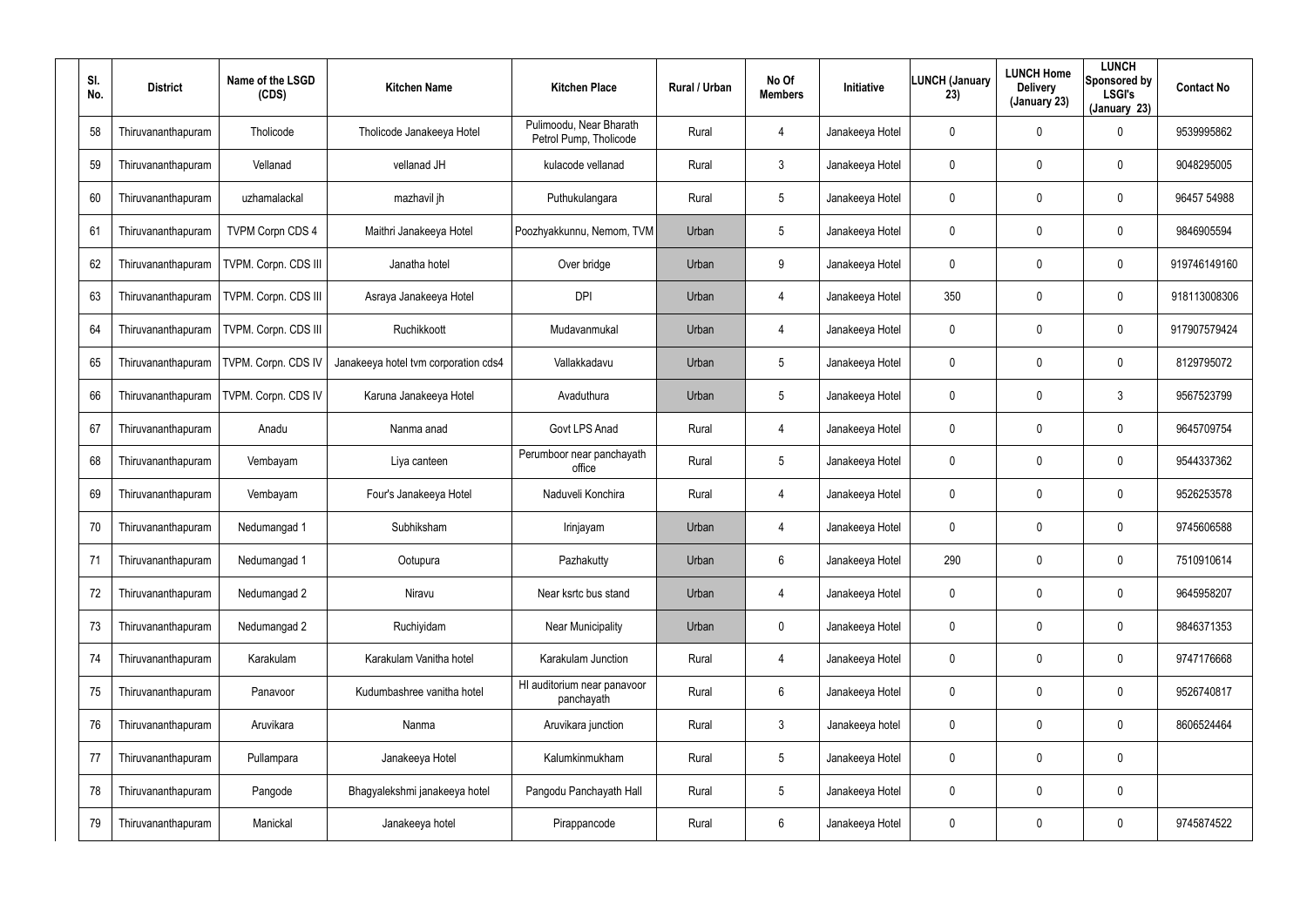| Sl. No. | District | Name of the LSGD (CDS) | Kitchen Name | Kitchen Place | Rural / Urban | No Of Members | Initiative | LUNCH (January 23) | LUNCH Home Delivery (January 23) | LUNCH Sponsored by LSGI's (January 23) | Contact No |
|---|---|---|---|---|---|---|---|---|---|---|---|
| 58 | Thiruvananthapuram | Tholicode | Tholicode Janakeeya Hotel | Pulimoodu, Near Bharath Petrol Pump, Tholicode | Rural | 4 | Janakeeya Hotel | 0 | 0 | 0 | 9539995862 |
| 59 | Thiruvananthapuram | Vellanad | vellanad JH | kulacode vellanad | Rural | 3 | Janakeeya Hotel | 0 | 0 | 0 | 9048295005 |
| 60 | Thiruvananthapuram | uzhamalackal | mazhavil jh | Puthukulangara | Rural | 5 | Janakeeya Hotel | 0 | 0 | 0 | 96457 54988 |
| 61 | Thiruvananthapuram | TVPM Corpn CDS 4 | Maithri Janakeeya Hotel | Poozhyakkunnu, Nemom, TVM | Urban | 5 | Janakeeya Hotel | 0 | 0 | 0 | 9846905594 |
| 62 | Thiruvananthapuram | TVPM. Corpn. CDS III | Janatha hotel | Over bridge | Urban | 9 | Janakeeya Hotel | 0 | 0 | 0 | 919746149160 |
| 63 | Thiruvananthapuram | TVPM. Corpn. CDS III | Asraya Janakeeya Hotel | DPI | Urban | 4 | Janakeeya Hotel | 350 | 0 | 0 | 918113008306 |
| 64 | Thiruvananthapuram | TVPM. Corpn. CDS III | Ruchikkoott | Mudavanmukal | Urban | 4 | Janakeeya Hotel | 0 | 0 | 0 | 917907579424 |
| 65 | Thiruvananthapuram | TVPM. Corpn. CDS IV | Janakeeya hotel tvm corporation cds4 | Vallakkadavu | Urban | 5 | Janakeeya Hotel | 0 | 0 | 0 | 8129795072 |
| 66 | Thiruvananthapuram | TVPM. Corpn. CDS IV | Karuna Janakeeya Hotel | Avaduthura | Urban | 5 | Janakeeya Hotel | 0 | 0 | 3 | 9567523799 |
| 67 | Thiruvananthapuram | Anadu | Nanma anad | Govt LPS Anad | Rural | 4 | Janakeeya Hotel | 0 | 0 | 0 | 9645709754 |
| 68 | Thiruvananthapuram | Vembayam | Liya canteen | Perumboor near panchayath office | Rural | 5 | Janakeeya Hotel | 0 | 0 | 0 | 9544337362 |
| 69 | Thiruvananthapuram | Vembayam | Four's Janakeeya Hotel | Naduveli Konchira | Rural | 4 | Janakeeya Hotel | 0 | 0 | 0 | 9526253578 |
| 70 | Thiruvananthapuram | Nedumangad 1 | Subhiksham | Irinjayam | Urban | 4 | Janakeeya Hotel | 0 | 0 | 0 | 9745606588 |
| 71 | Thiruvananthapuram | Nedumangad 1 | Ootupura | Pazhakutty | Urban | 6 | Janakeeya Hotel | 290 | 0 | 0 | 7510910614 |
| 72 | Thiruvananthapuram | Nedumangad 2 | Niravu | Near ksrtc bus stand | Urban | 4 | Janakeeya Hotel | 0 | 0 | 0 | 9645958207 |
| 73 | Thiruvananthapuram | Nedumangad 2 | Ruchiyidam | Near Municipality | Urban | 0 | Janakeeya Hotel | 0 | 0 | 0 | 9846371353 |
| 74 | Thiruvananthapuram | Karakulam | Karakulam Vanitha hotel | Karakulam Junction | Rural | 4 | Janakeeya Hotel | 0 | 0 | 0 | 9747176668 |
| 75 | Thiruvananthapuram | Panavoor | Kudumbashree vanitha hotel | HI auditorium near panavoor panchayath | Rural | 6 | Janakeeya Hotel | 0 | 0 | 0 | 9526740817 |
| 76 | Thiruvananthapuram | Aruvikara | Nanma | Aruvikara junction | Rural | 3 | Janakeeya hotel | 0 | 0 | 0 | 8606524464 |
| 77 | Thiruvananthapuram | Pullampara | Janakeeya Hotel | Kalumkinmukham | Rural | 5 | Janakeeya Hotel | 0 | 0 | 0 | |
| 78 | Thiruvananthapuram | Pangode | Bhagyalekshmi janakeeya hotel | Pangodu Panchayath Hall | Rural | 5 | Janakeeya Hotel | 0 | 0 | 0 | |
| 79 | Thiruvananthapuram | Manickal | Janakeeya hotel | Pirappancode | Rural | 6 | Janakeeya Hotel | 0 | 0 | 0 | 9745874522 |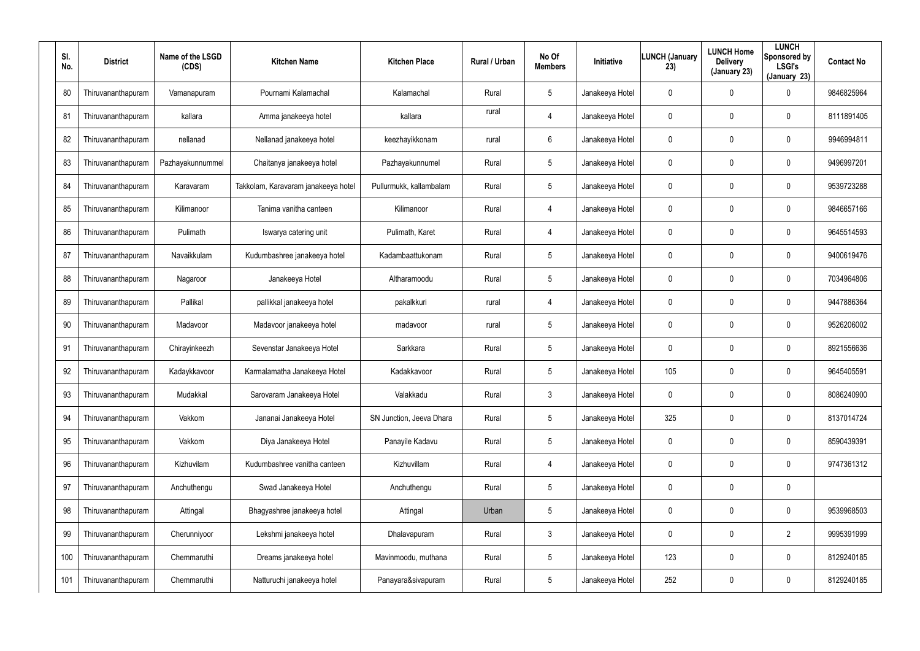| Sl. No. | District | Name of the LSGD (CDS) | Kitchen Name | Kitchen Place | Rural / Urban | No Of Members | Initiative | LUNCH (January 23) | LUNCH Home Delivery (January 23) | LUNCH Sponsored by LSGI's (January 23) | Contact No |
|---|---|---|---|---|---|---|---|---|---|---|---|
| 80 | Thiruvananthapuram | Vamanapuram | Pournami Kalamachal | Kalamachal | Rural | 5 | Janakeeya Hotel | 0 | 0 | 0 | 9846825964 |
| 81 | Thiruvananthapuram | kallara | Amma janakeeya hotel | kallara | rural | 4 | Janakeeya Hotel | 0 | 0 | 0 | 8111891405 |
| 82 | Thiruvananthapuram | nellanad | Nellanad janakeeya hotel | keezhayikkonam | rural | 6 | Janakeeya Hotel | 0 | 0 | 0 | 9946994811 |
| 83 | Thiruvananthapuram | Pazhayakunnummel | Chaitanya janakeeya hotel | Pazhayakunnumel | Rural | 5 | Janakeeya Hotel | 0 | 0 | 0 | 9496997201 |
| 84 | Thiruvananthapuram | Karavaram | Takkolam, Karavaram janakeeya hotel | Pullurmukk, kallambalam | Rural | 5 | Janakeeya Hotel | 0 | 0 | 0 | 9539723288 |
| 85 | Thiruvananthapuram | Kilimanoor | Tanima vanitha canteen | Kilimanoor | Rural | 4 | Janakeeya Hotel | 0 | 0 | 0 | 9846657166 |
| 86 | Thiruvananthapuram | Pulimath | Iswarya catering unit | Pulimath, Karet | Rural | 4 | Janakeeya Hotel | 0 | 0 | 0 | 9645514593 |
| 87 | Thiruvananthapuram | Navaikkulam | Kudumbashree janakeeya hotel | Kadambaattukonam | Rural | 5 | Janakeeya Hotel | 0 | 0 | 0 | 9400619476 |
| 88 | Thiruvananthapuram | Nagaroor | Janakeeya Hotel | Altharamoodu | Rural | 5 | Janakeeya Hotel | 0 | 0 | 0 | 7034964806 |
| 89 | Thiruvananthapuram | Pallikal | pallikkal janakeeya hotel | pakalkkuri | rural | 4 | Janakeeya Hotel | 0 | 0 | 0 | 9447886364 |
| 90 | Thiruvananthapuram | Madavoor | Madavoor janakeeya hotel | madavoor | rural | 5 | Janakeeya Hotel | 0 | 0 | 0 | 9526206002 |
| 91 | Thiruvananthapuram | Chirayinkeezh | Sevenstar Janakeeya Hotel | Sarkkara | Rural | 5 | Janakeeya Hotel | 0 | 0 | 0 | 8921556636 |
| 92 | Thiruvananthapuram | Kadaykkavoor | Karmalamatha Janakeeya Hotel | Kadakkavoor | Rural | 5 | Janakeeya Hotel | 105 | 0 | 0 | 9645405591 |
| 93 | Thiruvananthapuram | Mudakkal | Sarovaram Janakeeya Hotel | Valakkadu | Rural | 3 | Janakeeya Hotel | 0 | 0 | 0 | 8086240900 |
| 94 | Thiruvananthapuram | Vakkom | Jananai Janakeeya Hotel | SN Junction, Jeeva Dhara | Rural | 5 | Janakeeya Hotel | 325 | 0 | 0 | 8137014724 |
| 95 | Thiruvananthapuram | Vakkom | Diya Janakeeya Hotel | Panayile Kadavu | Rural | 5 | Janakeeya Hotel | 0 | 0 | 0 | 8590439391 |
| 96 | Thiruvananthapuram | Kizhuvilam | Kudumbashree vanitha canteen | Kizhuvillam | Rural | 4 | Janakeeya Hotel | 0 | 0 | 0 | 9747361312 |
| 97 | Thiruvananthapuram | Anchuthengu | Swad Janakeeya Hotel | Anchuthengu | Rural | 5 | Janakeeya Hotel | 0 | 0 | 0 | |
| 98 | Thiruvananthapuram | Attingal | Bhagyashree janakeeya hotel | Attingal | Urban | 5 | Janakeeya Hotel | 0 | 0 | 0 | 9539968503 |
| 99 | Thiruvananthapuram | Cherunniyoor | Lekshmi janakeeya hotel | Dhalavapuram | Rural | 3 | Janakeeya Hotel | 0 | 0 | 2 | 9995391999 |
| 100 | Thiruvananthapuram | Chemmaruthi | Dreams janakeeya hotel | Mavinmoodu, muthana | Rural | 5 | Janakeeya Hotel | 123 | 0 | 0 | 8129240185 |
| 101 | Thiruvananthapuram | Chemmaruthi | Natturuchi janakeeya hotel | Panayara&sivapuram | Rural | 5 | Janakeeya Hotel | 252 | 0 | 0 | 8129240185 |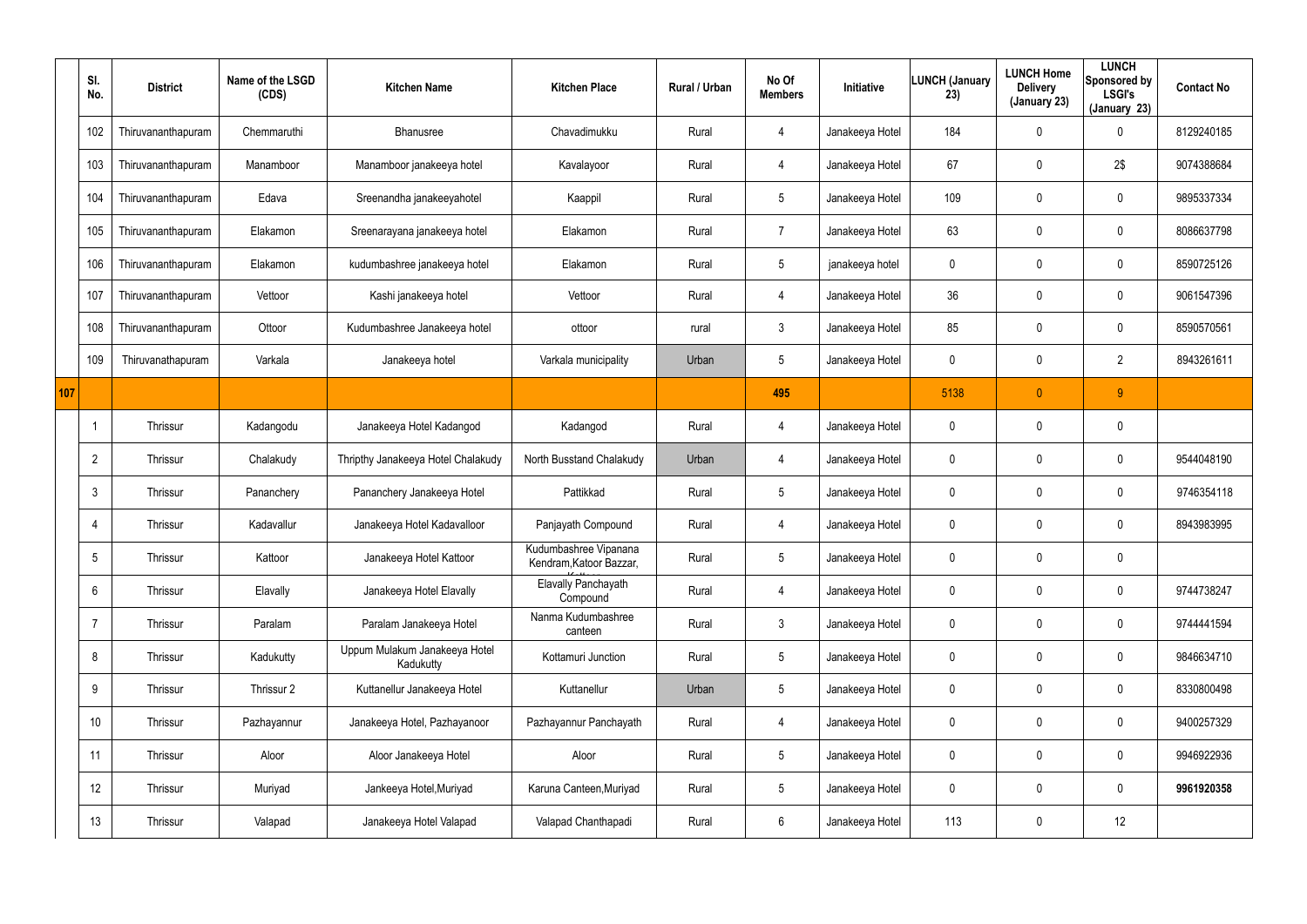|  | Sl. No. | District | Name of the LSGD (CDS) | Kitchen Name | Kitchen Place | Rural / Urban | No Of Members | Initiative | LUNCH (January 23) | LUNCH Home Delivery (January 23) | LUNCH Sponsored by LSGI's (January 23) | Contact No |
|---|---|---|---|---|---|---|---|---|---|---|---|---|
|  | 102 | Thiruvananthapuram | Chemmaruthi | Bhanusree | Chavadimukku | Rural | 4 | Janakeeya Hotel | 184 | 0 | 0 | 8129240185 |
|  | 103 | Thiruvananthapuram | Manamboor | Manamboor janakeeya hotel | Kavalayoor | Rural | 4 | Janakeeya Hotel | 67 | 0 | 2$ | 9074388684 |
|  | 104 | Thiruvananthapuram | Edava | Sreenandha janakeeyahotel | Kaappil | Rural | 5 | Janakeeya Hotel | 109 | 0 | 0 | 9895337334 |
|  | 105 | Thiruvananthapuram | Elakamon | Sreenarayana janakeeya hotel | Elakamon | Rural | 7 | Janakeeya Hotel | 63 | 0 | 0 | 8086637798 |
|  | 106 | Thiruvananthapuram | Elakamon | kudumbashree janakeeya hotel | Elakamon | Rural | 5 | janakeeya hotel | 0 | 0 | 0 | 8590725126 |
|  | 107 | Thiruvananthapuram | Vettoor | Kashi janakeeya hotel | Vettoor | Rural | 4 | Janakeeya Hotel | 36 | 0 | 0 | 9061547396 |
|  | 108 | Thiruvananthapuram | Ottoor | Kudumbashree Janakeeya hotel | ottoor | rural | 3 | Janakeeya Hotel | 85 | 0 | 0 | 8590570561 |
|  | 109 | Thiruvanathapuram | Varkala | Janakeeya hotel | Varkala municipality | Urban | 5 | Janakeeya Hotel | 0 | 0 | 2 | 8943261611 |
| 107 |  |  |  |  |  |  | 495 |  | 5138 | 0 | 9 |  |
|  | 1 | Thrissur | Kadangodu | Janakeeya Hotel Kadangod | Kadangod | Rural | 4 | Janakeeya Hotel | 0 | 0 | 0 |  |
|  | 2 | Thrissur | Chalakudy | Thripthy Janakeeya Hotel Chalakudy | North Busstand Chalakudy | Urban | 4 | Janakeeya Hotel | 0 | 0 | 0 | 9544048190 |
|  | 3 | Thrissur | Pananchery | Pananchery Janakeeya Hotel | Pattikkad | Rural | 5 | Janakeeya Hotel | 0 | 0 | 0 | 9746354118 |
|  | 4 | Thrissur | Kadavallur | Janakeeya Hotel Kadavalloor | Panjayath Compound | Rural | 4 | Janakeeya Hotel | 0 | 0 | 0 | 8943983995 |
|  | 5 | Thrissur | Kattoor | Janakeeya Hotel Kattoor | Kudumbashree Vipanana Kendram,Katoor Bazzar, | Rural | 5 | Janakeeya Hotel | 0 | 0 | 0 |  |
|  | 6 | Thrissur | Elavally | Janakeeya Hotel Elavally | Elavally Panchayath Compound | Rural | 4 | Janakeeya Hotel | 0 | 0 | 0 | 9744738247 |
|  | 7 | Thrissur | Paralam | Paralam Janakeeya Hotel | Nanma Kudumbashree canteen | Rural | 3 | Janakeeya Hotel | 0 | 0 | 0 | 9744441594 |
|  | 8 | Thrissur | Kadukutty | Uppum Mulakum Janakeeya Hotel Kadukutty | Kottamuri Junction | Rural | 5 | Janakeeya Hotel | 0 | 0 | 0 | 9846634710 |
|  | 9 | Thrissur | Thrissur 2 | Kuttanellur Janakeeya Hotel | Kuttanellur | Urban | 5 | Janakeeya Hotel | 0 | 0 | 0 | 8330800498 |
|  | 10 | Thrissur | Pazhayannur | Janakeeya Hotel, Pazhayanoor | Pazhayannur Panchayath | Rural | 4 | Janakeeya Hotel | 0 | 0 | 0 | 9400257329 |
|  | 11 | Thrissur | Aloor | Aloor Janakeeya Hotel | Aloor | Rural | 5 | Janakeeya Hotel | 0 | 0 | 0 | 9946922936 |
|  | 12 | Thrissur | Muriyad | Jankeeya Hotel,Muriyad | Karuna Canteen,Muriyad | Rural | 5 | Janakeeya Hotel | 0 | 0 | 0 | **9961920358** |
|  | 13 | Thrissur | Valapad | Janakeeya Hotel Valapad | Valapad Chanthapadi | Rural | 6 | Janakeeya Hotel | 113 | 0 | 12 |  |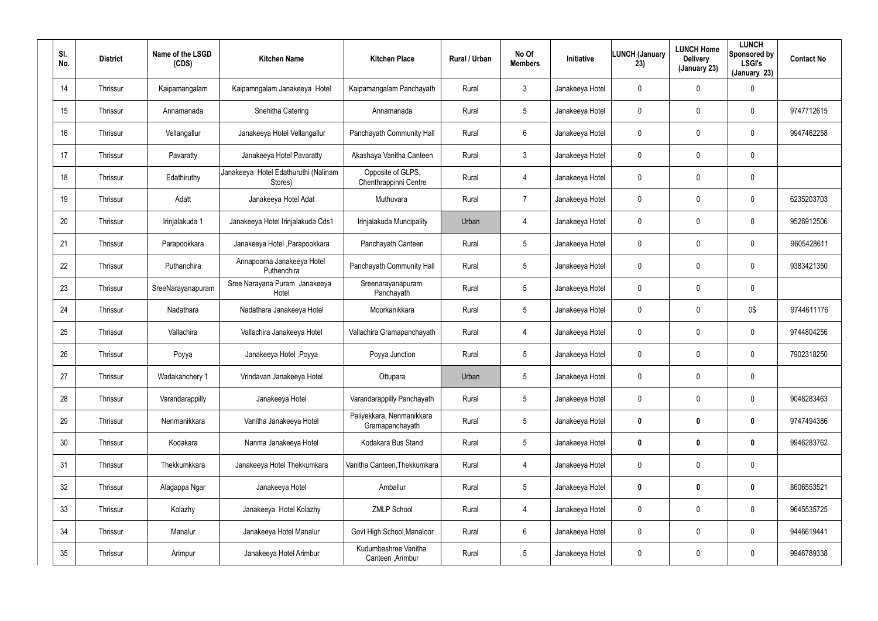| Sl. No. | District | Name of the LSGD (CDS) | Kitchen Name | Kitchen Place | Rural / Urban | No Of Members | Initiative | LUNCH (January 23) | LUNCH Home Delivery (January 23) | LUNCH Sponsored by LSGI's (January 23) | Contact No |
|---|---|---|---|---|---|---|---|---|---|---|---|
| 14 | Thrissur | Kaipamangalam | Kaipamngalam Janakeeya Hotel | Kaipamangalam Panchayath | Rural | 3 | Janakeeya Hotel | 0 | 0 | 0 | |
| 15 | Thrissur | Annamanada | Snehitha Catering | Annamanada | Rural | 5 | Janakeeya Hotel | 0 | 0 | 0 | 9747712615 |
| 16 | Thrissur | Vellangallur | Janakeeya Hotel Vellangallur | Panchayath Community Hall | Rural | 6 | Janakeeya Hotel | 0 | 0 | 0 | 9947462258 |
| 17 | Thrissur | Pavaratty | Janakeeya Hotel Pavaratty | Akashaya Vanitha Canteen | Rural | 3 | Janakeeya Hotel | 0 | 0 | 0 | |
| 18 | Thrissur | Edathiruthy | Janakeeya Hotel Edathuruthi (Nalinam Stores) | Opposite of GLPS, Chenthrappinni Centre | Rural | 4 | Janakeeya Hotel | 0 | 0 | 0 | |
| 19 | Thrissur | Adatt | Janakeeya Hotel Adat | Muthuvara | Rural | 7 | Janakeeya Hotel | 0 | 0 | 0 | 6235203703 |
| 20 | Thrissur | Irinjalakuda 1 | Janakeeya Hotel Irinjalakuda Cds1 | Irinjalakuda Muncipality | Urban | 4 | Janakeeya Hotel | 0 | 0 | 0 | 9526912506 |
| 21 | Thrissur | Parapookkara | Janakeeya Hotel ,Parapookkara | Panchayath Canteen | Rural | 5 | Janakeeya Hotel | 0 | 0 | 0 | 9605428611 |
| 22 | Thrissur | Puthanchira | Annapoorna Janakeeya Hotel Puthenchira | Panchayath Community Hall | Rural | 5 | Janakeeya Hotel | 0 | 0 | 0 | 9383421350 |
| 23 | Thrissur | SreeNarayanapuram | Sree Narayana Puram Janakeeya Hotel | Sreenarayanapuram Panchayath | Rural | 5 | Janakeeya Hotel | 0 | 0 | 0 | |
| 24 | Thrissur | Nadathara | Nadathara Janakeeya Hotel | Moorkanikkara | Rural | 5 | Janakeeya Hotel | 0 | 0 | 0$ | 9744611176 |
| 25 | Thrissur | Vallachira | Vallachira Janakeeya Hotel | Vallachira Gramapanchayath | Rural | 4 | Janakeeya Hotel | 0 | 0 | 0 | 9744804256 |
| 26 | Thrissur | Poyya | Janakeeya Hotel ,Poyya | Poyya Junction | Rural | 5 | Janakeeya Hotel | 0 | 0 | 0 | 7902318250 |
| 27 | Thrissur | Wadakanchery 1 | Vrindavan Janakeeya Hotel | Ottupara | Urban | 5 | Janakeeya Hotel | 0 | 0 | 0 | |
| 28 | Thrissur | Varandarappilly | Janakeeya Hotel | Varandarappilly Panchayath | Rural | 5 | Janakeeya Hotel | 0 | 0 | 0 | 9048283463 |
| 29 | Thrissur | Nenmanikkara | Vanitha Janakeeya Hotel | Paliyekkara, Nenmanikkara Gramapanchayath | Rural | 5 | Janakeeya Hotel | **0** | **0** | **0** | 9747494386 |
| 30 | Thrissur | Kodakara | Nanma Janakeeya Hotel | Kodakara Bus Stand | Rural | 5 | Janakeeya Hotel | **0** | **0** | **0** | 9946283762 |
| 31 | Thrissur | Thekkumkkara | Janakeeya Hotel Thekkumkara | Vanitha Canteen,Thekkumkara | Rural | 4 | Janakeeya Hotel | 0 | 0 | 0 | |
| 32 | Thrissur | Alagappa Ngar | Janakeeya Hotel | Amballur | Rural | 5 | Janakeeya Hotel | **0** | **0** | **0** | 8606553521 |
| 33 | Thrissur | Kolazhy | Janakeeya Hotel Kolazhy | ZMLP School | Rural | 4 | Janakeeya Hotel | 0 | 0 | 0 | 9645535725 |
| 34 | Thrissur | Manalur | Janakeeya Hotel Manalur | Govt High School,Manaloor | Rural | 6 | Janakeeya Hotel | 0 | 0 | 0 | 9446619441 |
| 35 | Thrissur | Arimpur | Janakeeya Hotel Arimbur | Kudumbashree Vanitha Canteen ,Arimbur | Rural | 5 | Janakeeya Hotel | 0 | 0 | 0 | 9946789338 |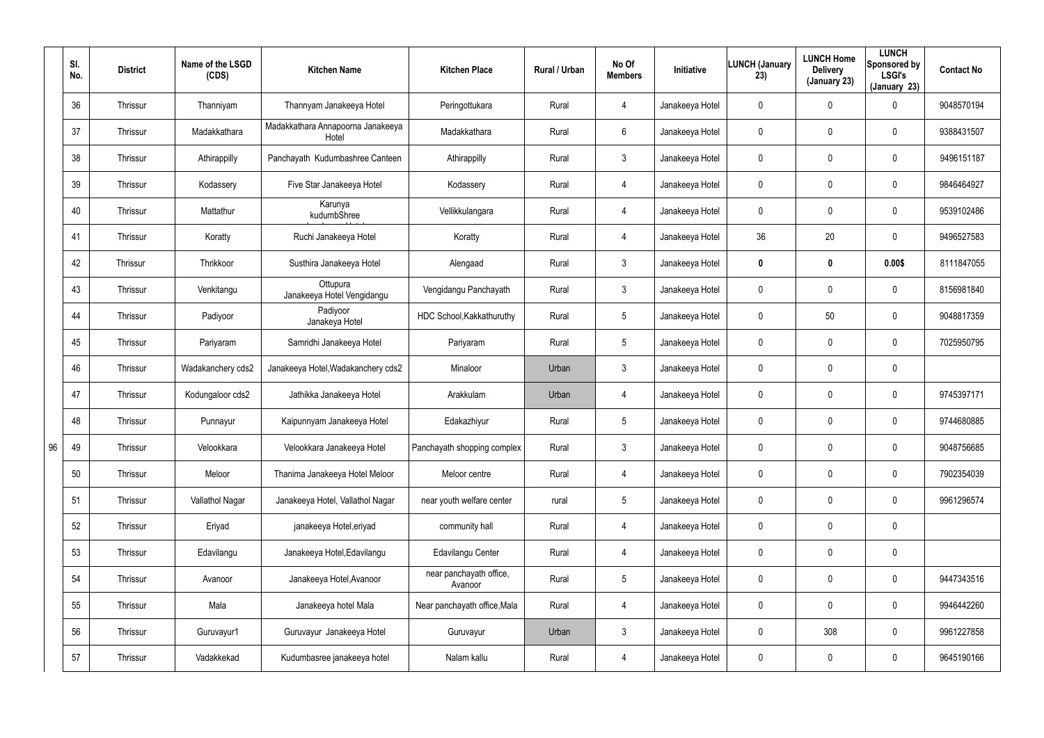| | Sl. No. | District | Name of the LSGD (CDS) | Kitchen Name | Kitchen Place | Rural / Urban | No Of Members | Initiative | LUNCH (January 23) | LUNCH Home Delivery (January 23) | LUNCH Sponsored by LSGI's (January 23) | Contact No |
|---|---|---|---|---|---|---|---|---|---|---|---|---|
| | 36 | Thrissur | Thanniyam | Thannyam Janakeeya Hotel | Peringottukara | Rural | 4 | Janakeeya Hotel | 0 | 0 | 0 | 9048570194 |
| | 37 | Thrissur | Madakkathara | Madakkathara Annapoorna Janakeeya Hotel | Madakkathara | Rural | 6 | Janakeeya Hotel | 0 | 0 | 0 | 9388431507 |
| | 38 | Thrissur | Athirappilly | Panchayath Kudumbashree Canteen | Athirappilly | Rural | 3 | Janakeeya Hotel | 0 | 0 | 0 | 9496151187 |
| | 39 | Thrissur | Kodassery | Five Star Janakeeya Hotel | Kodassery | Rural | 4 | Janakeeya Hotel | 0 | 0 | 0 | 9846464927 |
| | 40 | Thrissur | Mattathur | Karunya kudumbShree | Vellikkulangara | Rural | 4 | Janakeeya Hotel | 0 | 0 | 0 | 9539102486 |
| | 41 | Thrissur | Koratty | Ruchi Janakeeya Hotel | Koratty | Rural | 4 | Janakeeya Hotel | 36 | 20 | 0 | 9496527583 |
| | 42 | Thrissur | Thrikkoor | Susthira Janakeeya Hotel | Alengaad | Rural | 3 | Janakeeya Hotel | **0** | **0** | **0.00$** | 8111847055 |
| | 43 | Thrissur | Venkitangu | Ottupura Janakeeya Hotel Vengidangu | Vengidangu Panchayath | Rural | 3 | Janakeeya Hotel | 0 | 0 | 0 | 8156981840 |
| | 44 | Thrissur | Padiyoor | Padiyoor Janakeya Hotel | HDC School,Kakkathuruthy | Rural | 5 | Janakeeya Hotel | 0 | 50 | 0 | 9048817359 |
| | 45 | Thrissur | Pariyaram | Samridhi Janakeeya Hotel | Pariyaram | Rural | 5 | Janakeeya Hotel | 0 | 0 | 0 | 7025950795 |
| | 46 | Thrissur | Wadakanchery cds2 | Janakeeya Hotel,Wadakanchery cds2 | Minaloor | Urban | 3 | Janakeeya Hotel | 0 | 0 | 0 | |
| | 47 | Thrissur | Kodungaloor cds2 | Jathikka Janakeeya Hotel | Arakkulam | Urban | 4 | Janakeeya Hotel | 0 | 0 | 0 | 9745397171 |
| | 48 | Thrissur | Punnayur | Kaipunnyam Janakeeya Hotel | Edakazhiyur | Rural | 5 | Janakeeya Hotel | 0 | 0 | 0 | 9744680885 |
| 96 | 49 | Thrissur | Velookkara | Velookkara Janakeeya Hotel | Panchayath shopping complex | Rural | 3 | Janakeeya Hotel | 0 | 0 | 0 | 9048756685 |
| | 50 | Thrissur | Meloor | Thanima Janakeeya Hotel Meloor | Meloor centre | Rural | 4 | Janakeeya Hotel | 0 | 0 | 0 | 7902354039 |
| | 51 | Thrissur | Vallathol Nagar | Janakeeya Hotel, Vallathol Nagar | near youth welfare center | rural | 5 | Janakeeya Hotel | 0 | 0 | 0 | 9961296574 |
| | 52 | Thrissur | Eriyad | janakeeya Hotel,eriyad | community hall | Rural | 4 | Janakeeya Hotel | 0 | 0 | 0 | |
| | 53 | Thrissur | Edavilangu | Janakeeya Hotel,Edavilangu | Edavilangu Center | Rural | 4 | Janakeeya Hotel | 0 | 0 | 0 | |
| | 54 | Thrissur | Avanoor | Janakeeya Hotel,Avanoor | near panchayath office, Avanoor | Rural | 5 | Janakeeya Hotel | 0 | 0 | 0 | 9447343516 |
| | 55 | Thrissur | Mala | Janakeeya hotel Mala | Near panchayath office,Mala | Rural | 4 | Janakeeya Hotel | 0 | 0 | 0 | 9946442260 |
| | 56 | Thrissur | Guruvayur1 | Guruvayur Janakeeya Hotel | Guruvayur | Urban | 3 | Janakeeya Hotel | 0 | 308 | 0 | 9961227858 |
| | 57 | Thrissur | Vadakkekad | Kudumbasree janakeeya hotel | Nalam kallu | Rural | 4 | Janakeeya Hotel | 0 | 0 | 0 | 9645190166 |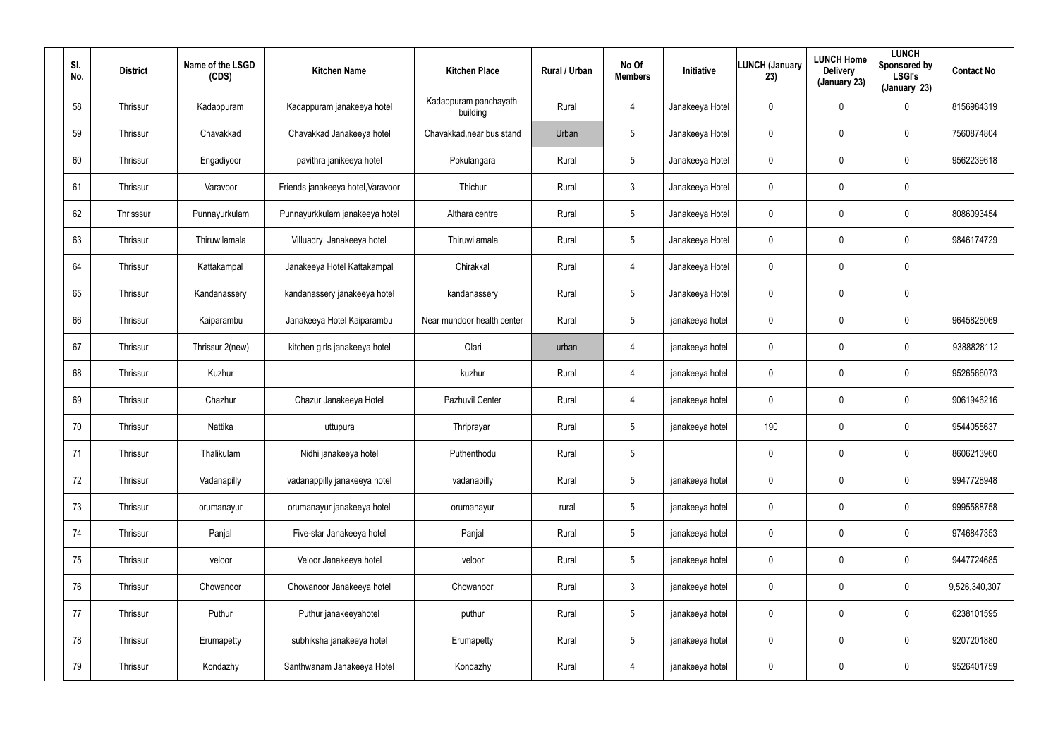| Sl. No. | District | Name of the LSGD (CDS) | Kitchen Name | Kitchen Place | Rural / Urban | No Of Members | Initiative | LUNCH (January 23) | LUNCH Home Delivery (January 23) | LUNCH Sponsored by LSGI's (January 23) | Contact No |
|---|---|---|---|---|---|---|---|---|---|---|---|
| 58 | Thrissur | Kadappuram | Kadappuram janakeeya hotel | Kadappuram panchayath building | Rural | 4 | Janakeeya Hotel | 0 | 0 | 0 | 8156984319 |
| 59 | Thrissur | Chavakkad | Chavakkad Janakeeya hotel | Chavakkad,near bus stand | Urban | 5 | Janakeeya Hotel | 0 | 0 | 0 | 7560874804 |
| 60 | Thrissur | Engadiyoor | pavithra janikeeya hotel | Pokulangara | Rural | 5 | Janakeeya Hotel | 0 | 0 | 0 | 9562239618 |
| 61 | Thrissur | Varavoor | Friends janakeeya hotel,Varavoor | Thichur | Rural | 3 | Janakeeya Hotel | 0 | 0 | 0 | |
| 62 | Thrisssur | Punnayurkulam | Punnayurkkulam janakeeya hotel | Althara centre | Rural | 5 | Janakeeya Hotel | 0 | 0 | 0 | 8086093454 |
| 63 | Thrissur | Thiruwilamala | Villuadry Janakeeya hotel | Thiruwilamala | Rural | 5 | Janakeeya Hotel | 0 | 0 | 0 | 9846174729 |
| 64 | Thrissur | Kattakampal | Janakeeya Hotel Kattakampal | Chirakkal | Rural | 4 | Janakeeya Hotel | 0 | 0 | 0 | |
| 65 | Thrissur | Kandanassery | kandanassery janakeeya hotel | kandanassery | Rural | 5 | Janakeeya Hotel | 0 | 0 | 0 | |
| 66 | Thrissur | Kaiparambu | Janakeeya Hotel Kaiparambu | Near mundoor health center | Rural | 5 | janakeeya hotel | 0 | 0 | 0 | 9645828069 |
| 67 | Thrissur | Thrissur 2(new) | kitchen girls janakeeya hotel | Olari | urban | 4 | janakeeya hotel | 0 | 0 | 0 | 9388828112 |
| 68 | Thrissur | Kuzhur | | kuzhur | Rural | 4 | janakeeya hotel | 0 | 0 | 0 | 9526566073 |
| 69 | Thrissur | Chazhur | Chazur Janakeeya Hotel | Pazhuvil Center | Rural | 4 | janakeeya hotel | 0 | 0 | 0 | 9061946216 |
| 70 | Thrissur | Nattika | uttupura | Thriprayar | Rural | 5 | janakeeya hotel | 190 | 0 | 0 | 9544055637 |
| 71 | Thrissur | Thalikulam | Nidhi janakeeya hotel | Puthenthodu | Rural | 5 | | 0 | 0 | 0 | 8606213960 |
| 72 | Thrissur | Vadanapilly | vadanappilly janakeeya hotel | vadanapilly | Rural | 5 | janakeeya hotel | 0 | 0 | 0 | 9947728948 |
| 73 | Thrissur | orumanayur | orumanayur janakeeya hotel | orumanayur | rural | 5 | janakeeya hotel | 0 | 0 | 0 | 9995588758 |
| 74 | Thrissur | Panjal | Five-star Janakeeya hotel | Panjal | Rural | 5 | janakeeya hotel | 0 | 0 | 0 | 9746847353 |
| 75 | Thrissur | veloor | Veloor Janakeeya hotel | veloor | Rural | 5 | janakeeya hotel | 0 | 0 | 0 | 9447724685 |
| 76 | Thrissur | Chowanoor | Chowanoor Janakeeya hotel | Chowanoor | Rural | 3 | janakeeya hotel | 0 | 0 | 0 | 9,526,340,307 |
| 77 | Thrissur | Puthur | Puthur janakeeyahotel | puthur | Rural | 5 | janakeeya hotel | 0 | 0 | 0 | 6238101595 |
| 78 | Thrissur | Erumapetty | subhiksha janakeeya hotel | Erumapetty | Rural | 5 | janakeeya hotel | 0 | 0 | 0 | 9207201880 |
| 79 | Thrissur | Kondazhy | Santhwanam Janakeeya Hotel | Kondazhy | Rural | 4 | janakeeya hotel | 0 | 0 | 0 | 9526401759 |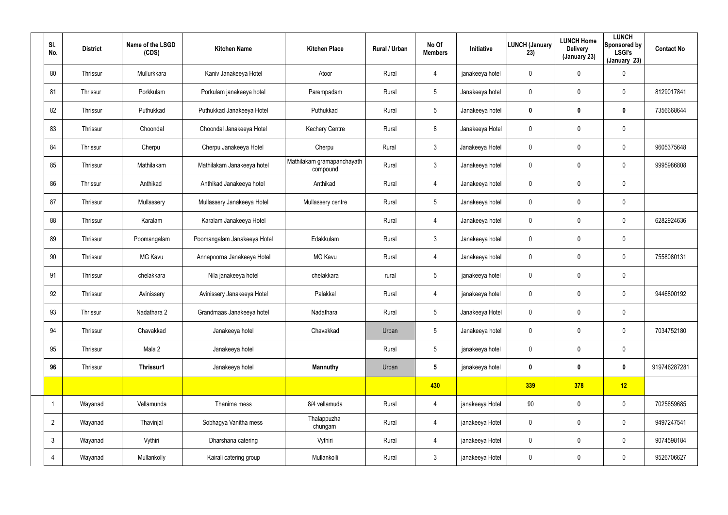| Sl. No. | District | Name of the LSGD (CDS) | Kitchen Name | Kitchen Place | Rural / Urban | No Of Members | Initiative | LUNCH (January 23) | LUNCH Home Delivery (January 23) | LUNCH Sponsored by LSGI's (January 23) | Contact No |
|---|---|---|---|---|---|---|---|---|---|---|---|
| 80 | Thrissur | Mullurkkara | Kaniv Janakeeya Hotel | Atoor | Rural | 4 | janakeeya hotel | 0 | 0 | 0 | |
| 81 | Thrissur | Porkkulam | Porkulam janakeeya hotel | Parempadam | Rural | 5 | Janakeeya hotel | 0 | 0 | 0 | 8129017841 |
| 82 | Thrissur | Puthukkad | Puthukkad Janakeeya Hotel | Puthukkad | Rural | 5 | Janakeeya hotel | **0** | **0** | **0** | 7356668644 |
| 83 | Thrissur | Choondal | Choondal Janakeeya Hotel | Kechery Centre | Rural | 8 | Janakeeya Hotel | 0 | 0 | 0 | |
| 84 | Thrissur | Cherpu | Cherpu Janakeeya Hotel | Cherpu | Rural | 3 | Janakeeya Hotel | 0 | 0 | 0 | 9605375648 |
| 85 | Thrissur | Mathilakam | Mathilakam Janakeeya hotel | Mathilakam gramapanchayath compound | Rural | 3 | Janakeeya hotel | 0 | 0 | 0 | 9995986808 |
| 86 | Thrissur | Anthikad | Anthikad Janakeeya hotel | Anthikad | Rural | 4 | Janakeeya hotel | 0 | 0 | 0 | |
| 87 | Thrissur | Mullassery | Mullassery Janakeeya Hotel | Mullassery centre | Rural | 5 | Janakeeya hotel | 0 | 0 | 0 | |
| 88 | Thrissur | Karalam | Karalam Janakeeya Hotel | | Rural | 4 | Janakeeya hotel | 0 | 0 | 0 | 6282924636 |
| 89 | Thrissur | Poomangalam | Poomangalam Janakeeya Hotel | Edakkulam | Rural | 3 | Janakeeya hotel | 0 | 0 | 0 | |
| 90 | Thrissur | MG Kavu | Annapoorna Janakeeya Hotel | MG Kavu | Rural | 4 | Janakeeya hotel | 0 | 0 | 0 | 7558080131 |
| 91 | Thrissur | chelakkara | Nila janakeeya hotel | chelakkara | rural | 5 | janakeeya hotel | 0 | 0 | 0 | |
| 92 | Thrissur | Avinissery | Avinissery Janakeeya Hotel | Palakkal | Rural | 4 | janakeeya hotel | 0 | 0 | 0 | 9446800192 |
| 93 | Thrissur | Nadathara 2 | Grandmaas Janakeeya hotel | Nadathara | Rural | 5 | Janakeeya Hotel | 0 | 0 | 0 | |
| 94 | Thrissur | Chavakkad | Janakeeya hotel | Chavakkad | Urban | 5 | Janakeeya hotel | 0 | 0 | 0 | 7034752180 |
| 95 | Thrissur | Mala 2 | Janakeeya hotel | | Rural | 5 | janakeeya hotel | 0 | 0 | 0 | |
| **96** | Thrissur | **Thrissur1** | Janakeeya hotel | **Mannuthy** | Urban | **5** | janakeeya hotel | **0** | **0** | **0** | 919746287281 |
| | | | | | | **430** | | **339** | **378** | **12** | |
| 1 | Wayanad | Vellamunda | Thanima mess | 8/4 vellamuda | Rural | 4 | janakeeya Hotel | 90 | 0 | 0 | 7025659685 |
| 2 | Wayanad | Thavinjal | Sobhagya Vanitha mess | Thalappuzha chungam | Rural | 4 | janakeeya Hotel | 0 | 0 | 0 | 9497247541 |
| 3 | Wayanad | Vythiri | Dharshana catering | Vythiri | Rural | 4 | janakeeya Hotel | 0 | 0 | 0 | 9074598184 |
| 4 | Wayanad | Mullankolly | Kairali catering group | Mullankolli | Rural | 3 | janakeeya Hotel | 0 | 0 | 0 | 9526706627 |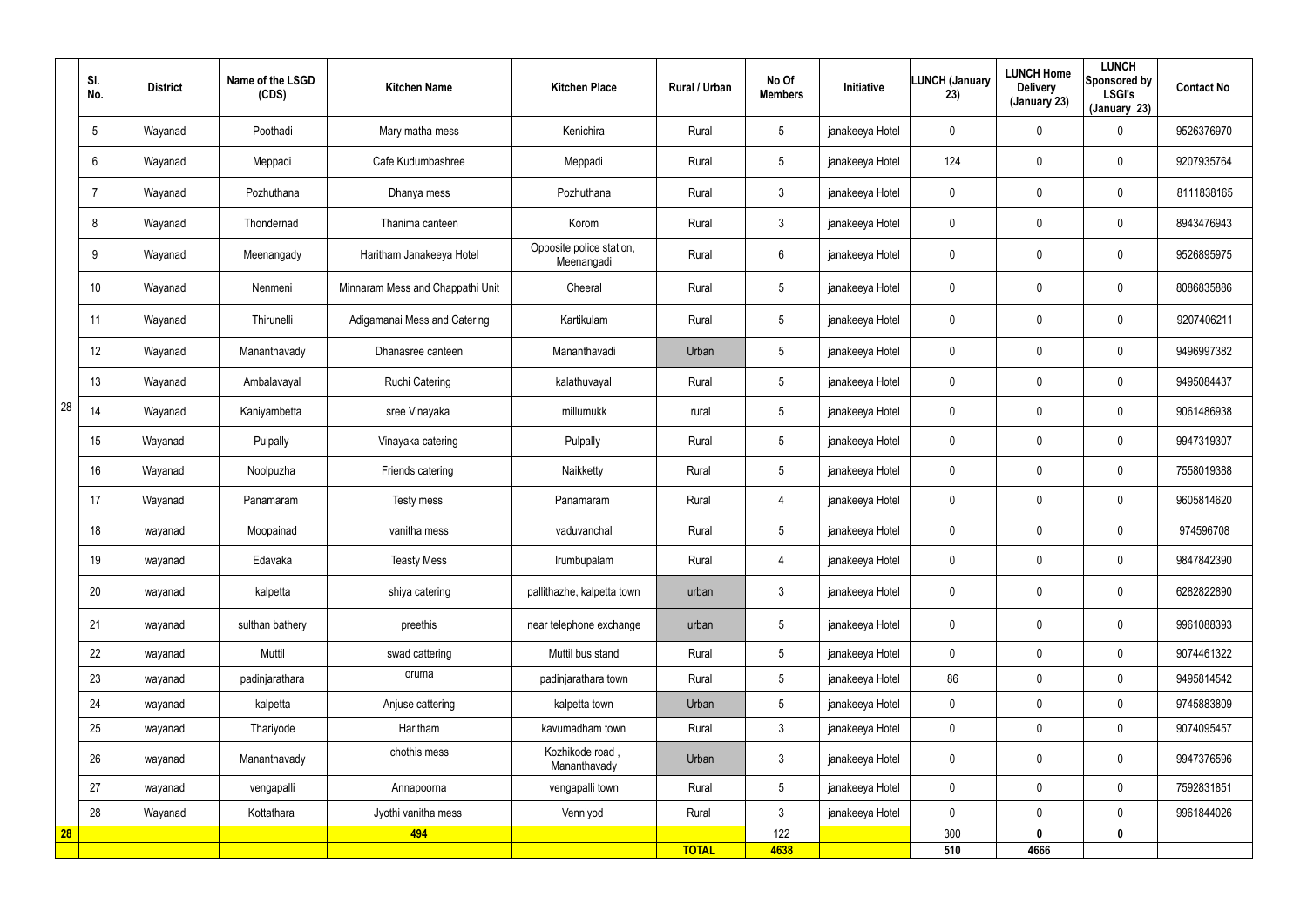| | Sl. No. | District | Name of the LSGD (CDS) | Kitchen Name | Kitchen Place | Rural / Urban | No Of Members | Initiative | LUNCH (January 23) | LUNCH Home Delivery (January 23) | LUNCH Sponsored by LSGI's (January 23) | Contact No |
|---|---|---|---|---|---|---|---|---|---|---|---|---|
| 28 | 5 | Wayanad | Poothadi | Mary matha mess | Kenichira | Rural | 5 | janakeeya Hotel | 0 | 0 | 0 | 9526376970 |
| | 6 | Wayanad | Meppadi | Cafe Kudumbashree | Meppadi | Rural | 5 | janakeeya Hotel | 124 | 0 | 0 | 9207935764 |
| | 7 | Wayanad | Pozhuthana | Dhanya mess | Pozhuthana | Rural | 3 | janakeeya Hotel | 0 | 0 | 0 | 8111838165 |
| | 8 | Wayanad | Thondernad | Thanima canteen | Korom | Rural | 3 | janakeeya Hotel | 0 | 0 | 0 | 8943476943 |
| | 9 | Wayanad | Meenangady | Haritham Janakeeya Hotel | Opposite police station, Meenangadi | Rural | 6 | janakeeya Hotel | 0 | 0 | 0 | 9526895975 |
| | 10 | Wayanad | Nenmeni | Minnaram Mess and Chappathi Unit | Cheeral | Rural | 5 | janakeeya Hotel | 0 | 0 | 0 | 8086835886 |
| | 11 | Wayanad | Thirunelli | Adigamanai Mess and Catering | Kartikulam | Rural | 5 | janakeeya Hotel | 0 | 0 | 0 | 9207406211 |
| | 12 | Wayanad | Mananthavady | Dhanasree canteen | Mananthavadi | Urban | 5 | janakeeya Hotel | 0 | 0 | 0 | 9496997382 |
| | 13 | Wayanad | Ambalavayal | Ruchi Catering | kalathuvayal | Rural | 5 | janakeeya Hotel | 0 | 0 | 0 | 9495084437 |
| | 14 | Wayanad | Kaniyambetta | sree Vinayaka | millumukk | rural | 5 | janakeeya Hotel | 0 | 0 | 0 | 9061486938 |
| | 15 | Wayanad | Pulpally | Vinayaka catering | Pulpally | Rural | 5 | janakeeya Hotel | 0 | 0 | 0 | 9947319307 |
| | 16 | Wayanad | Noolpuzha | Friends catering | Naikketty | Rural | 5 | janakeeya Hotel | 0 | 0 | 0 | 7558019388 |
| | 17 | Wayanad | Panamaram | Testy mess | Panamaram | Rural | 4 | janakeeya Hotel | 0 | 0 | 0 | 9605814620 |
| | 18 | wayanad | Moopainad | vanitha mess | vaduvanchal | Rural | 5 | janakeeya Hotel | 0 | 0 | 0 | 974596708 |
| | 19 | wayanad | Edavaka | Teasty Mess | Irumbupalam | Rural | 4 | janakeeya Hotel | 0 | 0 | 0 | 9847842390 |
| | 20 | wayanad | kalpetta | shiya catering | pallithazhe, kalpetta town | urban | 3 | janakeeya Hotel | 0 | 0 | 0 | 6282822890 |
| | 21 | wayanad | sulthan bathery | preethis | near telephone exchange | urban | 5 | janakeeya Hotel | 0 | 0 | 0 | 9961088393 |
| | 22 | wayanad | Muttil | swad cattering | Muttil bus stand | Rural | 5 | janakeeya Hotel | 0 | 0 | 0 | 9074461322 |
| | 23 | wayanad | padinjarathara | oruma | padinjarathara town | Rural | 5 | janakeeya Hotel | 86 | 0 | 0 | 9495814542 |
| | 24 | wayanad | kalpetta | Anjuse cattering | kalpetta town | Urban | 5 | janakeeya Hotel | 0 | 0 | 0 | 9745883809 |
| | 25 | wayanad | Thariyode | Haritham | kavumadham town | Rural | 3 | janakeeya Hotel | 0 | 0 | 0 | 9074095457 |
| | 26 | wayanad | Mananthavady | chothis mess | Kozhikode road , Mananthavady | Urban | 3 | janakeeya Hotel | 0 | 0 | 0 | 9947376596 |
| | 27 | wayanad | vengapalli | Annapoorna | vengapalli town | Rural | 5 | janakeeya Hotel | 0 | 0 | 0 | 7592831851 |
| | 28 | Wayanad | Kottathara | Jyothi vanitha mess | Venniyod | Rural | 3 | janakeeya Hotel | 0 | 0 | 0 | 9961844026 |
| **28** | | | | **494** | | | 122 | | 300 | **0** | **0** | |
| | | | | | | **TOTAL** | **4638** | | **510** | **4666** | | |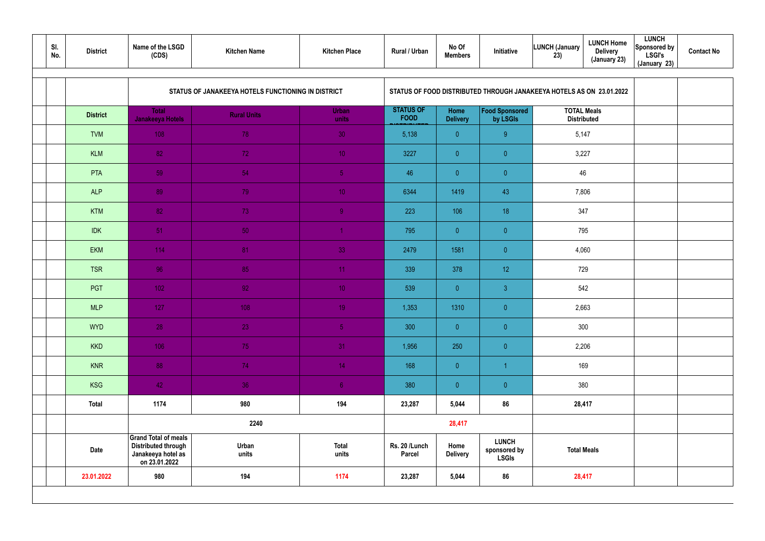| Sl. No. | District | Name of the LSGD (CDS) | Kitchen Name | Kitchen Place | Rural / Urban | No Of Members | Initiative | LUNCH (January 23) | LUNCH Home Delivery (January 23) | LUNCH Sponsored by LSGI's (January 23) | Contact No |
|---|---|---|---|---|---|---|---|---|---|---|---|
| | | STATUS OF JANAKEEYA HOTELS FUNCTIONING IN DISTRICT | | | STATUS OF FOOD DISTRIBUTED THROUGH JANAKEEYA HOTELS AS ON 23.01.2022 | | | | | | |
| | District | Total Janakeeya Hotels | Rural Units | Urban units | STATUS OF FOOD DISTRIBUTED | Home Delivery | Food Sponsored by LSGIs | TOTAL Meals Distributed | | | |
| | TVM | 108 | 78 | 30 | 5,138 | 0 | 9 | 5,147 | | | |
| | KLM | 82 | 72 | 10 | 3227 | 0 | 0 | 3,227 | | | |
| | PTA | 59 | 54 | 5 | 46 | 0 | 0 | 46 | | | |
| | ALP | 89 | 79 | 10 | 6344 | 1419 | 43 | 7,806 | | | |
| | KTM | 82 | 73 | 9 | 223 | 106 | 18 | 347 | | | |
| | IDK | 51 | 50 | 1 | 795 | 0 | 0 | 795 | | | |
| | EKM | 114 | 81 | 33 | 2479 | 1581 | 0 | 4,060 | | | |
| | TSR | 96 | 85 | 11 | 339 | 378 | 12 | 729 | | | |
| | PGT | 102 | 92 | 10 | 539 | 0 | 3 | 542 | | | |
| | MLP | 127 | 108 | 19 | 1,353 | 1310 | 0 | 2,663 | | | |
| | WYD | 28 | 23 | 5 | 300 | 0 | 0 | 300 | | | |
| | KKD | 106 | 75 | 31 | 1,956 | 250 | 0 | 2,206 | | | |
| | KNR | 88 | 74 | 14 | 168 | 0 | 1 | 169 | | | |
| | KSG | 42 | 36 | 6 | 380 | 0 | 0 | 380 | | | |
| | Total | 1174 | 980 | 194 | 23,287 | 5,044 | 86 | 28,417 | | | |
| | | | 2240 | | | 28,417 | | | | | |
| | Date | Grand Total of meals Distributed through Janakeeya hotel as on 23.01.2022 | Urban units | Total units | Rs. 20 /Lunch Parcel | Home Delivery | LUNCH sponsored by LSGIs | Total Meals | | | |
| | 23.01.2022 | 980 | 194 | 1174 | 23,287 | 5,044 | 86 | 28,417 | | | |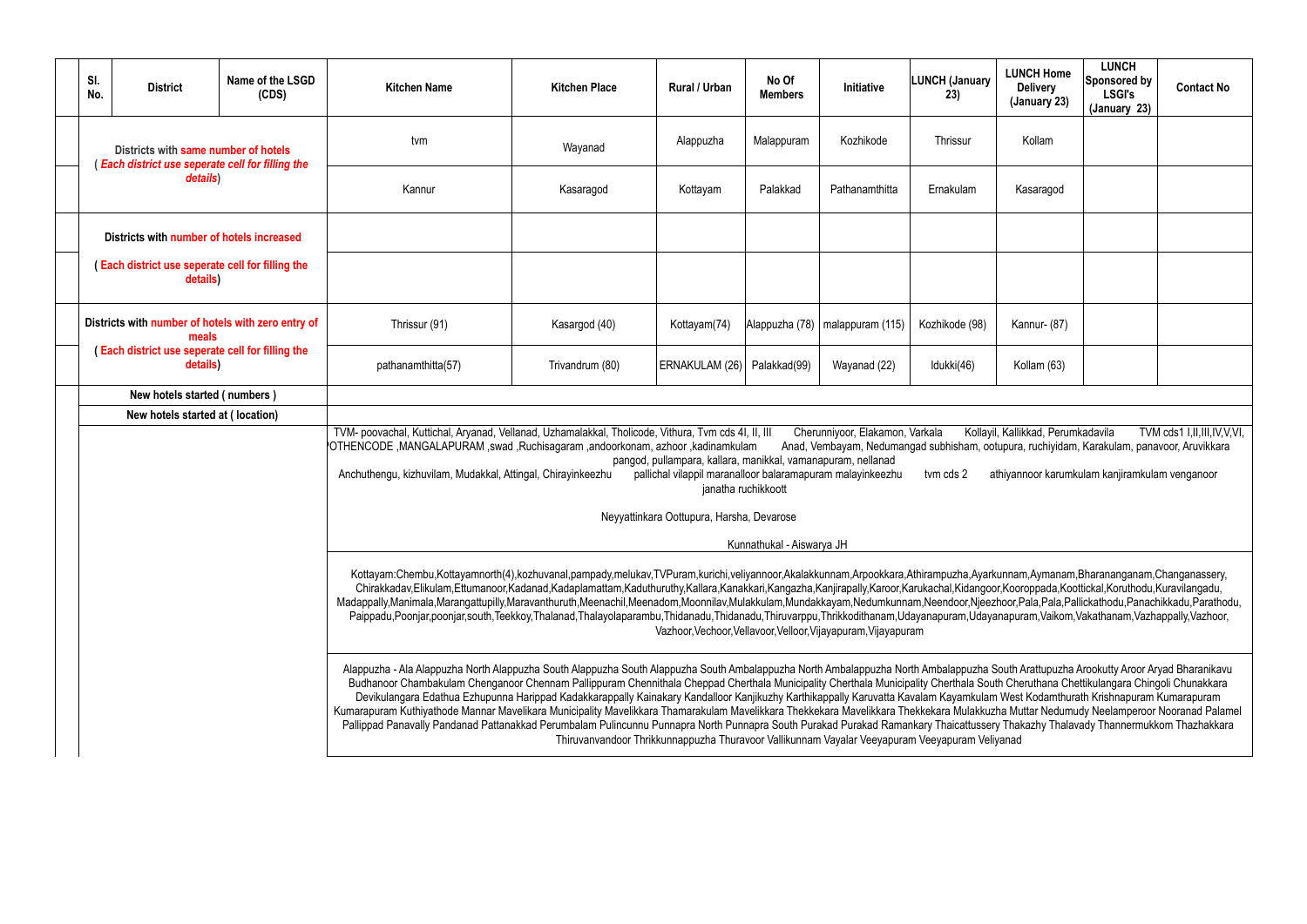| Sl. No. | District | Name of the LSGD (CDS) | Kitchen Name | Kitchen Place | Rural / Urban | No Of Members | Initiative | LUNCH (January 23) | LUNCH Home Delivery (January 23) | LUNCH Sponsored by LSGI's (January 23) | Contact No |
|---|---|---|---|---|---|---|---|---|---|---|---|
| | Districts with same number of hotels ( *Each district use seperate cell for filling the details*) | | tvm | Wayanad | Alappuzha | Malappuram | Kozhikode | Thrissur | Kollam | | |
| | | | Kannur | Kasaragod | Kottayam | Palakkad | Pathanamthitta | Ernakulam | Kasaragod | | |
| | Districts with number of hotels increased | | | | | | | | | | |
| | ( Each district use seperate cell for filling the details) | | | | | | | | | | |
| | Districts with number of hotels with zero entry of meals ( Each district use seperate cell for filling the details) | | Thrissur (91) | Kasargod (40) | Kottayam(74) | Alappuzha (78) | malappuram (115) | Kozhikode (98) | Kannur- (87) | | |
| | | | pathanamthitta(57) | Trivandrum (80) | ERNAKULAM (26) | Palakkad(99) | Wayanad (22) | Idukki(46) | Kollam (63) | | |
| | New hotels started ( numbers ) | | | | | | | | | | |
| | New hotels started at ( location) | | | | | | | | | | |
| | | | TVM- poovachal, Kuttichal, Aryanad, Vellanad, Uzhamalakkal, Tholicode, Vithura, Tvm cds 4I, II, III Cherunniyoor, Elakamon, Varkala Kollayil, Kallikkad, Perumkadavila TVM cds1 I,II,III,IV,V,VI, POTHENCODE ,MANGALAPURAM ,swad ,Ruchisagaram ,andoorkonam, azhoor ,kadinamkulam Anad, Vembayam, Nedumangad subhisham, ootupura, ruchiyidam, Karakulam, panavoor, Aruvikkara pangod, pullampara, kallara, manikkal, vamanapuram, nellanad Anchuthengu, kizhuvilam, Mudakkal, Attingal, Chirayinkeezhu pallichal vilappil maranalloor balaramapuram malayinkeezhu janatha ruchikkoott tvm cds 2 athiyannoor karumkulam kanjiramkulam venganoor Neyyattinkara Oottupura, Harsha, Devarose Kunnathukal - Aiswarya JH | | | | | | | | |
| | | | Kottayam:Chembu,Kottayamnorth(4),kozhuvanal,pampady,melukav,TVPuram,kurichi,veliyannoor,Akalakkunnam,Arpookkara,Athirampuzha,Ayarkunnam,Aymanam,Bharananganam,Changanassery, Chirakkadav,Elikulam,Ettumanoor,Kadanad,Kadaplamattam,Kaduthuruthy,Kallara,Kanakkari,Kangazha,Kanjirapally,Karoor,Karukachal,Kidangoor,Kooroppada,Koottickal,Koruthodu,Kuravilangadu, Madappally,Manimala,Marangattupilly,Maravanthuruth,Meenachil,Meenadom,Moonnilav,Mulakkulam,Mundakkayam,Nedumkunnam,Neendoor,Njeezhoor,Pala,Pala,Pallickathodu,Panachikkadu,Parathodu, Paippadu,Poonjar,poonjar,south,Teekkoy,Thalanad,Thalayolaparambu,Thidanadu,Thidanadu,Thiruvarppu,Thrikkodithanam,Udayanapuram,Udayanapuram,Vaikom,Vakathanam,Vazhappally,Vazhoor, Vazhoor,Vechoor,Vellavoor,Velloor,Vijayapuram,Vijayapuram | | | | | | | | |
| | | | Alappuzha - Ala Alappuzha North Alappuzha South Alappuzha South Alappuzha South Ambalappuzha North Ambalappuzha North Ambalappuzha South Arattupuzha Arookutty Aroor Aryad Bharanikavu Budhanoor Chambakulam Chenganoor Chennam Pallippuram Chennithala Cheppad Cherthala Municipality Cherthala Municipality Cherthala South Cheruthana Chettikulangara Chingoli Chunakkara Devikulangara Edathua Ezhupunna Harippad Kadakkarappally Kainakary Kandalloor Kanjikuzhy Karthikappally Karuvatta Kavalam Kayamkulam West Kodamthurath Krishnapuram Kumarapuram Kumarapuram Kuthiyathode Mannar Mavelikara Municipality Mavelikkara Thamarakulam Mavelikkara Thekkekara Mavelikkara Thekkekara Mulakkuzha Muttar Nedumudy Neelamperoor Nooranad Palamel Pallippad Panavally Pandanad Pattanakkad Perumbalam Pulincunnu Punnapra North Punnapra South Purakad Purakad Ramankary Thaicattussery Thakazhy Thalavady Thannermukkom Thazhakkara Thiruvanvandoor Thrikkunnappuzha Thuravoor Vallikunnam Vayalar Veeyapuram Veeyapuram Veliyanad | | | | | | | | |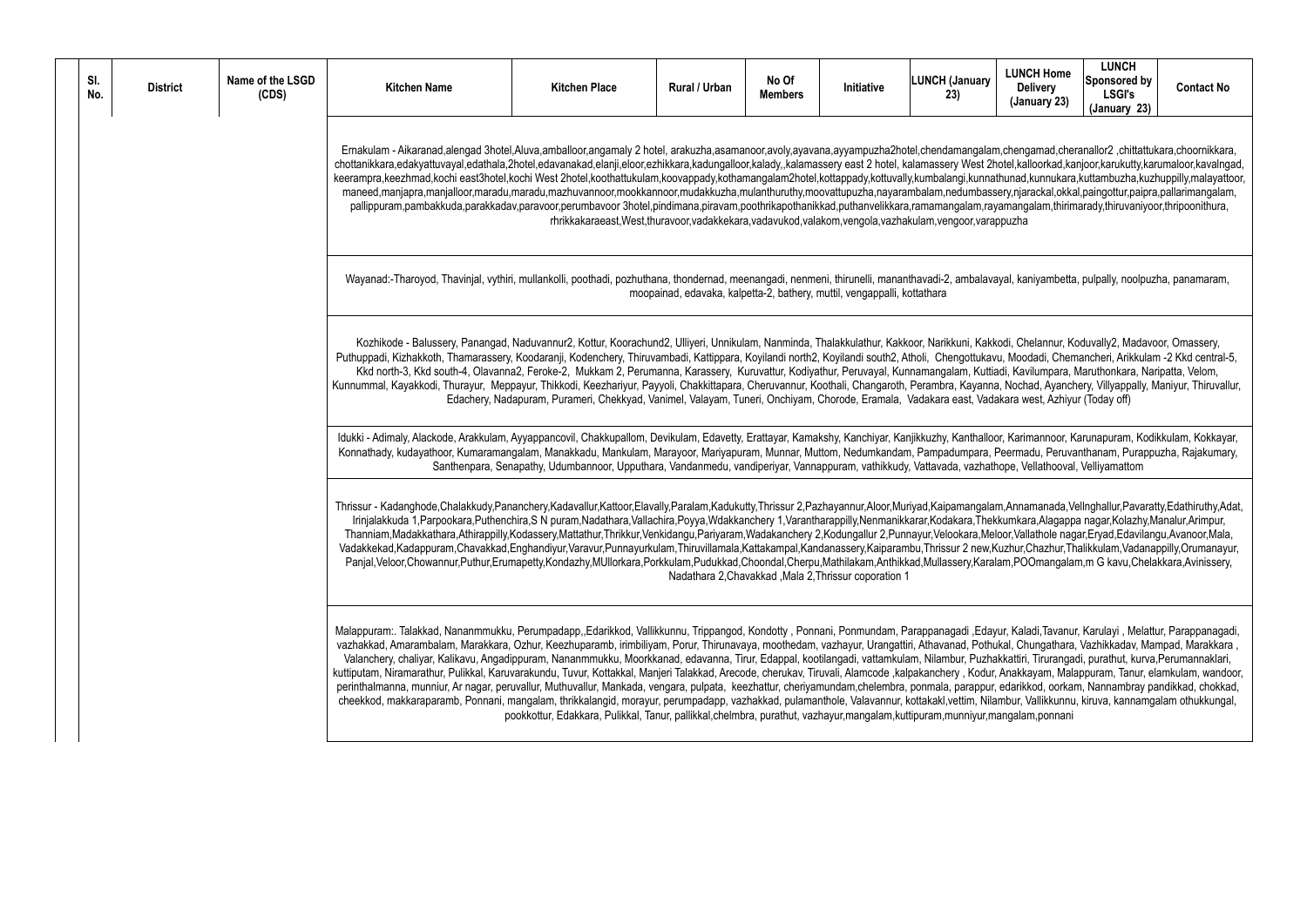| Sl. No. | District | Name of the LSGD (CDS) | Kitchen Name | Kitchen Place | Rural / Urban | No Of Members | Initiative | LUNCH (January 23) | LUNCH Home Delivery (January 23) | LUNCH Sponsored by LSGI's (January 23) | Contact No |
|---|---|---|---|---|---|---|---|---|---|---|---|

Ernakulam - Aikaranad,alengad 3hotel,Aluva,amballoor,angamaly 2 hotel, arakuzha,asamanoor,avoly,ayavana,ayyampuzha2hotel,chendamangalam,chengamad,cheranallor2 ,chittattukara,choornikkara, chottanikkara,edakyattuvayal,edathala,2hotel,edavanakad,elanji,eloor,ezhikkara,kadungalloor,kalady,,kalamassery east 2 hotel, kalamassery West 2hotel,kalloorkad,kanjoor,karukutty,karumaloor,kavalngad, keerampra,keezhmad,kochi east3hotel,kochi West 2hotel,koothattukulam,koovappady,kothamangalam2hotel,kottappady,kottuvally,kumbalangi,kunnathunad,kunnukara,kuttambuzha,kuzhuppilly,malayattoor, maneed,manjapra,manjalloor,maradu,maradu,mazhuvannoor,mookkannoor,mudakkuzha,mulanthuruthy,moovattupuzha,nayarambalam,nedumbassery,njarackal,okkal,paingottur,paipra,pallarimangalam, pallippuram,pambakkuda,parakkadav,paravoor,perumbavoor 3hotel,pindimana,piravam,poothrikapothanikkad,puthanvelikkara,ramamangalam,rayamangalam,thirimarady,thiruvaniyoor,thripoonithura, rhrikkakaraeast,West,thuravoor,vadakkekara,vadavukod,valakom,vengola,vazhakulam,vengoor,varappuzha

Wayanad:-Tharoyod, Thavinjal, vythiri, mullankolli, poothadi, pozhuthana, thondernad, meenangadi, nenmeni, thirunelli, mananthavadi-2, ambalavayal, kaniyambetta, pulpally, noolpuzha, panamaram, moopainad, edavaka, kalpetta-2, bathery, muttil, vengappalli, kottathara

Kozhikode - Balussery, Panangad, Naduvannur2, Kottur, Koorachund2, Ulliyeri, Unnikulam, Nanminda, Thalakkulathur, Kakkoor, Narikkuni, Kakkodi, Chelannur, Koduvally2, Madavoor, Omassery, Puthuppadi, Kizhakkoth, Thamarassery, Koodaranji, Kodenchery, Thiruvambadi, Kattippara, Koyilandi north2, Koyilandi south2, Atholi, Chengottukavu, Moodadi, Chemancheri, Arikkulam -2 Kkd central-5, Kkd north-3, Kkd south-4, Olavanna2, Feroke-2, Mukkam 2, Perumanna, Karassery, Kuruvattur, Kodiyathur, Peruvayal, Kunnamangalam, Kuttiadi, Kavilumpara, Maruthonkara, Naripatta, Velom, Kunnummal, Kayakkodi, Thurayur, Meppayur, Thikkodi, Keezhariyur, Payyoli, Chakkittapara, Cheruvannur, Koothali, Changaroth, Perambra, Kayanna, Nochad, Ayanchery, Villyappally, Maniyur, Thiruvallur, Edachery, Nadapuram, Purameri, Chekkyad, Vanimel, Valayam, Tuneri, Onchiyam, Chorode, Eramala, Vadakara east, Vadakara west, Azhiyur (Today off)

Idukki - Adimaly, Alackode, Arakkulam, Ayyappancovil, Chakkupallom, Devikulam, Edavetty, Erattayar, Kamakshy, Kanchiyar, Kanjikkuzhy, Kanthalloor, Karimannoor, Karunapuram, Kodikkulam, Kokkayar, Konnathady, kudayathoor, Kumaramangalam, Manakkadu, Mankulam, Marayoor, Mariyapuram, Munnar, Muttom, Nedumkandam, Pampadumpara, Peermadu, Peruvanthanam, Purappuzha, Rajakumary, Santhenpara, Senapathy, Udumbannoor, Upputhara, Vandanmedu, vandiperiyar, Vannappuram, vathikkudy, Vattavada, vazhathope, Vellathooval, Velliyamattom

Thrissur - Kadanghode,Chalakkudy,Pananchery,Kadavallur,Kattoor,Elavally,Paralam,Kadukutty,Thrissur 2,Pazhayannur,Aloor,Muriyad,Kaipamangalam,Annamanada,Vellnghallur,Pavaratty,Edathiruthy,Adat, Irinjalakkuda 1,Parpookara,Puthenchira,S N puram,Nadathara,Vallachira,Poyya,Wdakkanchery 1,Varantharappilly,Nenmanikkarar,Kodakara,Thekkumkara,Alagappa nagar,Kolazhy,Manalur,Arimpur, Thanniam,Madakkathara,Athirappilly,Kodassery,Mattathur,Thrikkur,Venkidangu,Pariyaram,Wadakanchery 2,Kodungallur 2,Punnayur,Velookara,Meloor,Vallathole nagar,Eryad,Edavilangu,Avanoor,Mala, Vadakkekad,Kadappuram,Chavakkad,Enghandiyur,Varavur,Punnayurkulam,Thiruvillamala,Kattakampal,Kandanassery,Kaiparambu,Thrissur 2 new,Kuzhur,Chazhur,Thalikkulam,Vadanappilly,Orumanayur, Panjal,Veloor,Chowannur,Puthur,Erumapetty,Kondazhy,MUllorkara,Porkkulam,Pudukkad,Choondal,Cherpu,Mathilakam,Anthikkad,Mullassery,Karalam,POOmangalam,m G kavu,Chelakkara,Avinissery, Nadathara 2,Chavakkad ,Mala 2,Thrissur coporation 1

Malappuram:. Talakkad, Nananmmukku, Perumpadapp,,Edarikkod, Vallikkunnu, Trippangod, Kondotty , Ponnani, Ponmundam, Parappanagadi ,Edayur, Kaladi,Tavanur, Karulayi , Melattur, Parappanagadi, vazhakkad, Amarambalam, Marakkara, Ozhur, Keezhuparamb, irimbiliyam, Porur, Thirunavaya, moothedam, vazhayur, Urangattiri, Athavanad, Pothukal, Chungathara, Vazhikkadav, Mampad, Marakkara , Valanchery, chaliyar, Kalikavu, Angadippuram, Nananmmukku, Moorkkanad, edavanna, Tirur, Edappal, kootilangadi, vattamkulam, Nilambur, Puzhakkattiri, Tirurangadi, purathut, kurva,Perumannaklari, kuttiputam, Niramarathur, Pulikkal, Karuvarakundu, Tuvur, Kottakkal, Manjeri Talakkad, Arecode, cherukav, Tiruvali, Alamcode ,kalpakanchery , Kodur, Anakkayam, Malappuram, Tanur, elamkulam, wandoor, perinthalmanna, munniur, Ar nagar, peruvallur, Muthuvallur, Mankada, vengara, pulpata, keezhattur, cheriyamundam,chelembra, ponmala, parappur, edarikkod, oorkam, Nannambray pandikkad, chokkad, cheekkod, makkaraparamb, Ponnani, mangalam, thrikkalangid, morayur, perumpadapp, vazhakkad, pulamanthole, Valavannur, kottakakl,vettim, Nilambur, Vallikkunnu, kiruva, kannamgalam othukkungal, pookkottur, Edakkara, Pulikkal, Tanur, pallikkal,chelmbra, purathut, vazhayur,mangalam,kuttipuram,munniyur,mangalam,ponnani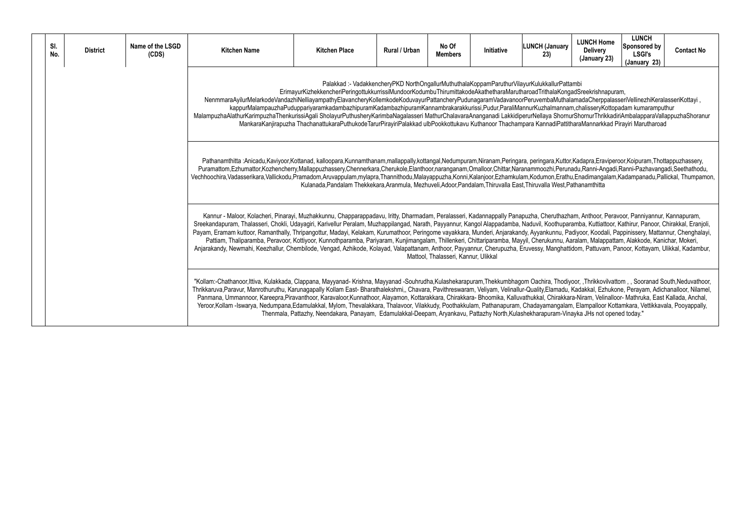| Sl. No. | District | Name of the LSGD (CDS) | Kitchen Name | Kitchen Place | Rural / Urban | No Of Members | Initiative | LUNCH (January 23) | LUNCH Home Delivery (January 23) | LUNCH Sponsored by LSGI's (January 23) | Contact No |
|---|---|---|---|---|---|---|---|---|---|---|---|
| | | | Palakkad :- VadakkencheryPKD NorthOngallurMuthuthalaKoppamParuthurVilayurKulukkallurPattambi ErimayurKizhekkencheriPeringottukkurrissiMundoorKodumbuThirumittakodeAkathetharaMarutharoadTrithalaKongadSreekrishnapuram, NenmmaraAyilurMelarkodeVandazhiNelliayampathyElavancheryKollemkodeKoduvayurPattancheryPudunagaramVadavanoorPeruvembaMuthalamadaCherppalasseriVellinezhiKeralasseriKottayi , kappurMalampauzhaPudupariyaramkadambazhipuramKadambazhipuramKannambrakarakkurissi,Pudur,ParaliMannurKuzhalmannam,chalisseryKottopadam kumaramputhur MalampuzhaAlathurKarimpuzhaThenkurissiAgali SholayurPuthusheryKarimbaNagalasseri MathurChalavaraAnanganadi LakkidiperurNellaya ShornurShornurThrikkadiriAmbalapparaVallappuzhaShoranur MankaraKanjirapuzha ThachanattukaraPuthukodeTarurPirayiriPalakkad ulbPookkottukavu Kuthanoor Thachampara KannadiPattitharaMannarkkad Pirayiri Marutharoad | | | | | | | | |
| | | | Pathanamthitta :Anicadu,Kaviyoor,Kottanad, kalloopara,Kunnamthanam,mallappally,kottangal,Nedumpuram,Niranam,Peringara, peringara,Kuttor,Kadapra,Eraviperoor,Koipuram,Thottappuzhassery, Puramattom,Ezhumattor,Kozhencherry,Mallappuzhassery,Chennerkara,Cherukole,Elanthoor,naranganam,Omalloor,Chittar,Naranammoozhi,Perunadu,Ranni-Angadi,Ranni-Pazhavangadi,Seethathodu, Vechhoochira,Vadasserikara,Vallickodu,Pramadom,Aruvappulam,mylapra,Thannithodu,Malayappuzha,Konni,Kalanjoor,Ezhamkulam,Kodumon,Erathu,Enadimangalam,Kadampanadu,Pallickal, Thumpamon, Kulanada,Pandalam Thekkekara,Aranmula, Mezhuveli,Adoor,Pandalam,Thiruvalla East,Thiruvalla West,Pathanamthitta | | | | | | | | |
| | | | Kannur - Maloor, Kolacheri, Pinarayi, Muzhakkunnu, Chapparappadavu, Iritty, Dharmadam, Peralasseri, Kadannappally Panapuzha, Cheruthazham, Anthoor, Peravoor, Panniyannur, Kannapuram, Sreekandapuram, Thalasseri, Chokli, Udayagiri, Karivellur Peralam, Muzhappilangad, Narath, Payyannur, Kangol Alappadamba, Naduvil, Koothuparamba, Kuttiattoor, Kathirur, Panoor, Chirakkal, Eranjoli, Payam, Eramam kuttoor, Ramanthally, Thripangottur, Madayi, Kelakam, Kurumathoor, Peringome vayakkara, Munderi, Anjarakandy, Ayyankunnu, Padiyoor, Koodali, Pappinissery, Mattannur, Chenghalayi, Pattiam, Thaliparamba, Peravoor, Kottiyoor, Kunnothparamba, Pariyaram, Kunjimangalam, Thillenkeri, Chittariparamba, Mayyil, Cherukunnu, Aaralam, Malappattam, Alakkode, Kanichar, Mokeri, Anjarakandy, Newmahi, Keezhallur, Chembilode, Vengad, Azhikode, Kolayad, Valapattanam, Anthoor, Payyannur, Cherupuzha, Eruvessy, Manghattidom, Pattuvam, Panoor, Kottayam, Ulikkal, Kadambur, Mattool, Thalasseri, Kannur, Ulikkal | | | | | | | | |
| | | | "Kollam:-Chathanoor,Ittiva, Kulakkada, Clappana, Mayyanad- Krishna, Mayyanad -Souhrudha,Kulashekarapuram,Thekkumbhagom Oachira, Thodiyoor, ,Thrikkovilvattom , , Sooranad South,Neduvathoor, Thrikkaruva,Paravur, Manrothuruthu, Karunagapally Kollam East- Bharathalekshmi,, Chavara, Pavithreswaram, Veliyam, Velinallur-Quality,Elamadu, Kadakkal, Ezhukone, Perayam, Adichanalloor, Nilamel, Panmana, Ummannoor, Kareepra,Piravanthoor, Karavaloor,Kunnathoor, Alayamon, Kottarakkara, Chirakkara- Bhoomika, Kalluvathukkal, Chirakkara-Niram, Velinalloor- Mathruka, East Kallada, Anchal, Yeroor,Kollam -Iswarya, Nedumpana,Edamulakkal, Mylom, Thevalakkara, Thalavoor, Vilakkudy, Poothakkulam, Pathanapuram, Chadayamangalam, Elampalloor Kottamkara, Vettikkavala, Pooyappally, Thenmala, Pattazhy, Neendakara, Panayam, Edamulakkal-Deepam, Aryankavu, Pattazhy North,Kulashekharapuram-Vinayka JHs not opened today." | | | | | | | | |